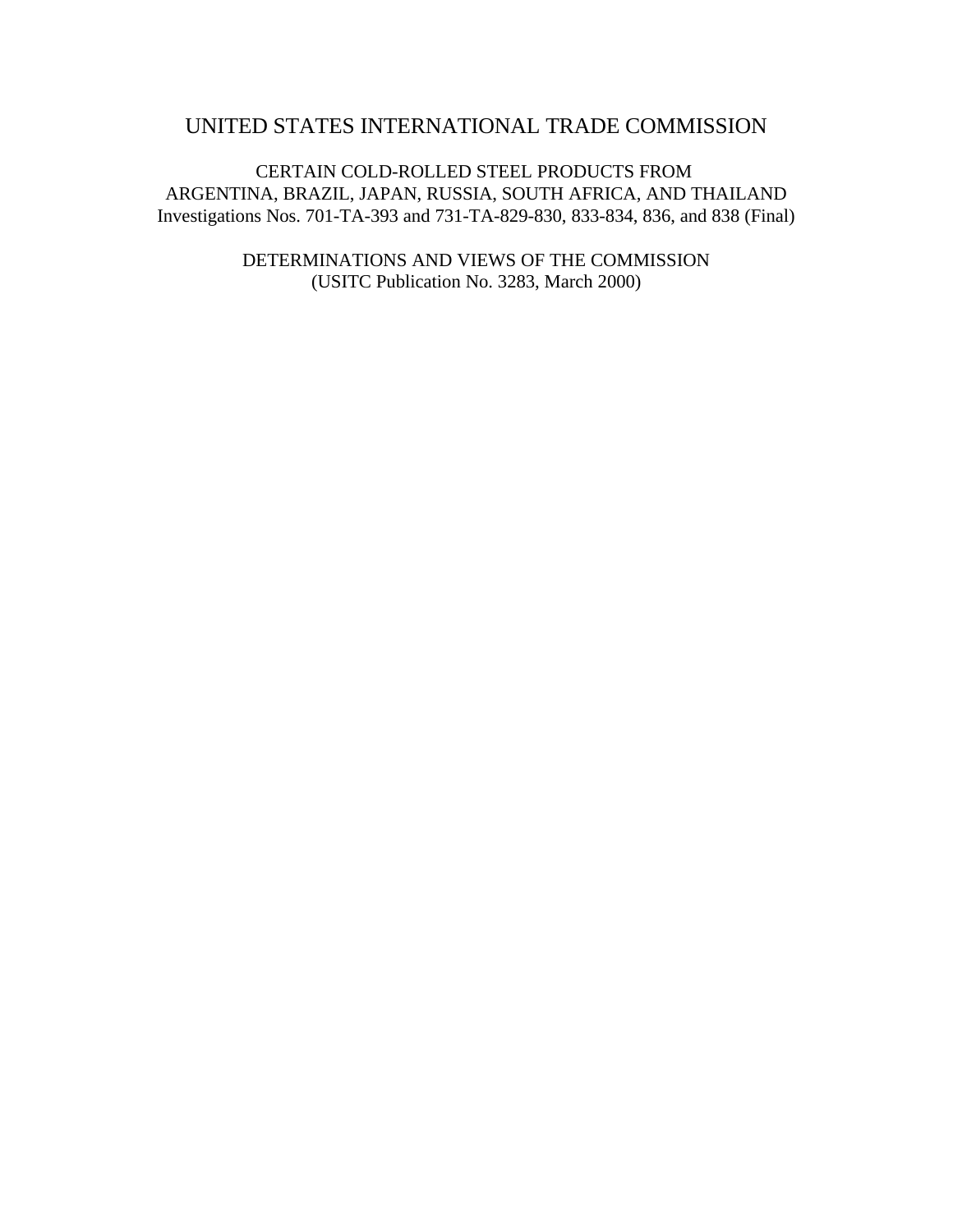# UNITED STATES INTERNATIONAL TRADE COMMISSION

CERTAIN COLD-ROLLED STEEL PRODUCTS FROM
ARGENTINA, BRAZIL, JAPAN, RUSSIA, SOUTH AFRICA, AND THAILAND
Investigations Nos. 701-TA-393 and 731-TA-829-830, 833-834, 836, and 838 (Final)

DETERMINATIONS AND VIEWS OF THE COMMISSION
(USITC Publication No. 3283, March 2000)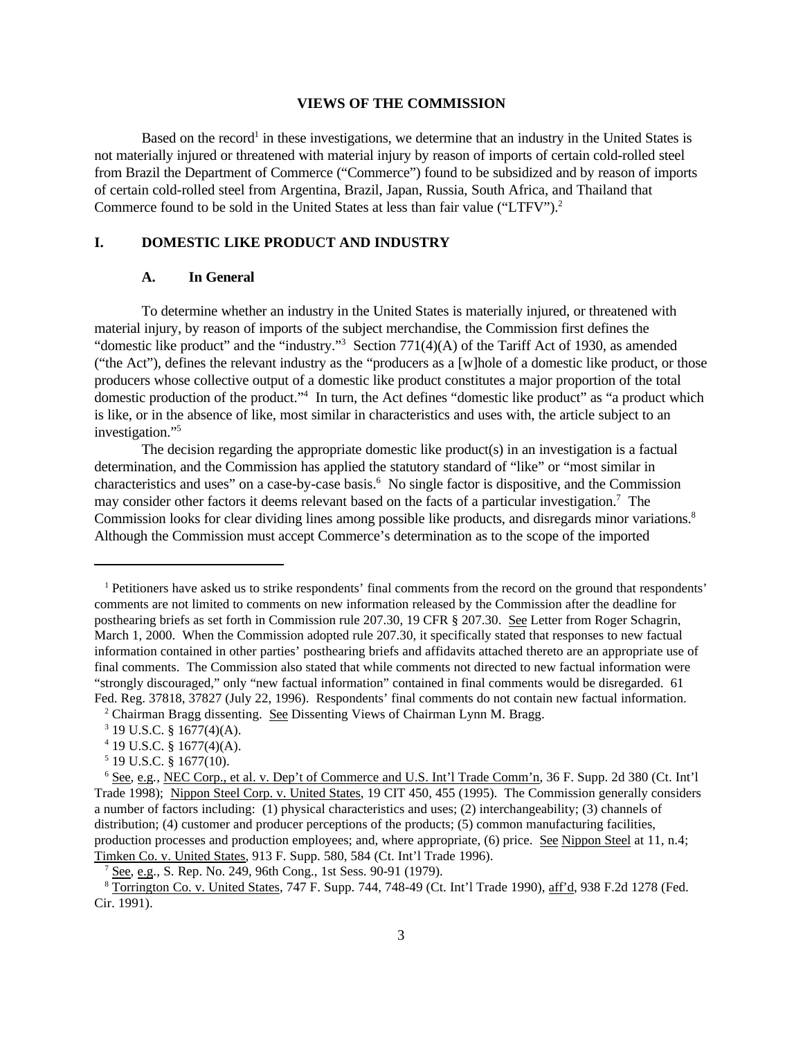## VIEWS OF THE COMMISSION

Based on the record[1] in these investigations, we determine that an industry in the United States is not materially injured or threatened with material injury by reason of imports of certain cold-rolled steel from Brazil the Department of Commerce ("Commerce") found to be subsidized and by reason of imports of certain cold-rolled steel from Argentina, Brazil, Japan, Russia, South Africa, and Thailand that Commerce found to be sold in the United States at less than fair value ("LTFV").[2]

## I. DOMESTIC LIKE PRODUCT AND INDUSTRY

### A. In General

To determine whether an industry in the United States is materially injured, or threatened with material injury, by reason of imports of the subject merchandise, the Commission first defines the "domestic like product" and the "industry."[3] Section 771(4)(A) of the Tariff Act of 1930, as amended ("the Act"), defines the relevant industry as the "producers as a [w]hole of a domestic like product, or those producers whose collective output of a domestic like product constitutes a major proportion of the total domestic production of the product."[4] In turn, the Act defines "domestic like product" as "a product which is like, or in the absence of like, most similar in characteristics and uses with, the article subject to an investigation."[5]

The decision regarding the appropriate domestic like product(s) in an investigation is a factual determination, and the Commission has applied the statutory standard of "like" or "most similar in characteristics and uses" on a case-by-case basis.[6] No single factor is dispositive, and the Commission may consider other factors it deems relevant based on the facts of a particular investigation.[7] The Commission looks for clear dividing lines among possible like products, and disregards minor variations.[8] Although the Commission must accept Commerce's determination as to the scope of the imported

---

[1] Petitioners have asked us to strike respondents' final comments from the record on the ground that respondents' comments are not limited to comments on new information released by the Commission after the deadline for posthearing briefs as set forth in Commission rule 207.30, 19 CFR § 207.30. See Letter from Roger Schagrin, March 1, 2000. When the Commission adopted rule 207.30, it specifically stated that responses to new factual information contained in other parties' posthearing briefs and affidavits attached thereto are an appropriate use of final comments. The Commission also stated that while comments not directed to new factual information were "strongly discouraged," only "new factual information" contained in final comments would be disregarded. 61 Fed. Reg. 37818, 37827 (July 22, 1996). Respondents' final comments do not contain new factual information.

[2] Chairman Bragg dissenting. See Dissenting Views of Chairman Lynn M. Bragg.

[3] 19 U.S.C. § 1677(4)(A).

[4] 19 U.S.C. § 1677(4)(A).

[5] 19 U.S.C. § 1677(10).

[6] See, e.g., NEC Corp., et al. v. Dep't of Commerce and U.S. Int'l Trade Comm'n, 36 F. Supp. 2d 380 (Ct. Int'l Trade 1998); Nippon Steel Corp. v. United States, 19 CIT 450, 455 (1995). The Commission generally considers a number of factors including: (1) physical characteristics and uses; (2) interchangeability; (3) channels of distribution; (4) customer and producer perceptions of the products; (5) common manufacturing facilities, production processes and production employees; and, where appropriate, (6) price. See Nippon Steel at 11, n.4; Timken Co. v. United States, 913 F. Supp. 580, 584 (Ct. Int'l Trade 1996).

[7] See, e.g., S. Rep. No. 249, 96th Cong., 1st Sess. 90-91 (1979).

[8] Torrington Co. v. United States, 747 F. Supp. 744, 748-49 (Ct. Int'l Trade 1990), aff'd, 938 F.2d 1278 (Fed. Cir. 1991).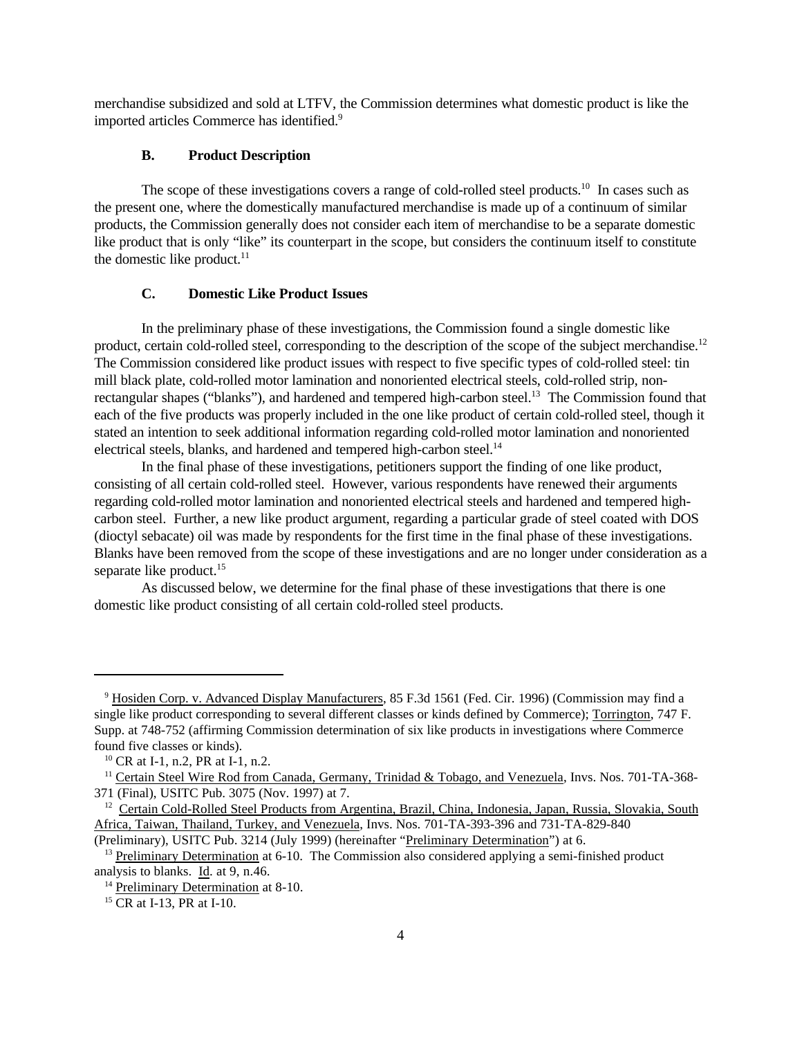merchandise subsidized and sold at LTFV, the Commission determines what domestic product is like the imported articles Commerce has identified.[9]

### B. Product Description

The scope of these investigations covers a range of cold-rolled steel products.[10] In cases such as the present one, where the domestically manufactured merchandise is made up of a continuum of similar products, the Commission generally does not consider each item of merchandise to be a separate domestic like product that is only "like" its counterpart in the scope, but considers the continuum itself to constitute the domestic like product.[11]

### C. Domestic Like Product Issues

In the preliminary phase of these investigations, the Commission found a single domestic like product, certain cold-rolled steel, corresponding to the description of the scope of the subject merchandise.[12] The Commission considered like product issues with respect to five specific types of cold-rolled steel: tin mill black plate, cold-rolled motor lamination and nonoriented electrical steels, cold-rolled strip, non-rectangular shapes ("blanks"), and hardened and tempered high-carbon steel.[13] The Commission found that each of the five products was properly included in the one like product of certain cold-rolled steel, though it stated an intention to seek additional information regarding cold-rolled motor lamination and nonoriented electrical steels, blanks, and hardened and tempered high-carbon steel.[14]

In the final phase of these investigations, petitioners support the finding of one like product, consisting of all certain cold-rolled steel. However, various respondents have renewed their arguments regarding cold-rolled motor lamination and nonoriented electrical steels and hardened and tempered high-carbon steel. Further, a new like product argument, regarding a particular grade of steel coated with DOS (dioctyl sebacate) oil was made by respondents for the first time in the final phase of these investigations. Blanks have been removed from the scope of these investigations and are no longer under consideration as a separate like product.[15]

As discussed below, we determine for the final phase of these investigations that there is one domestic like product consisting of all certain cold-rolled steel products.

---

[9] Hosiden Corp. v. Advanced Display Manufacturers, 85 F.3d 1561 (Fed. Cir. 1996) (Commission may find a single like product corresponding to several different classes or kinds defined by Commerce); Torrington, 747 F. Supp. at 748-752 (affirming Commission determination of six like products in investigations where Commerce found five classes or kinds).

[10] CR at I-1, n.2, PR at I-1, n.2.

[11] Certain Steel Wire Rod from Canada, Germany, Trinidad & Tobago, and Venezuela, Invs. Nos. 701-TA-368-371 (Final), USITC Pub. 3075 (Nov. 1997) at 7.

[12] Certain Cold-Rolled Steel Products from Argentina, Brazil, China, Indonesia, Japan, Russia, Slovakia, South Africa, Taiwan, Thailand, Turkey, and Venezuela, Invs. Nos. 701-TA-393-396 and 731-TA-829-840 (Preliminary), USITC Pub. 3214 (July 1999) (hereinafter "Preliminary Determination") at 6.

[13] Preliminary Determination at 6-10. The Commission also considered applying a semi-finished product analysis to blanks. Id. at 9, n.46.

[14] Preliminary Determination at 8-10.

[15] CR at I-13, PR at I-10.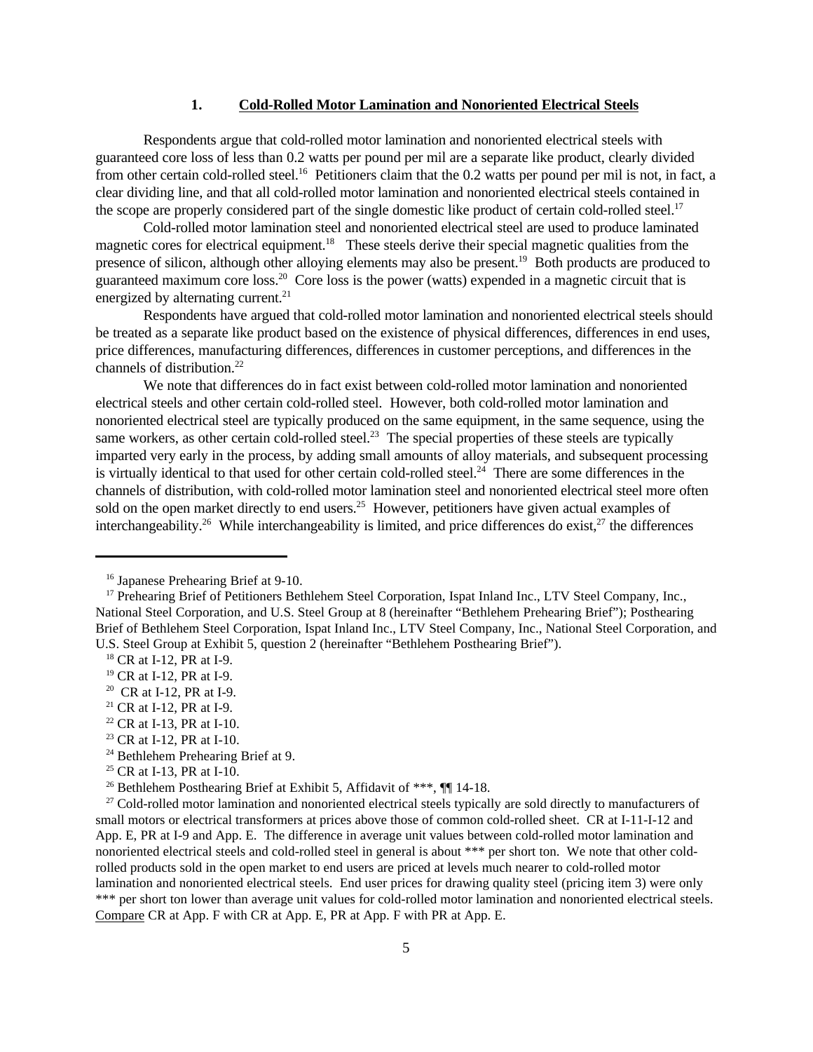### 1. Cold-Rolled Motor Lamination and Nonoriented Electrical Steels

Respondents argue that cold-rolled motor lamination and nonoriented electrical steels with guaranteed core loss of less than 0.2 watts per pound per mil are a separate like product, clearly divided from other certain cold-rolled steel.[16] Petitioners claim that the 0.2 watts per pound per mil is not, in fact, a clear dividing line, and that all cold-rolled motor lamination and nonoriented electrical steels contained in the scope are properly considered part of the single domestic like product of certain cold-rolled steel.[17]

Cold-rolled motor lamination steel and nonoriented electrical steel are used to produce laminated magnetic cores for electrical equipment.[18] These steels derive their special magnetic qualities from the presence of silicon, although other alloying elements may also be present.[19] Both products are produced to guaranteed maximum core loss.[20] Core loss is the power (watts) expended in a magnetic circuit that is energized by alternating current.[21]

Respondents have argued that cold-rolled motor lamination and nonoriented electrical steels should be treated as a separate like product based on the existence of physical differences, differences in end uses, price differences, manufacturing differences, differences in customer perceptions, and differences in the channels of distribution.[22]

We note that differences do in fact exist between cold-rolled motor lamination and nonoriented electrical steels and other certain cold-rolled steel. However, both cold-rolled motor lamination and nonoriented electrical steel are typically produced on the same equipment, in the same sequence, using the same workers, as other certain cold-rolled steel.[23] The special properties of these steels are typically imparted very early in the process, by adding small amounts of alloy materials, and subsequent processing is virtually identical to that used for other certain cold-rolled steel.[24] There are some differences in the channels of distribution, with cold-rolled motor lamination steel and nonoriented electrical steel more often sold on the open market directly to end users.[25] However, petitioners have given actual examples of interchangeability.[26] While interchangeability is limited, and price differences do exist,[27] the differences

---

[16] Japanese Prehearing Brief at 9-10.

[17] Prehearing Brief of Petitioners Bethlehem Steel Corporation, Ispat Inland Inc., LTV Steel Company, Inc., National Steel Corporation, and U.S. Steel Group at 8 (hereinafter "Bethlehem Prehearing Brief"); Posthearing Brief of Bethlehem Steel Corporation, Ispat Inland Inc., LTV Steel Company, Inc., National Steel Corporation, and U.S. Steel Group at Exhibit 5, question 2 (hereinafter "Bethlehem Posthearing Brief").

[18] CR at I-12, PR at I-9.

[19] CR at I-12, PR at I-9.

[20] CR at I-12, PR at I-9.

[21] CR at I-12, PR at I-9.

[22] CR at I-13, PR at I-10.

[23] CR at I-12, PR at I-10.

[24] Bethlehem Prehearing Brief at 9.

[25] CR at I-13, PR at I-10.

[26] Bethlehem Posthearing Brief at Exhibit 5, Affidavit of ***, ¶¶ 14-18.

[27] Cold-rolled motor lamination and nonoriented electrical steels typically are sold directly to manufacturers of small motors or electrical transformers at prices above those of common cold-rolled sheet. CR at I-11-I-12 and App. E, PR at I-9 and App. E. The difference in average unit values between cold-rolled motor lamination and nonoriented electrical steels and cold-rolled steel in general is about *** per short ton. We note that other cold-rolled products sold in the open market to end users are priced at levels much nearer to cold-rolled motor lamination and nonoriented electrical steels. End user prices for drawing quality steel (pricing item 3) were only *** per short ton lower than average unit values for cold-rolled motor lamination and nonoriented electrical steels. Compare CR at App. F with CR at App. E, PR at App. F with PR at App. E.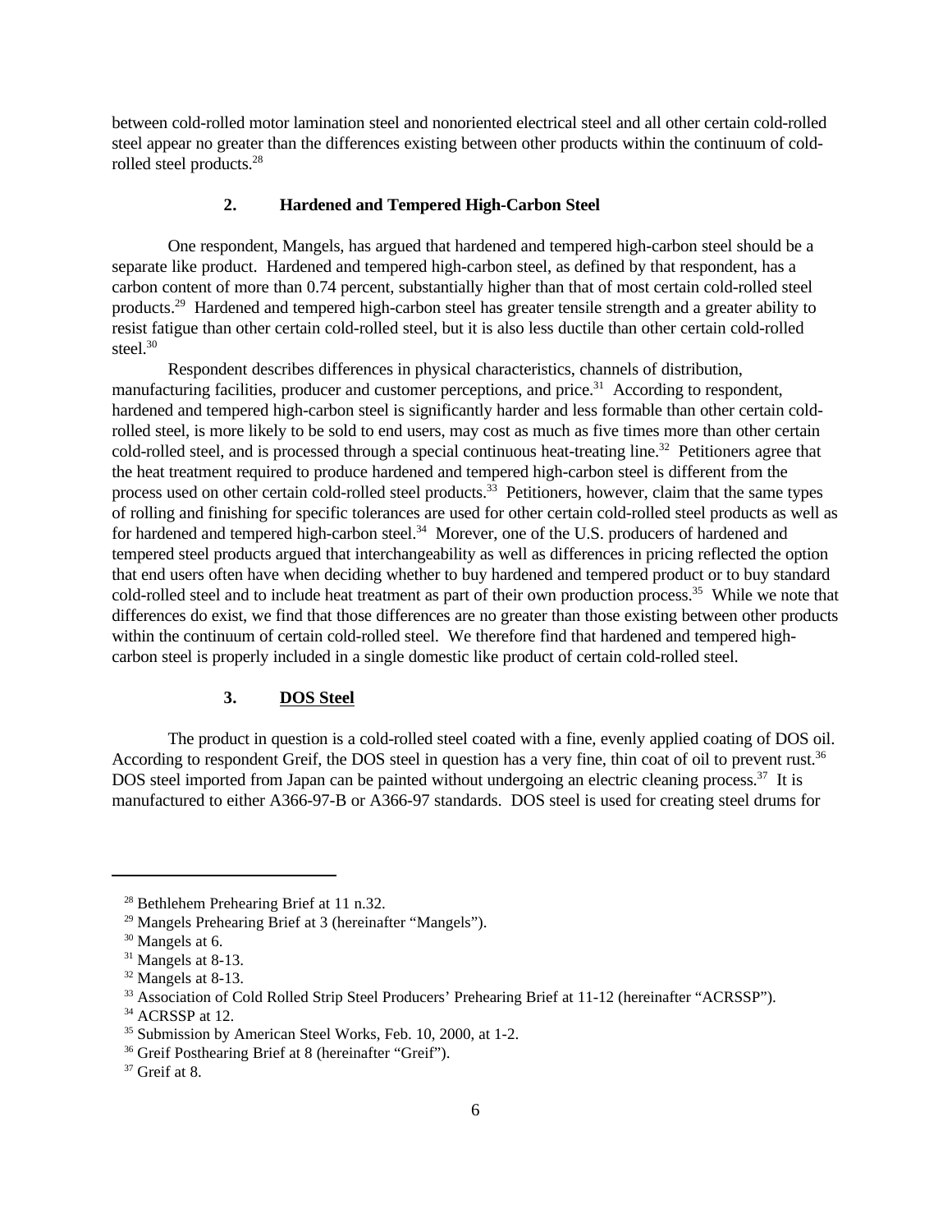between cold-rolled motor lamination steel and nonoriented electrical steel and all other certain cold-rolled steel appear no greater than the differences existing between other products within the continuum of cold-rolled steel products.[28]

### 2. Hardened and Tempered High-Carbon Steel

One respondent, Mangels, has argued that hardened and tempered high-carbon steel should be a separate like product. Hardened and tempered high-carbon steel, as defined by that respondent, has a carbon content of more than 0.74 percent, substantially higher than that of most certain cold-rolled steel products.[29] Hardened and tempered high-carbon steel has greater tensile strength and a greater ability to resist fatigue than other certain cold-rolled steel, but it is also less ductile than other certain cold-rolled steel.[30]

Respondent describes differences in physical characteristics, channels of distribution, manufacturing facilities, producer and customer perceptions, and price.[31] According to respondent, hardened and tempered high-carbon steel is significantly harder and less formable than other certain cold-rolled steel, is more likely to be sold to end users, may cost as much as five times more than other certain cold-rolled steel, and is processed through a special continuous heat-treating line.[32] Petitioners agree that the heat treatment required to produce hardened and tempered high-carbon steel is different from the process used on other certain cold-rolled steel products.[33] Petitioners, however, claim that the same types of rolling and finishing for specific tolerances are used for other certain cold-rolled steel products as well as for hardened and tempered high-carbon steel.[34] Morever, one of the U.S. producers of hardened and tempered steel products argued that interchangeability as well as differences in pricing reflected the option that end users often have when deciding whether to buy hardened and tempered product or to buy standard cold-rolled steel and to include heat treatment as part of their own production process.[35] While we note that differences do exist, we find that those differences are no greater than those existing between other products within the continuum of certain cold-rolled steel. We therefore find that hardened and tempered high-carbon steel is properly included in a single domestic like product of certain cold-rolled steel.

### 3. DOS Steel

The product in question is a cold-rolled steel coated with a fine, evenly applied coating of DOS oil. According to respondent Greif, the DOS steel in question has a very fine, thin coat of oil to prevent rust.[36] DOS steel imported from Japan can be painted without undergoing an electric cleaning process.[37] It is manufactured to either A366-97-B or A366-97 standards. DOS steel is used for creating steel drums for

---

[28] Bethlehem Prehearing Brief at 11 n.32.

[29] Mangels Prehearing Brief at 3 (hereinafter "Mangels").

[30] Mangels at 6.

[31] Mangels at 8-13.

[32] Mangels at 8-13.

[33] Association of Cold Rolled Strip Steel Producers' Prehearing Brief at 11-12 (hereinafter "ACRSSP").

[34] ACRSSP at 12.

[35] Submission by American Steel Works, Feb. 10, 2000, at 1-2.

[36] Greif Posthearing Brief at 8 (hereinafter "Greif").

[37] Greif at 8.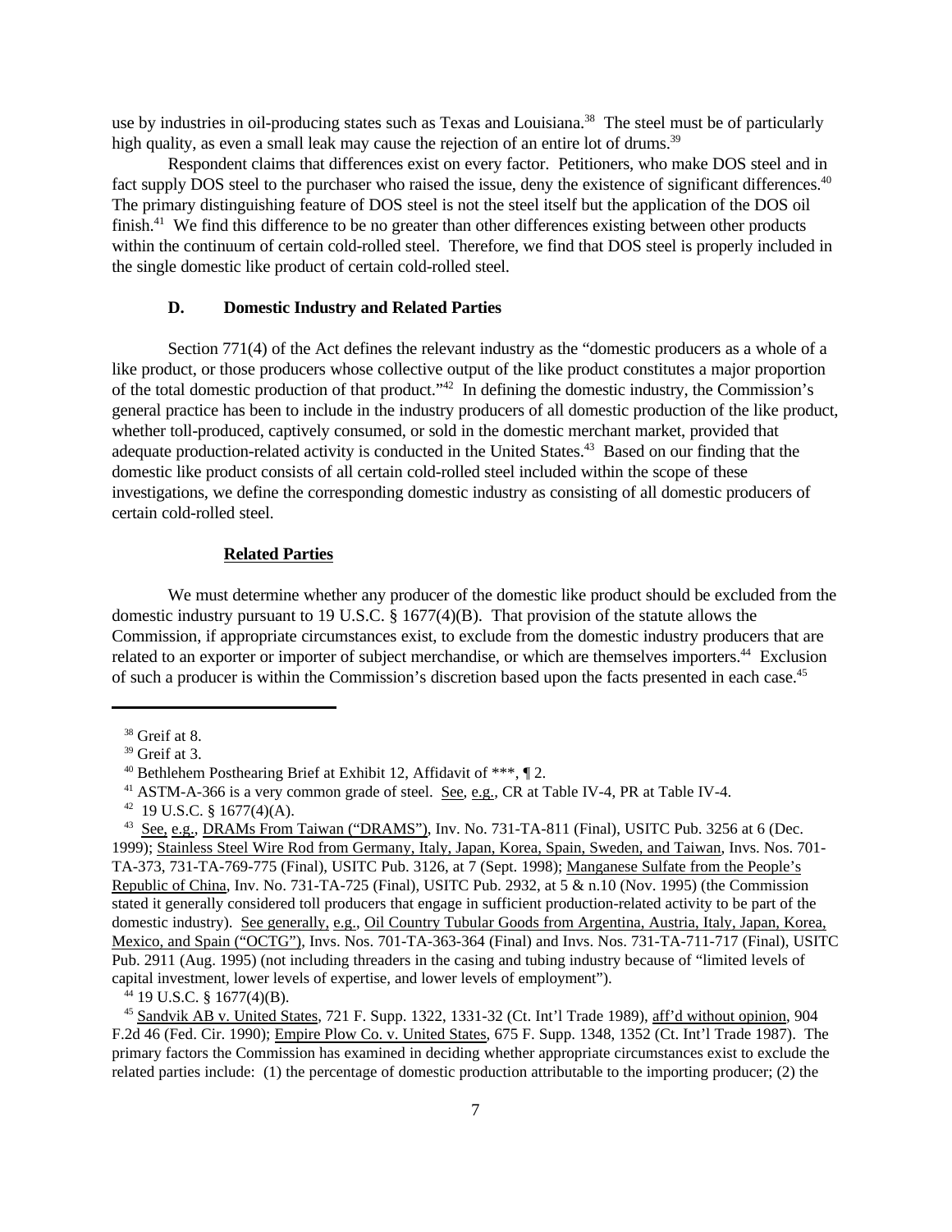use by industries in oil-producing states such as Texas and Louisiana.[38] The steel must be of particularly high quality, as even a small leak may cause the rejection of an entire lot of drums.[39]

Respondent claims that differences exist on every factor. Petitioners, who make DOS steel and in fact supply DOS steel to the purchaser who raised the issue, deny the existence of significant differences.[40] The primary distinguishing feature of DOS steel is not the steel itself but the application of the DOS oil finish.[41] We find this difference to be no greater than other differences existing between other products within the continuum of certain cold-rolled steel. Therefore, we find that DOS steel is properly included in the single domestic like product of certain cold-rolled steel.

### D. Domestic Industry and Related Parties

Section 771(4) of the Act defines the relevant industry as the "domestic producers as a whole of a like product, or those producers whose collective output of the like product constitutes a major proportion of the total domestic production of that product."[42] In defining the domestic industry, the Commission's general practice has been to include in the industry producers of all domestic production of the like product, whether toll-produced, captively consumed, or sold in the domestic merchant market, provided that adequate production-related activity is conducted in the United States.[43] Based on our finding that the domestic like product consists of all certain cold-rolled steel included within the scope of these investigations, we define the corresponding domestic industry as consisting of all domestic producers of certain cold-rolled steel.

#### Related Parties

We must determine whether any producer of the domestic like product should be excluded from the domestic industry pursuant to 19 U.S.C. § 1677(4)(B). That provision of the statute allows the Commission, if appropriate circumstances exist, to exclude from the domestic industry producers that are related to an exporter or importer of subject merchandise, or which are themselves importers.[44] Exclusion of such a producer is within the Commission's discretion based upon the facts presented in each case.[45]

---

[38] Greif at 8.

[39] Greif at 3.

[40] Bethlehem Posthearing Brief at Exhibit 12, Affidavit of ***, ¶ 2.

[41] ASTM-A-366 is a very common grade of steel. See, e.g., CR at Table IV-4, PR at Table IV-4.

[42] 19 U.S.C. § 1677(4)(A).

[43] See, e.g., DRAMs From Taiwan ("DRAMS"), Inv. No. 731-TA-811 (Final), USITC Pub. 3256 at 6 (Dec. 1999); Stainless Steel Wire Rod from Germany, Italy, Japan, Korea, Spain, Sweden, and Taiwan, Invs. Nos. 701-TA-373, 731-TA-769-775 (Final), USITC Pub. 3126, at 7 (Sept. 1998); Manganese Sulfate from the People's Republic of China, Inv. No. 731-TA-725 (Final), USITC Pub. 2932, at 5 & n.10 (Nov. 1995) (the Commission stated it generally considered toll producers that engage in sufficient production-related activity to be part of the domestic industry). See generally, e.g., Oil Country Tubular Goods from Argentina, Austria, Italy, Japan, Korea, Mexico, and Spain ("OCTG"), Invs. Nos. 701-TA-363-364 (Final) and Invs. Nos. 731-TA-711-717 (Final), USITC Pub. 2911 (Aug. 1995) (not including threaders in the casing and tubing industry because of "limited levels of capital investment, lower levels of expertise, and lower levels of employment").

[44] 19 U.S.C. § 1677(4)(B).

[45] Sandvik AB v. United States, 721 F. Supp. 1322, 1331-32 (Ct. Int'l Trade 1989), aff'd without opinion, 904 F.2d 46 (Fed. Cir. 1990); Empire Plow Co. v. United States, 675 F. Supp. 1348, 1352 (Ct. Int'l Trade 1987). The primary factors the Commission has examined in deciding whether appropriate circumstances exist to exclude the related parties include: (1) the percentage of domestic production attributable to the importing producer; (2) the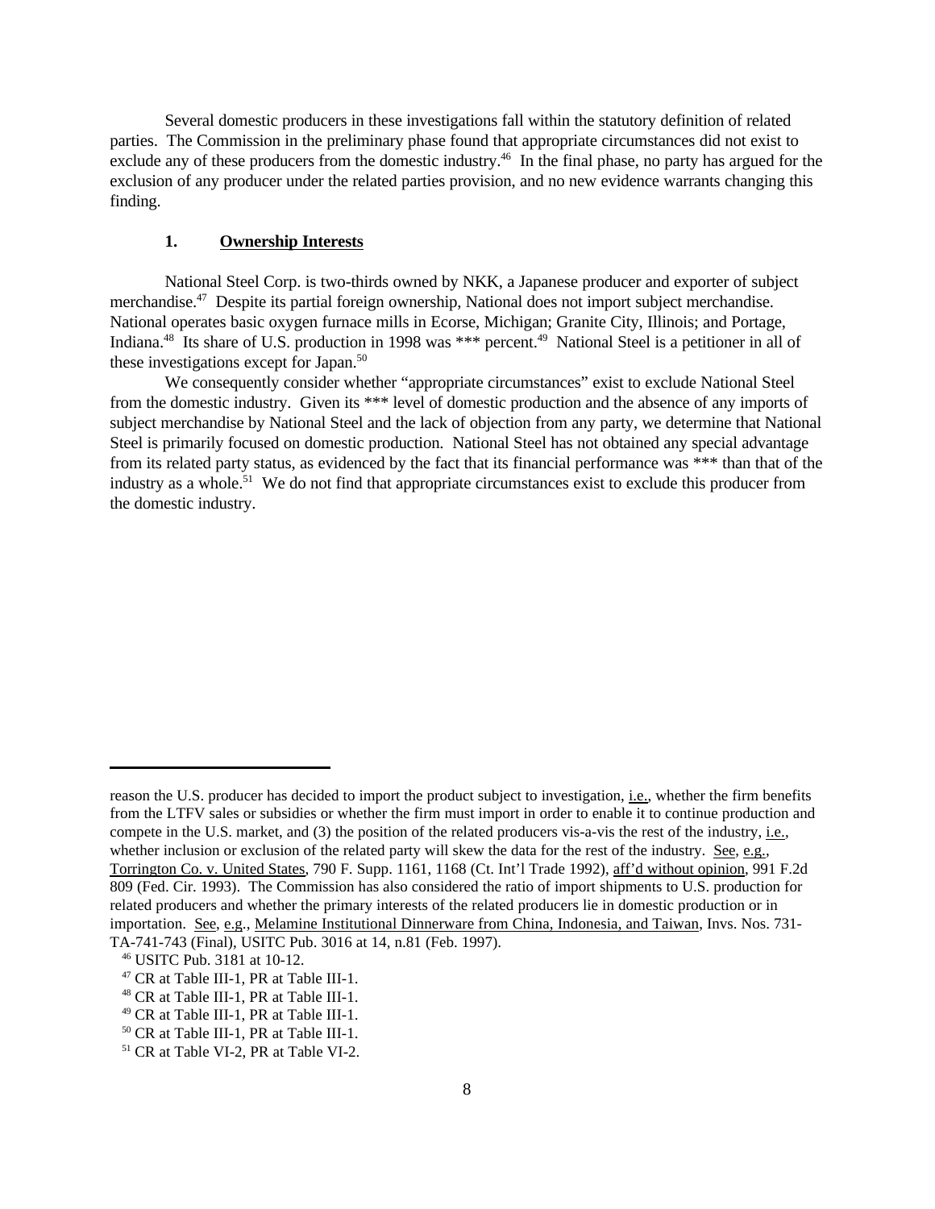Several domestic producers in these investigations fall within the statutory definition of related parties. The Commission in the preliminary phase found that appropriate circumstances did not exist to exclude any of these producers from the domestic industry.[46] In the final phase, no party has argued for the exclusion of any producer under the related parties provision, and no new evidence warrants changing this finding.

### 1. Ownership Interests

National Steel Corp. is two-thirds owned by NKK, a Japanese producer and exporter of subject merchandise.[47] Despite its partial foreign ownership, National does not import subject merchandise. National operates basic oxygen furnace mills in Ecorse, Michigan; Granite City, Illinois; and Portage, Indiana.[48] Its share of U.S. production in 1998 was *** percent.[49] National Steel is a petitioner in all of these investigations except for Japan.[50]

We consequently consider whether "appropriate circumstances" exist to exclude National Steel from the domestic industry. Given its *** level of domestic production and the absence of any imports of subject merchandise by National Steel and the lack of objection from any party, we determine that National Steel is primarily focused on domestic production. National Steel has not obtained any special advantage from its related party status, as evidenced by the fact that its financial performance was *** than that of the industry as a whole.[51] We do not find that appropriate circumstances exist to exclude this producer from the domestic industry.

---

reason the U.S. producer has decided to import the product subject to investigation, i.e., whether the firm benefits from the LTFV sales or subsidies or whether the firm must import in order to enable it to continue production and compete in the U.S. market, and (3) the position of the related producers vis-a-vis the rest of the industry, i.e., whether inclusion or exclusion of the related party will skew the data for the rest of the industry. See, e.g., Torrington Co. v. United States, 790 F. Supp. 1161, 1168 (Ct. Int'l Trade 1992), aff'd without opinion, 991 F.2d 809 (Fed. Cir. 1993). The Commission has also considered the ratio of import shipments to U.S. production for related producers and whether the primary interests of the related producers lie in domestic production or in importation. See, e.g., Melamine Institutional Dinnerware from China, Indonesia, and Taiwan, Invs. Nos. 731-TA-741-743 (Final), USITC Pub. 3016 at 14, n.81 (Feb. 1997).

[46] USITC Pub. 3181 at 10-12.

[47] CR at Table III-1, PR at Table III-1.

[48] CR at Table III-1, PR at Table III-1.

[49] CR at Table III-1, PR at Table III-1.

[50] CR at Table III-1, PR at Table III-1.

[51] CR at Table VI-2, PR at Table VI-2.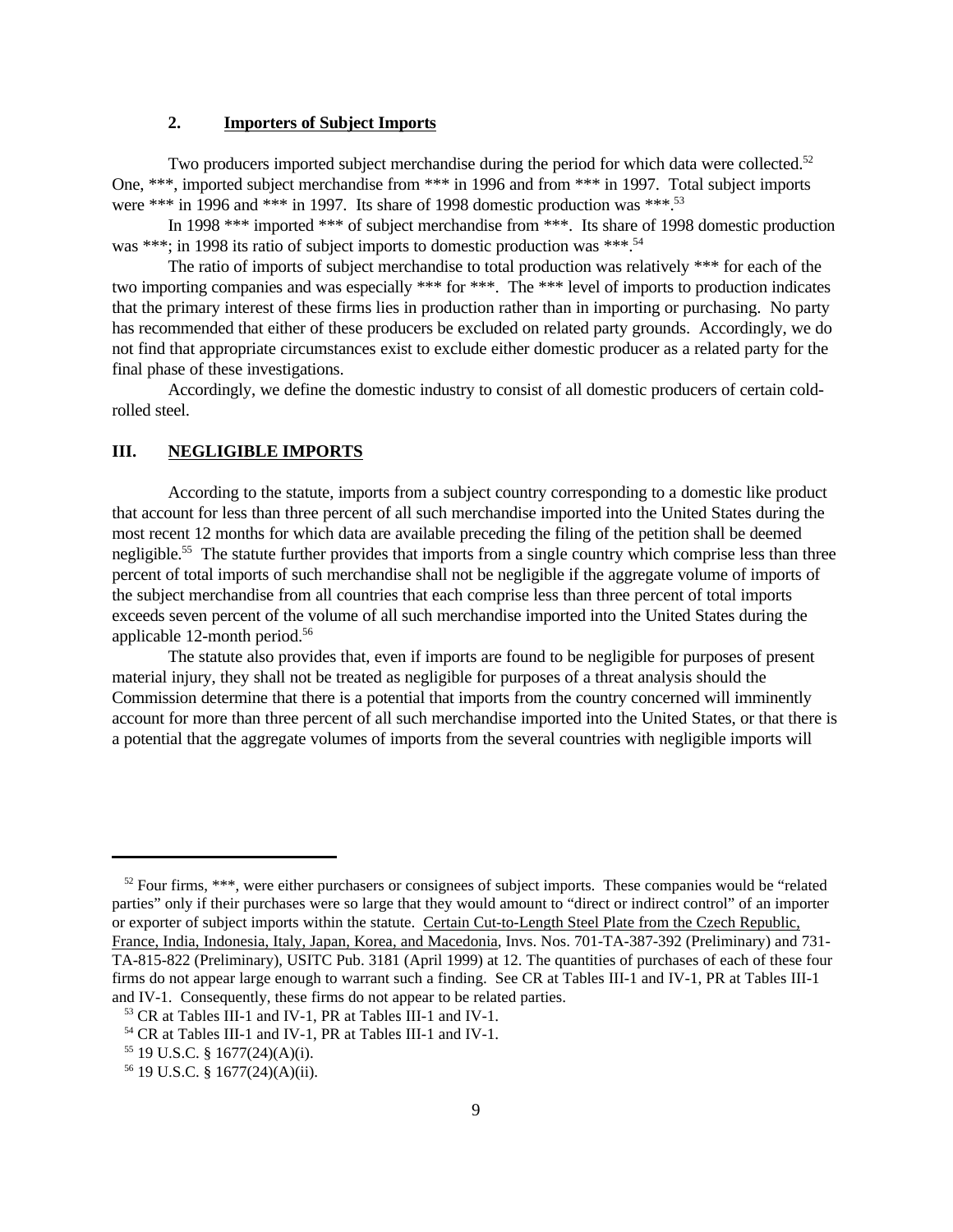### 2. **Importers of Subject Imports**

Two producers imported subject merchandise during the period for which data were collected.[52] One, ***, imported subject merchandise from *** in 1996 and from *** in 1997. Total subject imports were *** in 1996 and *** in 1997. Its share of 1998 domestic production was ***.[53]

In 1998 *** imported *** of subject merchandise from ***. Its share of 1998 domestic production was ***; in 1998 its ratio of subject imports to domestic production was ***.[54]

The ratio of imports of subject merchandise to total production was relatively *** for each of the two importing companies and was especially *** for ***. The *** level of imports to production indicates that the primary interest of these firms lies in production rather than in importing or purchasing. No party has recommended that either of these producers be excluded on related party grounds. Accordingly, we do not find that appropriate circumstances exist to exclude either domestic producer as a related party for the final phase of these investigations.

Accordingly, we define the domestic industry to consist of all domestic producers of certain cold-rolled steel.

## III. NEGLIGIBLE IMPORTS

According to the statute, imports from a subject country corresponding to a domestic like product that account for less than three percent of all such merchandise imported into the United States during the most recent 12 months for which data are available preceding the filing of the petition shall be deemed negligible.[55] The statute further provides that imports from a single country which comprise less than three percent of total imports of such merchandise shall not be negligible if the aggregate volume of imports of the subject merchandise from all countries that each comprise less than three percent of total imports exceeds seven percent of the volume of all such merchandise imported into the United States during the applicable 12-month period.[56]

The statute also provides that, even if imports are found to be negligible for purposes of present material injury, they shall not be treated as negligible for purposes of a threat analysis should the Commission determine that there is a potential that imports from the country concerned will imminently account for more than three percent of all such merchandise imported into the United States, or that there is a potential that the aggregate volumes of imports from the several countries with negligible imports will

---

[52] Four firms, ***, were either purchasers or consignees of subject imports. These companies would be "related parties" only if their purchases were so large that they would amount to "direct or indirect control" of an importer or exporter of subject imports within the statute. Certain Cut-to-Length Steel Plate from the Czech Republic, France, India, Indonesia, Italy, Japan, Korea, and Macedonia, Invs. Nos. 701-TA-387-392 (Preliminary) and 731-TA-815-822 (Preliminary), USITC Pub. 3181 (April 1999) at 12. The quantities of purchases of each of these four firms do not appear large enough to warrant such a finding. See CR at Tables III-1 and IV-1, PR at Tables III-1 and IV-1. Consequently, these firms do not appear to be related parties.

[53] CR at Tables III-1 and IV-1, PR at Tables III-1 and IV-1.

[54] CR at Tables III-1 and IV-1, PR at Tables III-1 and IV-1.

[55] 19 U.S.C. § 1677(24)(A)(i).

[56] 19 U.S.C. § 1677(24)(A)(ii).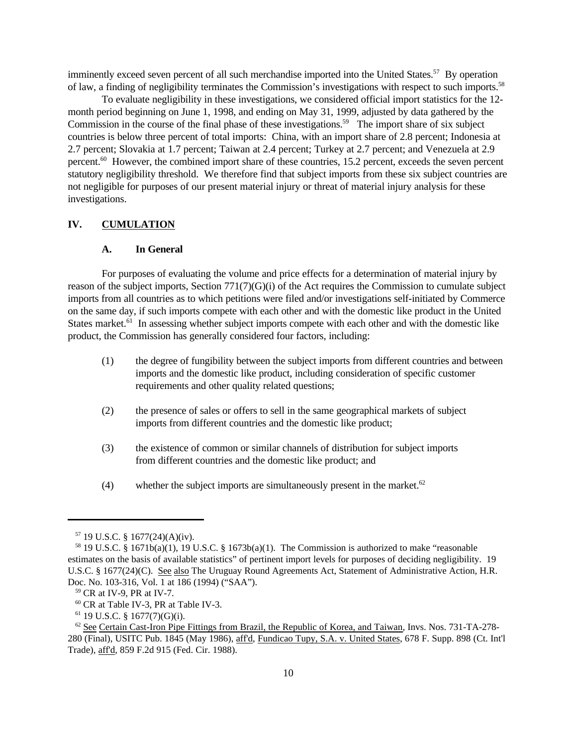imminently exceed seven percent of all such merchandise imported into the United States.[57] By operation of law, a finding of negligibility terminates the Commission's investigations with respect to such imports.[58]

To evaluate negligibility in these investigations, we considered official import statistics for the 12-month period beginning on June 1, 1998, and ending on May 31, 1999, adjusted by data gathered by the Commission in the course of the final phase of these investigations.[59] The import share of six subject countries is below three percent of total imports: China, with an import share of 2.8 percent; Indonesia at 2.7 percent; Slovakia at 1.7 percent; Taiwan at 2.4 percent; Turkey at 2.7 percent; and Venezuela at 2.9 percent.[60] However, the combined import share of these countries, 15.2 percent, exceeds the seven percent statutory negligibility threshold. We therefore find that subject imports from these six subject countries are not negligible for purposes of our present material injury or threat of material injury analysis for these investigations.

## IV. CUMULATION

### A. In General

For purposes of evaluating the volume and price effects for a determination of material injury by reason of the subject imports, Section 771(7)(G)(i) of the Act requires the Commission to cumulate subject imports from all countries as to which petitions were filed and/or investigations self-initiated by Commerce on the same day, if such imports compete with each other and with the domestic like product in the United States market.[61] In assessing whether subject imports compete with each other and with the domestic like product, the Commission has generally considered four factors, including:

(1) the degree of fungibility between the subject imports from different countries and between imports and the domestic like product, including consideration of specific customer requirements and other quality related questions;

(2) the presence of sales or offers to sell in the same geographical markets of subject imports from different countries and the domestic like product;

(3) the existence of common or similar channels of distribution for subject imports from different countries and the domestic like product; and

(4) whether the subject imports are simultaneously present in the market.[62]

---

[57] 19 U.S.C. § 1677(24)(A)(iv).

[58] 19 U.S.C. § 1671b(a)(1), 19 U.S.C. § 1673b(a)(1). The Commission is authorized to make "reasonable estimates on the basis of available statistics" of pertinent import levels for purposes of deciding negligibility. 19 U.S.C. § 1677(24)(C). See also The Uruguay Round Agreements Act, Statement of Administrative Action, H.R. Doc. No. 103-316, Vol. 1 at 186 (1994) ("SAA").

[59] CR at IV-9, PR at IV-7.

[60] CR at Table IV-3, PR at Table IV-3.

[61] 19 U.S.C. § 1677(7)(G)(i).

[62] See Certain Cast-Iron Pipe Fittings from Brazil, the Republic of Korea, and Taiwan, Invs. Nos. 731-TA-278-280 (Final), USITC Pub. 1845 (May 1986), aff'd, Fundicao Tupy, S.A. v. United States, 678 F. Supp. 898 (Ct. Int'l Trade), aff'd, 859 F.2d 915 (Fed. Cir. 1988).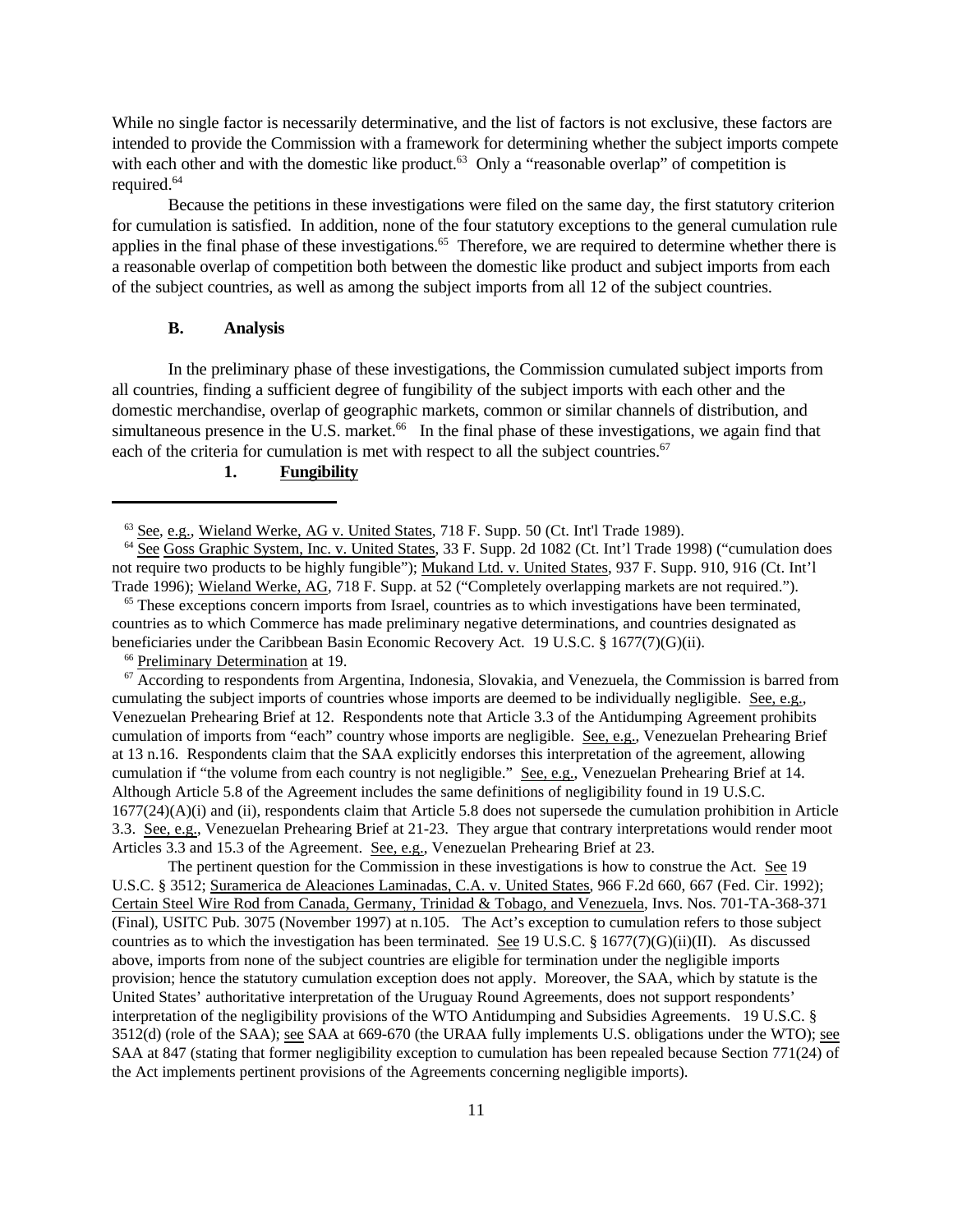While no single factor is necessarily determinative, and the list of factors is not exclusive, these factors are intended to provide the Commission with a framework for determining whether the subject imports compete with each other and with the domestic like product.[63] Only a "reasonable overlap" of competition is required.[64]

Because the petitions in these investigations were filed on the same day, the first statutory criterion for cumulation is satisfied. In addition, none of the four statutory exceptions to the general cumulation rule applies in the final phase of these investigations.[65] Therefore, we are required to determine whether there is a reasonable overlap of competition both between the domestic like product and subject imports from each of the subject countries, as well as among the subject imports from all 12 of the subject countries.

### B. Analysis

In the preliminary phase of these investigations, the Commission cumulated subject imports from all countries, finding a sufficient degree of fungibility of the subject imports with each other and the domestic merchandise, overlap of geographic markets, common or similar channels of distribution, and simultaneous presence in the U.S. market.[66] In the final phase of these investigations, we again find that each of the criteria for cumulation is met with respect to all the subject countries.[67]

#### 1. Fungibility

---

[63] See, e.g., Wieland Werke, AG v. United States, 718 F. Supp. 50 (Ct. Int'l Trade 1989).

[64] See Goss Graphic System, Inc. v. United States, 33 F. Supp. 2d 1082 (Ct. Int'l Trade 1998) ("cumulation does not require two products to be highly fungible"); Mukand Ltd. v. United States, 937 F. Supp. 910, 916 (Ct. Int'l Trade 1996); Wieland Werke, AG, 718 F. Supp. at 52 ("Completely overlapping markets are not required.").

[65] These exceptions concern imports from Israel, countries as to which investigations have been terminated, countries as to which Commerce has made preliminary negative determinations, and countries designated as beneficiaries under the Caribbean Basin Economic Recovery Act. 19 U.S.C. § 1677(7)(G)(ii).

[66] Preliminary Determination at 19.

[67] According to respondents from Argentina, Indonesia, Slovakia, and Venezuela, the Commission is barred from cumulating the subject imports of countries whose imports are deemed to be individually negligible. See, e.g., Venezuelan Prehearing Brief at 12. Respondents note that Article 3.3 of the Antidumping Agreement prohibits cumulation of imports from "each" country whose imports are negligible. See, e.g., Venezuelan Prehearing Brief at 13 n.16. Respondents claim that the SAA explicitly endorses this interpretation of the agreement, allowing cumulation if "the volume from each country is not negligible." See, e.g., Venezuelan Prehearing Brief at 14. Although Article 5.8 of the Agreement includes the same definitions of negligibility found in 19 U.S.C. 1677(24)(A)(i) and (ii), respondents claim that Article 5.8 does not supersede the cumulation prohibition in Article 3.3. See, e.g., Venezuelan Prehearing Brief at 21-23. They argue that contrary interpretations would render moot Articles 3.3 and 15.3 of the Agreement. See, e.g., Venezuelan Prehearing Brief at 23.

The pertinent question for the Commission in these investigations is how to construe the Act. See 19 U.S.C. § 3512; Suramerica de Aleaciones Laminadas, C.A. v. United States, 966 F.2d 660, 667 (Fed. Cir. 1992); Certain Steel Wire Rod from Canada, Germany, Trinidad & Tobago, and Venezuela, Invs. Nos. 701-TA-368-371 (Final), USITC Pub. 3075 (November 1997) at n.105. The Act's exception to cumulation refers to those subject countries as to which the investigation has been terminated. See 19 U.S.C. § 1677(7)(G)(ii)(II). As discussed above, imports from none of the subject countries are eligible for termination under the negligible imports provision; hence the statutory cumulation exception does not apply. Moreover, the SAA, which by statute is the United States' authoritative interpretation of the Uruguay Round Agreements, does not support respondents' interpretation of the negligibility provisions of the WTO Antidumping and Subsidies Agreements. 19 U.S.C. § 3512(d) (role of the SAA); see SAA at 669-670 (the URAA fully implements U.S. obligations under the WTO); see SAA at 847 (stating that former negligibility exception to cumulation has been repealed because Section 771(24) of the Act implements pertinent provisions of the Agreements concerning negligible imports).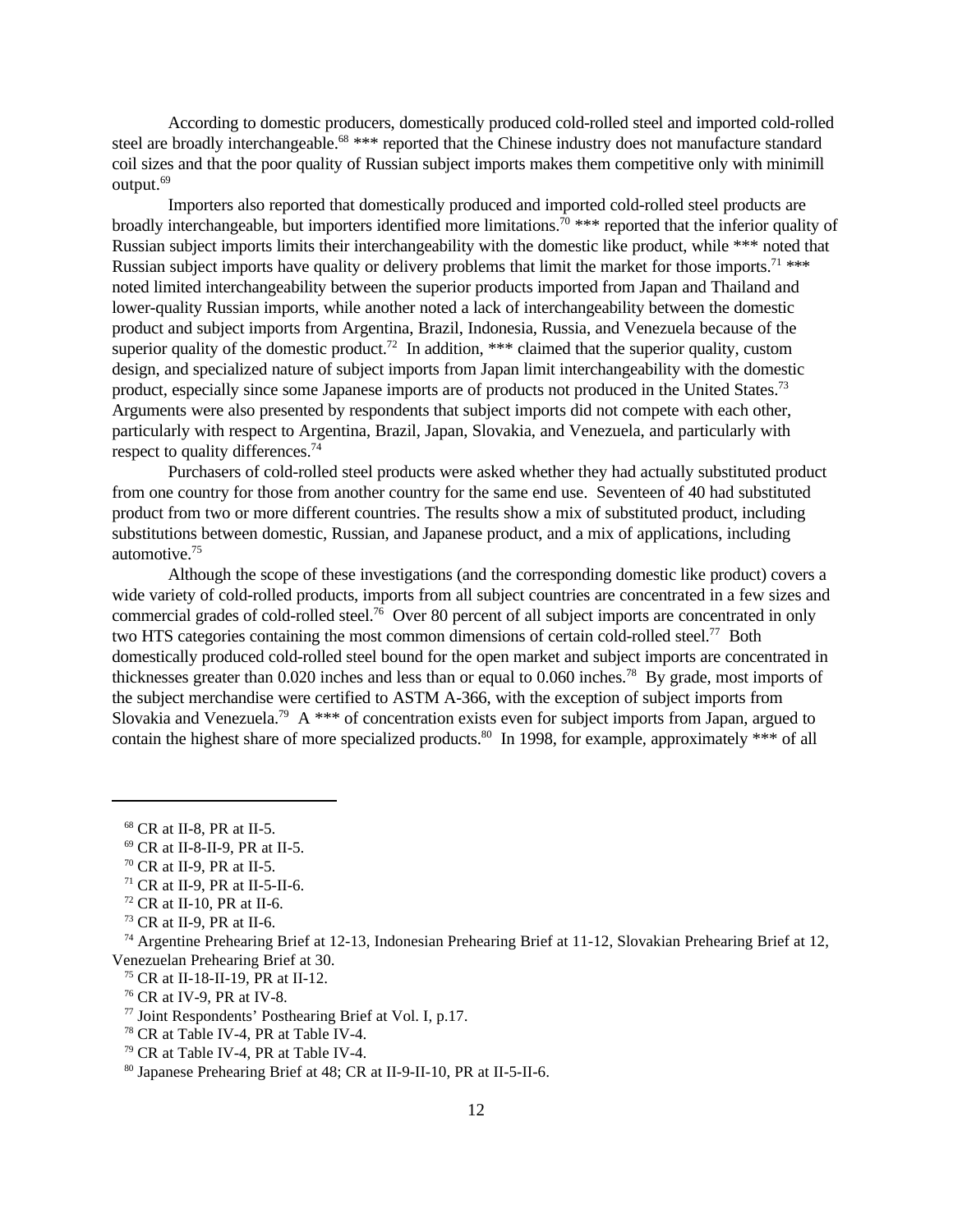According to domestic producers, domestically produced cold-rolled steel and imported cold-rolled steel are broadly interchangeable.[68] *** reported that the Chinese industry does not manufacture standard coil sizes and that the poor quality of Russian subject imports makes them competitive only with minimill output.[69]

Importers also reported that domestically produced and imported cold-rolled steel products are broadly interchangeable, but importers identified more limitations.[70] *** reported that the inferior quality of Russian subject imports limits their interchangeability with the domestic like product, while *** noted that Russian subject imports have quality or delivery problems that limit the market for those imports.[71] *** noted limited interchangeability between the superior products imported from Japan and Thailand and lower-quality Russian imports, while another noted a lack of interchangeability between the domestic product and subject imports from Argentina, Brazil, Indonesia, Russia, and Venezuela because of the superior quality of the domestic product.[72] In addition, *** claimed that the superior quality, custom design, and specialized nature of subject imports from Japan limit interchangeability with the domestic product, especially since some Japanese imports are of products not produced in the United States.[73] Arguments were also presented by respondents that subject imports did not compete with each other, particularly with respect to Argentina, Brazil, Japan, Slovakia, and Venezuela, and particularly with respect to quality differences.[74]

Purchasers of cold-rolled steel products were asked whether they had actually substituted product from one country for those from another country for the same end use. Seventeen of 40 had substituted product from two or more different countries. The results show a mix of substituted product, including substitutions between domestic, Russian, and Japanese product, and a mix of applications, including automotive.[75]

Although the scope of these investigations (and the corresponding domestic like product) covers a wide variety of cold-rolled products, imports from all subject countries are concentrated in a few sizes and commercial grades of cold-rolled steel.[76] Over 80 percent of all subject imports are concentrated in only two HTS categories containing the most common dimensions of certain cold-rolled steel.[77] Both domestically produced cold-rolled steel bound for the open market and subject imports are concentrated in thicknesses greater than 0.020 inches and less than or equal to 0.060 inches.[78] By grade, most imports of the subject merchandise were certified to ASTM A-366, with the exception of subject imports from Slovakia and Venezuela.[79] A *** of concentration exists even for subject imports from Japan, argued to contain the highest share of more specialized products.[80] In 1998, for example, approximately *** of all

---

[68] CR at II-8, PR at II-5.

[69] CR at II-8-II-9, PR at II-5.

[70] CR at II-9, PR at II-5.

[71] CR at II-9, PR at II-5-II-6.

[72] CR at II-10, PR at II-6.

[73] CR at II-9, PR at II-6.

[74] Argentine Prehearing Brief at 12-13, Indonesian Prehearing Brief at 11-12, Slovakian Prehearing Brief at 12, Venezuelan Prehearing Brief at 30.

[75] CR at II-18-II-19, PR at II-12.

[76] CR at IV-9, PR at IV-8.

[77] Joint Respondents' Posthearing Brief at Vol. I, p.17.

[78] CR at Table IV-4, PR at Table IV-4.

[79] CR at Table IV-4, PR at Table IV-4.

[80] Japanese Prehearing Brief at 48; CR at II-9-II-10, PR at II-5-II-6.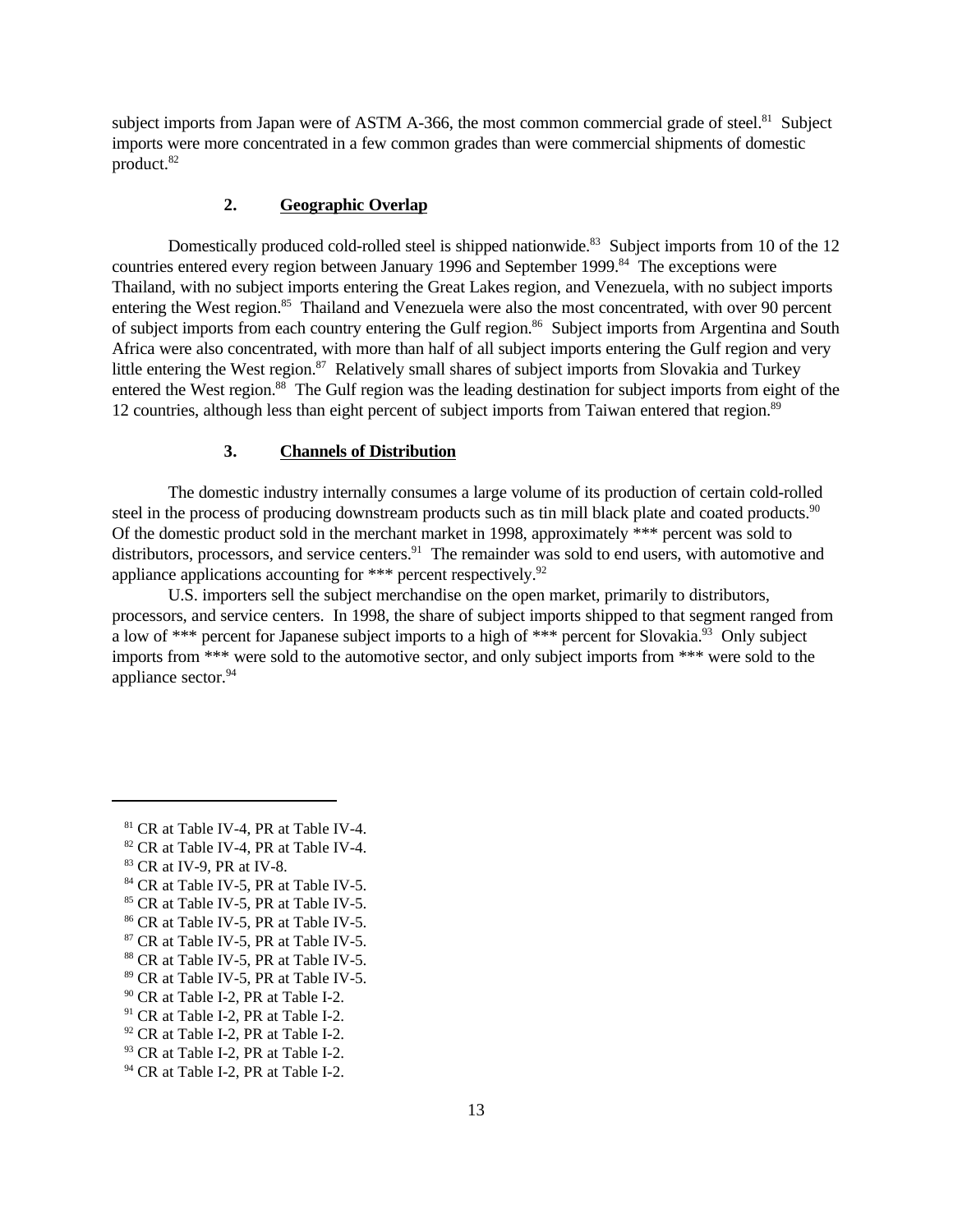subject imports from Japan were of ASTM A-366, the most common commercial grade of steel.[81] Subject imports were more concentrated in a few common grades than were commercial shipments of domestic product.[82]

### 2. Geographic Overlap

Domestically produced cold-rolled steel is shipped nationwide.[83] Subject imports from 10 of the 12 countries entered every region between January 1996 and September 1999.[84] The exceptions were Thailand, with no subject imports entering the Great Lakes region, and Venezuela, with no subject imports entering the West region.[85] Thailand and Venezuela were also the most concentrated, with over 90 percent of subject imports from each country entering the Gulf region.[86] Subject imports from Argentina and South Africa were also concentrated, with more than half of all subject imports entering the Gulf region and very little entering the West region.[87] Relatively small shares of subject imports from Slovakia and Turkey entered the West region.[88] The Gulf region was the leading destination for subject imports from eight of the 12 countries, although less than eight percent of subject imports from Taiwan entered that region.[89]

### 3. Channels of Distribution

The domestic industry internally consumes a large volume of its production of certain cold-rolled steel in the process of producing downstream products such as tin mill black plate and coated products.[90] Of the domestic product sold in the merchant market in 1998, approximately *** percent was sold to distributors, processors, and service centers.[91] The remainder was sold to end users, with automotive and appliance applications accounting for *** percent respectively.[92]

U.S. importers sell the subject merchandise on the open market, primarily to distributors, processors, and service centers. In 1998, the share of subject imports shipped to that segment ranged from a low of *** percent for Japanese subject imports to a high of *** percent for Slovakia.[93] Only subject imports from *** were sold to the automotive sector, and only subject imports from *** were sold to the appliance sector.[94]

---

[81] CR at Table IV-4, PR at Table IV-4.

[82] CR at Table IV-4, PR at Table IV-4.

[83] CR at IV-9, PR at IV-8.

[84] CR at Table IV-5, PR at Table IV-5.

[85] CR at Table IV-5, PR at Table IV-5.

[86] CR at Table IV-5, PR at Table IV-5.

[87] CR at Table IV-5, PR at Table IV-5.

[88] CR at Table IV-5, PR at Table IV-5.

[89] CR at Table IV-5, PR at Table IV-5.

[90] CR at Table I-2, PR at Table I-2.

[91] CR at Table I-2, PR at Table I-2.

[92] CR at Table I-2, PR at Table I-2.

[93] CR at Table I-2, PR at Table I-2.

[94] CR at Table I-2, PR at Table I-2.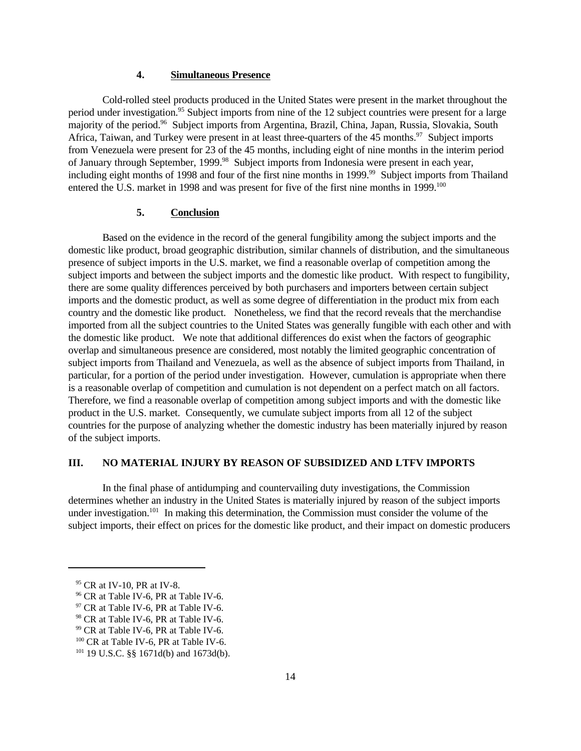### 4. Simultaneous Presence

Cold-rolled steel products produced in the United States were present in the market throughout the period under investigation.[95] Subject imports from nine of the 12 subject countries were present for a large majority of the period.[96] Subject imports from Argentina, Brazil, China, Japan, Russia, Slovakia, South Africa, Taiwan, and Turkey were present in at least three-quarters of the 45 months.[97] Subject imports from Venezuela were present for 23 of the 45 months, including eight of nine months in the interim period of January through September, 1999.[98] Subject imports from Indonesia were present in each year, including eight months of 1998 and four of the first nine months in 1999.[99] Subject imports from Thailand entered the U.S. market in 1998 and was present for five of the first nine months in 1999.[100]

### 5. Conclusion

Based on the evidence in the record of the general fungibility among the subject imports and the domestic like product, broad geographic distribution, similar channels of distribution, and the simultaneous presence of subject imports in the U.S. market, we find a reasonable overlap of competition among the subject imports and between the subject imports and the domestic like product. With respect to fungibility, there are some quality differences perceived by both purchasers and importers between certain subject imports and the domestic product, as well as some degree of differentiation in the product mix from each country and the domestic like product. Nonetheless, we find that the record reveals that the merchandise imported from all the subject countries to the United States was generally fungible with each other and with the domestic like product. We note that additional differences do exist when the factors of geographic overlap and simultaneous presence are considered, most notably the limited geographic concentration of subject imports from Thailand and Venezuela, as well as the absence of subject imports from Thailand, in particular, for a portion of the period under investigation. However, cumulation is appropriate when there is a reasonable overlap of competition and cumulation is not dependent on a perfect match on all factors. Therefore, we find a reasonable overlap of competition among subject imports and with the domestic like product in the U.S. market. Consequently, we cumulate subject imports from all 12 of the subject countries for the purpose of analyzing whether the domestic industry has been materially injured by reason of the subject imports.

## III. NO MATERIAL INJURY BY REASON OF SUBSIDIZED AND LTFV IMPORTS

In the final phase of antidumping and countervailing duty investigations, the Commission determines whether an industry in the United States is materially injured by reason of the subject imports under investigation.[101] In making this determination, the Commission must consider the volume of the subject imports, their effect on prices for the domestic like product, and their impact on domestic producers

---

[95] CR at IV-10, PR at IV-8.

[96] CR at Table IV-6, PR at Table IV-6.

[97] CR at Table IV-6, PR at Table IV-6.

[98] CR at Table IV-6, PR at Table IV-6.

[99] CR at Table IV-6, PR at Table IV-6.

[100] CR at Table IV-6, PR at Table IV-6.

[101] 19 U.S.C. §§ 1671d(b) and 1673d(b).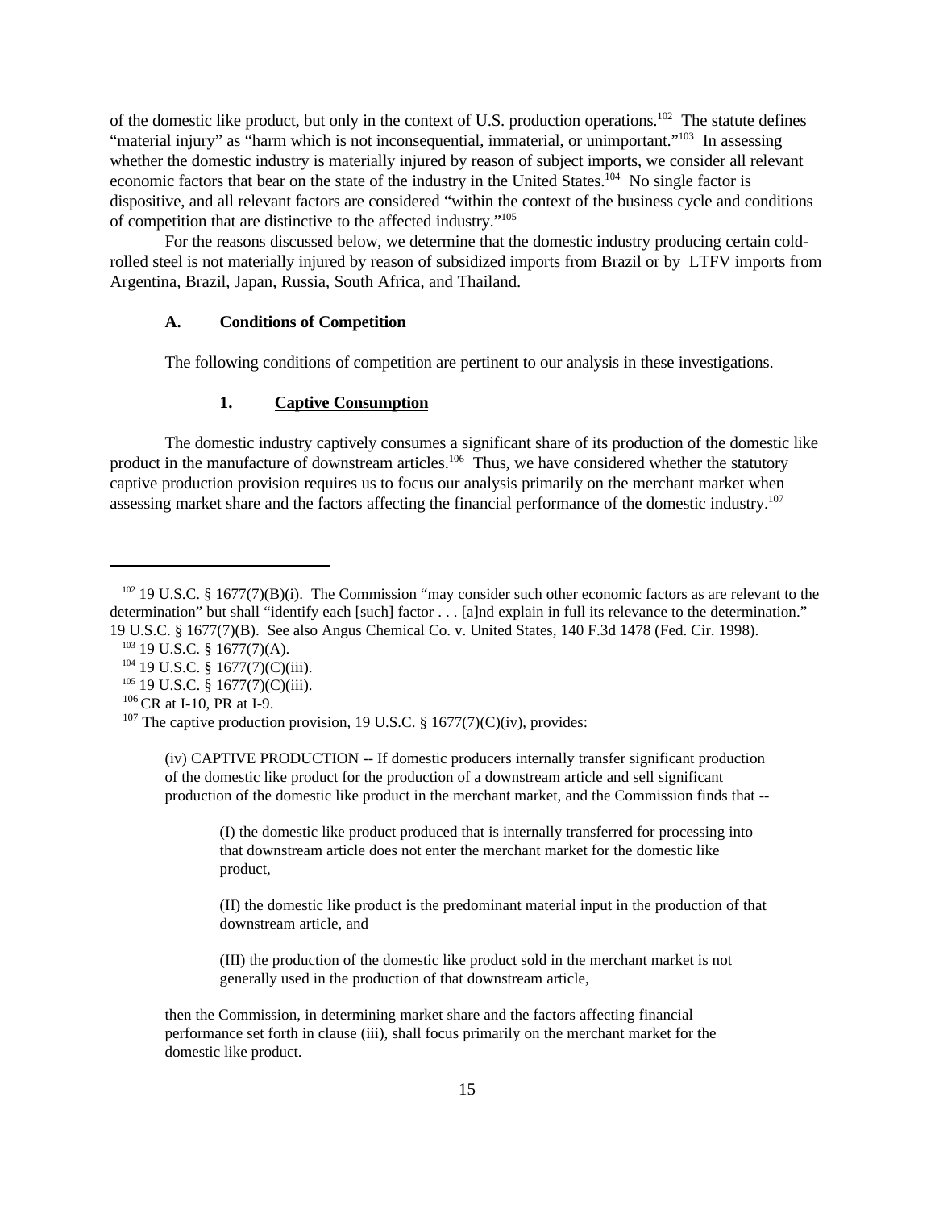of the domestic like product, but only in the context of U.S. production operations.[102] The statute defines "material injury" as "harm which is not inconsequential, immaterial, or unimportant."[103] In assessing whether the domestic industry is materially injured by reason of subject imports, we consider all relevant economic factors that bear on the state of the industry in the United States.[104] No single factor is dispositive, and all relevant factors are considered "within the context of the business cycle and conditions of competition that are distinctive to the affected industry."[105]

For the reasons discussed below, we determine that the domestic industry producing certain cold-rolled steel is not materially injured by reason of subsidized imports from Brazil or by LTFV imports from Argentina, Brazil, Japan, Russia, South Africa, and Thailand.

### A. Conditions of Competition

The following conditions of competition are pertinent to our analysis in these investigations.

#### 1. Captive Consumption

The domestic industry captively consumes a significant share of its production of the domestic like product in the manufacture of downstream articles.[106] Thus, we have considered whether the statutory captive production provision requires us to focus our analysis primarily on the merchant market when assessing market share and the factors affecting the financial performance of the domestic industry.[107]

---

[102] 19 U.S.C. § 1677(7)(B)(i). The Commission "may consider such other economic factors as are relevant to the determination" but shall "identify each [such] factor . . . [a]nd explain in full its relevance to the determination." 19 U.S.C. § 1677(7)(B). See also Angus Chemical Co. v. United States, 140 F.3d 1478 (Fed. Cir. 1998).

[103] 19 U.S.C. § 1677(7)(A).

[104] 19 U.S.C. § 1677(7)(C)(iii).

[105] 19 U.S.C. § 1677(7)(C)(iii).

[106] CR at I-10, PR at I-9.

[107] The captive production provision, 19 U.S.C. § 1677(7)(C)(iv), provides:

> (iv) CAPTIVE PRODUCTION -- If domestic producers internally transfer significant production of the domestic like product for the production of a downstream article and sell significant production of the domestic like product in the merchant market, and the Commission finds that --
>
> > (I) the domestic like product produced that is internally transferred for processing into that downstream article does not enter the merchant market for the domestic like product,
> >
> > (II) the domestic like product is the predominant material input in the production of that downstream article, and
> >
> > (III) the production of the domestic like product sold in the merchant market is not generally used in the production of that downstream article,
>
> then the Commission, in determining market share and the factors affecting financial performance set forth in clause (iii), shall focus primarily on the merchant market for the domestic like product.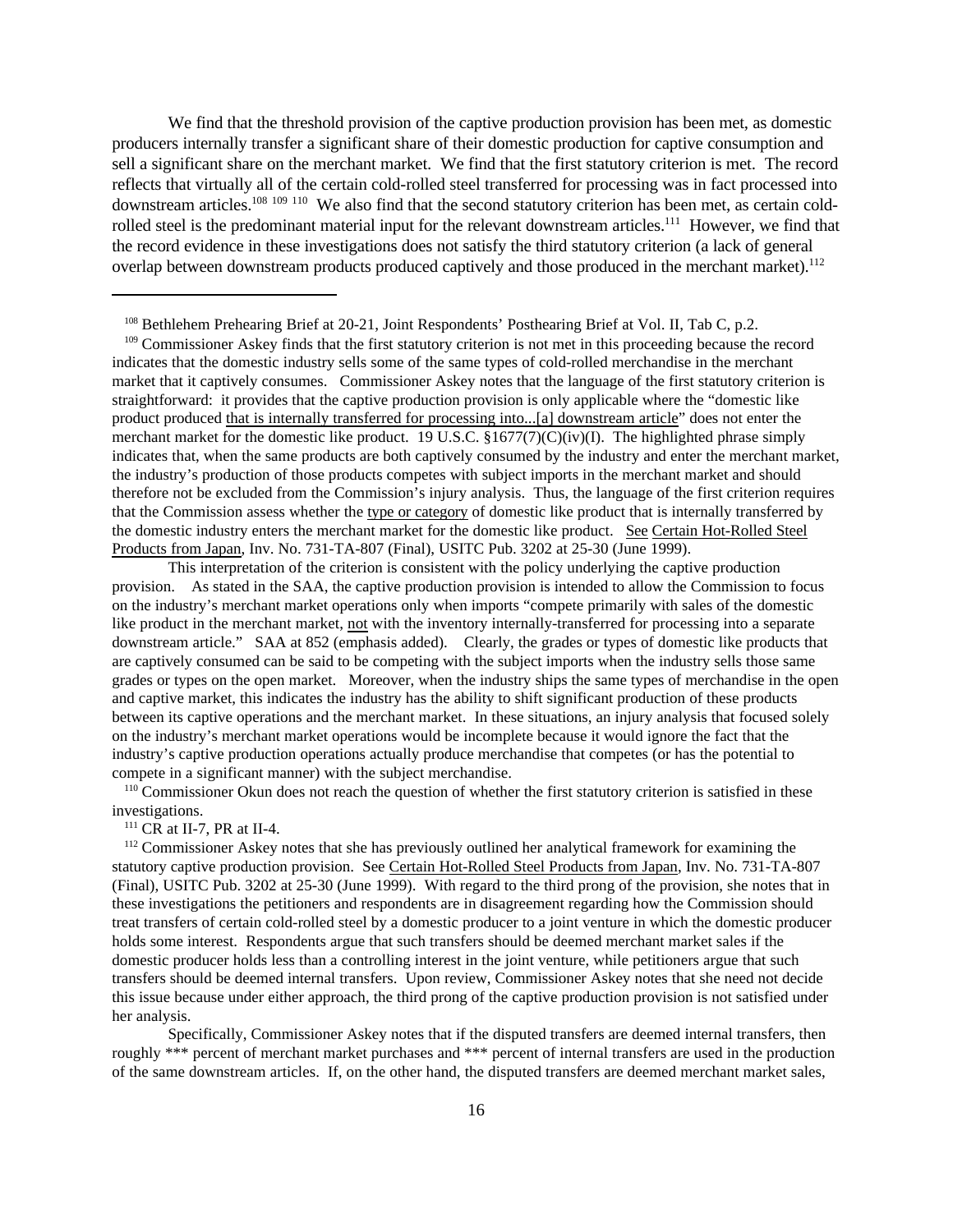We find that the threshold provision of the captive production provision has been met, as domestic producers internally transfer a significant share of their domestic production for captive consumption and sell a significant share on the merchant market. We find that the first statutory criterion is met. The record reflects that virtually all of the certain cold-rolled steel transferred for processing was in fact processed into downstream articles.[108] [109] [110] We also find that the second statutory criterion has been met, as certain cold-rolled steel is the predominant material input for the relevant downstream articles.[111] However, we find that the record evidence in these investigations does not satisfy the third statutory criterion (a lack of general overlap between downstream products produced captively and those produced in the merchant market).[112]

---

[108] Bethlehem Prehearing Brief at 20-21, Joint Respondents' Posthearing Brief at Vol. II, Tab C, p.2.

[109] Commissioner Askey finds that the first statutory criterion is not met in this proceeding because the record indicates that the domestic industry sells some of the same types of cold-rolled merchandise in the merchant market that it captively consumes. Commissioner Askey notes that the language of the first statutory criterion is straightforward: it provides that the captive production provision is only applicable where the "domestic like product produced that is internally transferred for processing into...[a] downstream article" does not enter the merchant market for the domestic like product. 19 U.S.C. §1677(7)(C)(iv)(I). The highlighted phrase simply indicates that, when the same products are both captively consumed by the industry and enter the merchant market, the industry's production of those products competes with subject imports in the merchant market and should therefore not be excluded from the Commission's injury analysis. Thus, the language of the first criterion requires that the Commission assess whether the type or category of domestic like product that is internally transferred by the domestic industry enters the merchant market for the domestic like product. See Certain Hot-Rolled Steel Products from Japan, Inv. No. 731-TA-807 (Final), USITC Pub. 3202 at 25-30 (June 1999).

This interpretation of the criterion is consistent with the policy underlying the captive production provision. As stated in the SAA, the captive production provision is intended to allow the Commission to focus on the industry's merchant market operations only when imports "compete primarily with sales of the domestic like product in the merchant market, not with the inventory internally-transferred for processing into a separate downstream article." SAA at 852 (emphasis added). Clearly, the grades or types of domestic like products that are captively consumed can be said to be competing with the subject imports when the industry sells those same grades or types on the open market. Moreover, when the industry ships the same types of merchandise in the open and captive market, this indicates the industry has the ability to shift significant production of these products between its captive operations and the merchant market. In these situations, an injury analysis that focused solely on the industry's merchant market operations would be incomplete because it would ignore the fact that the industry's captive production operations actually produce merchandise that competes (or has the potential to compete in a significant manner) with the subject merchandise.

[110] Commissioner Okun does not reach the question of whether the first statutory criterion is satisfied in these investigations.

[111] CR at II-7, PR at II-4.

[112] Commissioner Askey notes that she has previously outlined her analytical framework for examining the statutory captive production provision. See Certain Hot-Rolled Steel Products from Japan, Inv. No. 731-TA-807 (Final), USITC Pub. 3202 at 25-30 (June 1999). With regard to the third prong of the provision, she notes that in these investigations the petitioners and respondents are in disagreement regarding how the Commission should treat transfers of certain cold-rolled steel by a domestic producer to a joint venture in which the domestic producer holds some interest. Respondents argue that such transfers should be deemed merchant market sales if the domestic producer holds less than a controlling interest in the joint venture, while petitioners argue that such transfers should be deemed internal transfers. Upon review, Commissioner Askey notes that she need not decide this issue because under either approach, the third prong of the captive production provision is not satisfied under her analysis.

Specifically, Commissioner Askey notes that if the disputed transfers are deemed internal transfers, then roughly *** percent of merchant market purchases and *** percent of internal transfers are used in the production of the same downstream articles. If, on the other hand, the disputed transfers are deemed merchant market sales,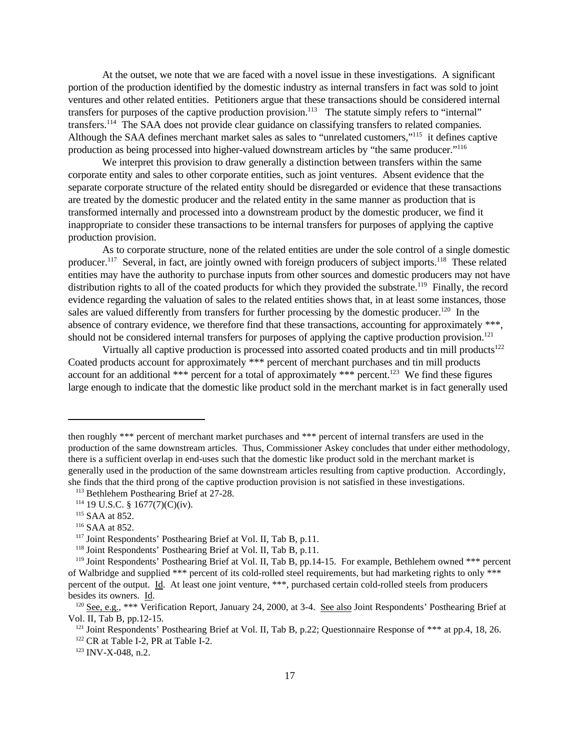At the outset, we note that we are faced with a novel issue in these investigations. A significant portion of the production identified by the domestic industry as internal transfers in fact was sold to joint ventures and other related entities. Petitioners argue that these transactions should be considered internal transfers for purposes of the captive production provision.[113] The statute simply refers to "internal" transfers.[114] The SAA does not provide clear guidance on classifying transfers to related companies. Although the SAA defines merchant market sales as sales to "unrelated customers,"[115] it defines captive production as being processed into higher-valued downstream articles by "the same producer."[116]

We interpret this provision to draw generally a distinction between transfers within the same corporate entity and sales to other corporate entities, such as joint ventures. Absent evidence that the separate corporate structure of the related entity should be disregarded or evidence that these transactions are treated by the domestic producer and the related entity in the same manner as production that is transformed internally and processed into a downstream product by the domestic producer, we find it inappropriate to consider these transactions to be internal transfers for purposes of applying the captive production provision.

As to corporate structure, none of the related entities are under the sole control of a single domestic producer.[117] Several, in fact, are jointly owned with foreign producers of subject imports.[118] These related entities may have the authority to purchase inputs from other sources and domestic producers may not have distribution rights to all of the coated products for which they provided the substrate.[119] Finally, the record evidence regarding the valuation of sales to the related entities shows that, in at least some instances, those sales are valued differently from transfers for further processing by the domestic producer.[120] In the absence of contrary evidence, we therefore find that these transactions, accounting for approximately ***, should not be considered internal transfers for purposes of applying the captive production provision.[121]

Virtually all captive production is processed into assorted coated products and tin mill products[122] Coated products account for approximately *** percent of merchant purchases and tin mill products account for an additional *** percent for a total of approximately *** percent.[123] We find these figures large enough to indicate that the domestic like product sold in the merchant market is in fact generally used

---

then roughly *** percent of merchant market purchases and *** percent of internal transfers are used in the production of the same downstream articles. Thus, Commissioner Askey concludes that under either methodology, there is a sufficient overlap in end-uses such that the domestic like product sold in the merchant market is generally used in the production of the same downstream articles resulting from captive production. Accordingly, she finds that the third prong of the captive production provision is not satisfied in these investigations.

[113] Bethlehem Posthearing Brief at 27-28.

[114] 19 U.S.C. § 1677(7)(C)(iv).

[115] SAA at 852.

[116] SAA at 852.

[117] Joint Respondents' Posthearing Brief at Vol. II, Tab B, p.11.

[118] Joint Respondents' Posthearing Brief at Vol. II, Tab B, p.11.

[119] Joint Respondents' Posthearing Brief at Vol. II, Tab B, pp.14-15. For example, Bethlehem owned *** percent of Walbridge and supplied *** percent of its cold-rolled steel requirements, but had marketing rights to only *** percent of the output. Id. At least one joint venture, ***, purchased certain cold-rolled steels from producers besides its owners. Id.

[120] See, e.g., *** Verification Report, January 24, 2000, at 3-4. See also Joint Respondents' Posthearing Brief at Vol. II, Tab B, pp.12-15.

[121] Joint Respondents' Posthearing Brief at Vol. II, Tab B, p.22; Questionnaire Response of *** at pp.4, 18, 26.

[122] CR at Table I-2, PR at Table I-2.

[123] INV-X-048, n.2.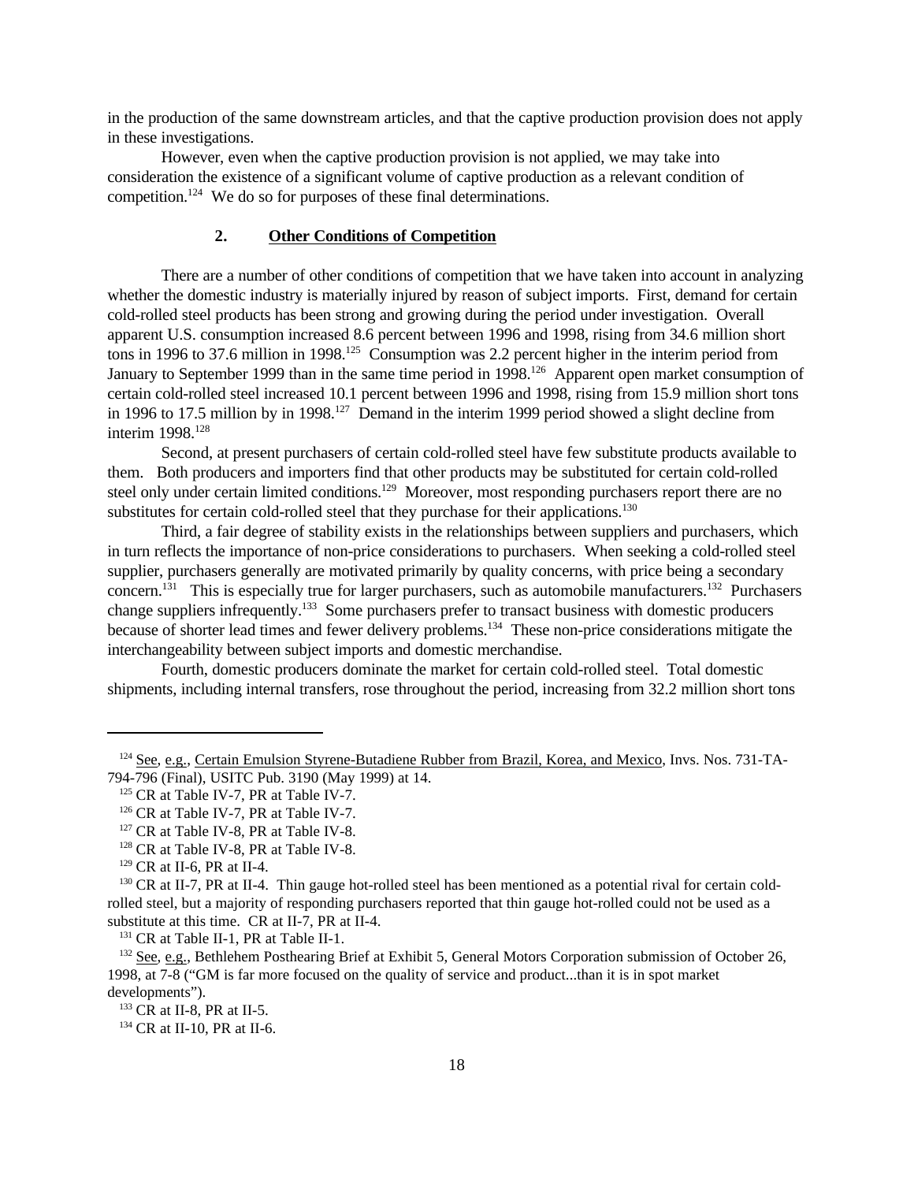in the production of the same downstream articles, and that the captive production provision does not apply in these investigations.

However, even when the captive production provision is not applied, we may take into consideration the existence of a significant volume of captive production as a relevant condition of competition.[124] We do so for purposes of these final determinations.

### 2. Other Conditions of Competition

There are a number of other conditions of competition that we have taken into account in analyzing whether the domestic industry is materially injured by reason of subject imports. First, demand for certain cold-rolled steel products has been strong and growing during the period under investigation. Overall apparent U.S. consumption increased 8.6 percent between 1996 and 1998, rising from 34.6 million short tons in 1996 to 37.6 million in 1998.[125] Consumption was 2.2 percent higher in the interim period from January to September 1999 than in the same time period in 1998.[126] Apparent open market consumption of certain cold-rolled steel increased 10.1 percent between 1996 and 1998, rising from 15.9 million short tons in 1996 to 17.5 million by in 1998.[127] Demand in the interim 1999 period showed a slight decline from interim 1998.[128]

Second, at present purchasers of certain cold-rolled steel have few substitute products available to them. Both producers and importers find that other products may be substituted for certain cold-rolled steel only under certain limited conditions.[129] Moreover, most responding purchasers report there are no substitutes for certain cold-rolled steel that they purchase for their applications.[130]

Third, a fair degree of stability exists in the relationships between suppliers and purchasers, which in turn reflects the importance of non-price considerations to purchasers. When seeking a cold-rolled steel supplier, purchasers generally are motivated primarily by quality concerns, with price being a secondary concern.[131] This is especially true for larger purchasers, such as automobile manufacturers.[132] Purchasers change suppliers infrequently.[133] Some purchasers prefer to transact business with domestic producers because of shorter lead times and fewer delivery problems.[134] These non-price considerations mitigate the interchangeability between subject imports and domestic merchandise.

Fourth, domestic producers dominate the market for certain cold-rolled steel. Total domestic shipments, including internal transfers, rose throughout the period, increasing from 32.2 million short tons

---

[124] See, e.g., Certain Emulsion Styrene-Butadiene Rubber from Brazil, Korea, and Mexico, Invs. Nos. 731-TA-794-796 (Final), USITC Pub. 3190 (May 1999) at 14.

[125] CR at Table IV-7, PR at Table IV-7.

[126] CR at Table IV-7, PR at Table IV-7.

[127] CR at Table IV-8, PR at Table IV-8.

[128] CR at Table IV-8, PR at Table IV-8.

[129] CR at II-6, PR at II-4.

[130] CR at II-7, PR at II-4. Thin gauge hot-rolled steel has been mentioned as a potential rival for certain cold-rolled steel, but a majority of responding purchasers reported that thin gauge hot-rolled could not be used as a substitute at this time. CR at II-7, PR at II-4.

[131] CR at Table II-1, PR at Table II-1.

[132] See, e.g., Bethlehem Posthearing Brief at Exhibit 5, General Motors Corporation submission of October 26, 1998, at 7-8 ("GM is far more focused on the quality of service and product...than it is in spot market developments").

[133] CR at II-8, PR at II-5.

[134] CR at II-10, PR at II-6.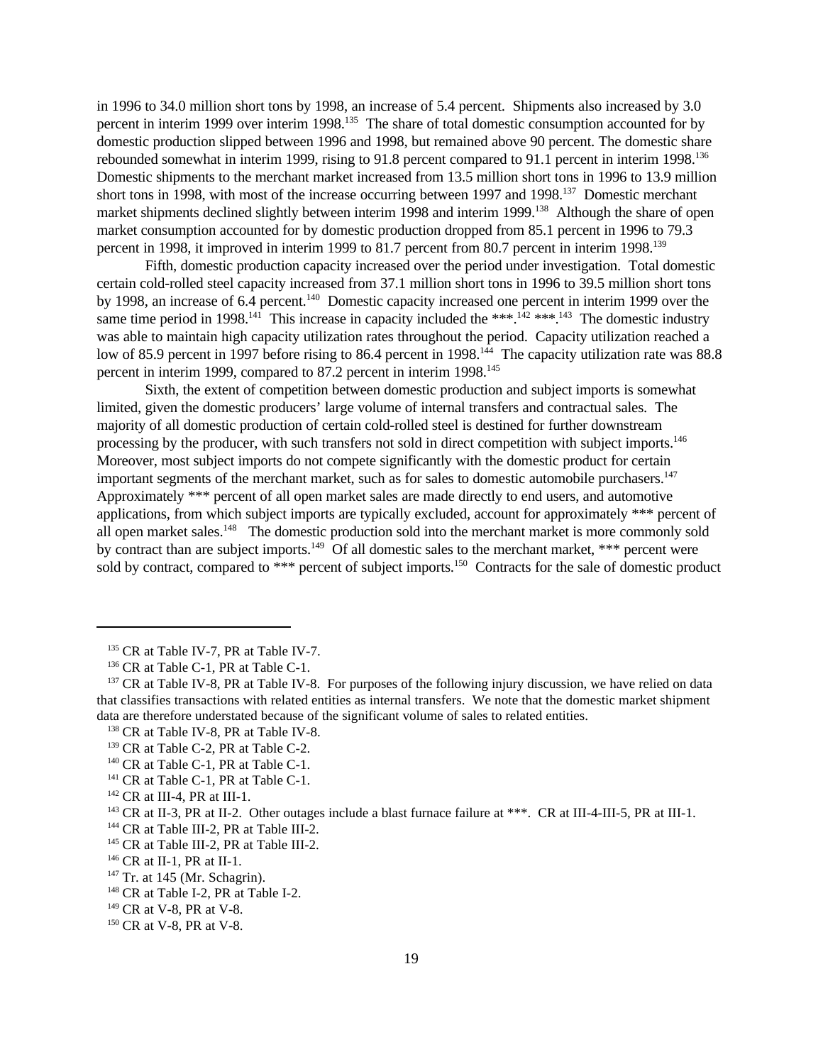in 1996 to 34.0 million short tons by 1998, an increase of 5.4 percent. Shipments also increased by 3.0 percent in interim 1999 over interim 1998.[135] The share of total domestic consumption accounted for by domestic production slipped between 1996 and 1998, but remained above 90 percent. The domestic share rebounded somewhat in interim 1999, rising to 91.8 percent compared to 91.1 percent in interim 1998.[136] Domestic shipments to the merchant market increased from 13.5 million short tons in 1996 to 13.9 million short tons in 1998, with most of the increase occurring between 1997 and 1998.[137] Domestic merchant market shipments declined slightly between interim 1998 and interim 1999.[138] Although the share of open market consumption accounted for by domestic production dropped from 85.1 percent in 1996 to 79.3 percent in 1998, it improved in interim 1999 to 81.7 percent from 80.7 percent in interim 1998.[139]

Fifth, domestic production capacity increased over the period under investigation. Total domestic certain cold-rolled steel capacity increased from 37.1 million short tons in 1996 to 39.5 million short tons by 1998, an increase of 6.4 percent.[140] Domestic capacity increased one percent in interim 1999 over the same time period in 1998.[141] This increase in capacity included the ***.[142] ***.[143] The domestic industry was able to maintain high capacity utilization rates throughout the period. Capacity utilization reached a low of 85.9 percent in 1997 before rising to 86.4 percent in 1998.[144] The capacity utilization rate was 88.8 percent in interim 1999, compared to 87.2 percent in interim 1998.[145]

Sixth, the extent of competition between domestic production and subject imports is somewhat limited, given the domestic producers' large volume of internal transfers and contractual sales. The majority of all domestic production of certain cold-rolled steel is destined for further downstream processing by the producer, with such transfers not sold in direct competition with subject imports.[146] Moreover, most subject imports do not compete significantly with the domestic product for certain important segments of the merchant market, such as for sales to domestic automobile purchasers.[147] Approximately *** percent of all open market sales are made directly to end users, and automotive applications, from which subject imports are typically excluded, account for approximately *** percent of all open market sales.[148] The domestic production sold into the merchant market is more commonly sold by contract than are subject imports.[149] Of all domestic sales to the merchant market, *** percent were sold by contract, compared to *** percent of subject imports.[150] Contracts for the sale of domestic product

---

[135] CR at Table IV-7, PR at Table IV-7.

[136] CR at Table C-1, PR at Table C-1.

[137] CR at Table IV-8, PR at Table IV-8. For purposes of the following injury discussion, we have relied on data that classifies transactions with related entities as internal transfers. We note that the domestic market shipment data are therefore understated because of the significant volume of sales to related entities.

[138] CR at Table IV-8, PR at Table IV-8.

[139] CR at Table C-2, PR at Table C-2.

[140] CR at Table C-1, PR at Table C-1.

[141] CR at Table C-1, PR at Table C-1.

[142] CR at III-4, PR at III-1.

[143] CR at II-3, PR at II-2. Other outages include a blast furnace failure at ***. CR at III-4-III-5, PR at III-1.

[144] CR at Table III-2, PR at Table III-2.

[145] CR at Table III-2, PR at Table III-2.

[146] CR at II-1, PR at II-1.

[147] Tr. at 145 (Mr. Schagrin).

[148] CR at Table I-2, PR at Table I-2.

[149] CR at V-8, PR at V-8.

[150] CR at V-8, PR at V-8.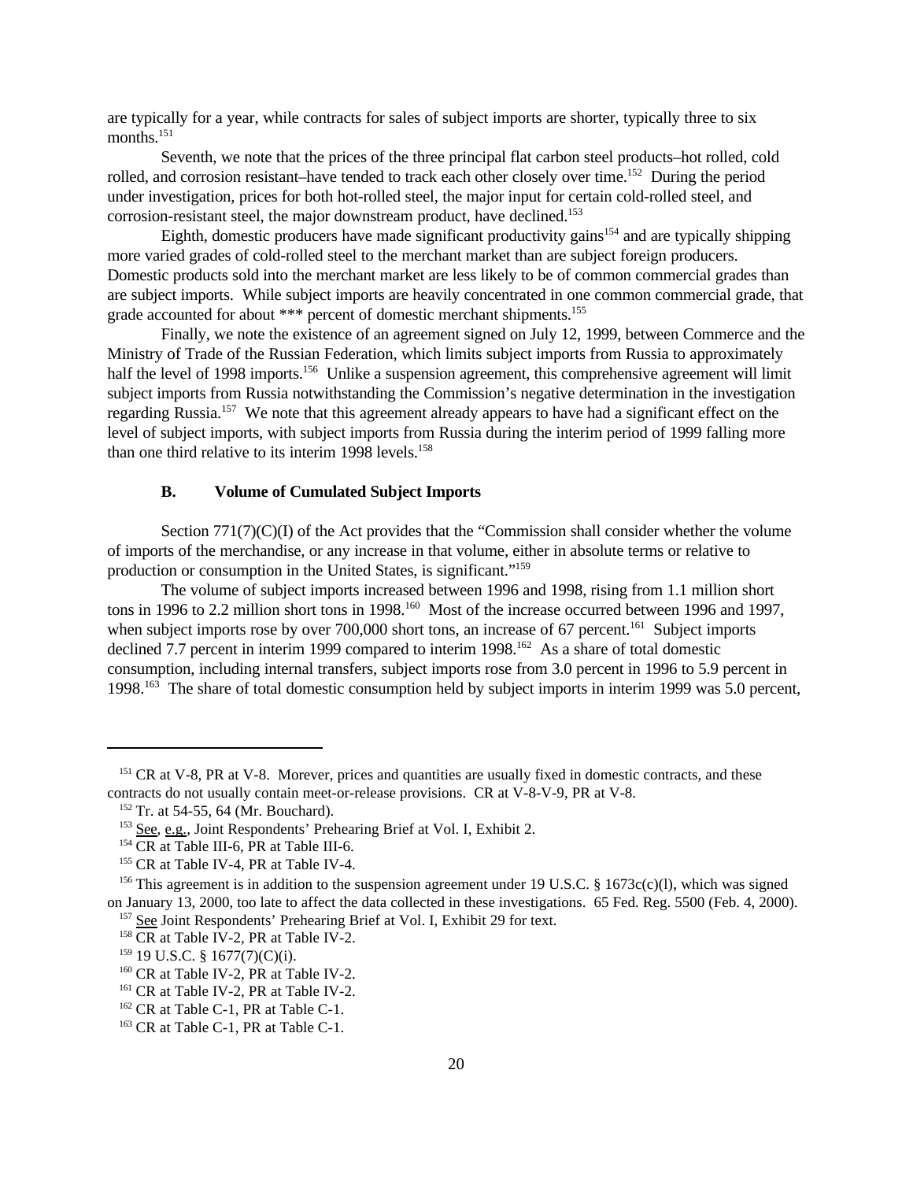are typically for a year, while contracts for sales of subject imports are shorter, typically three to six months.[151]

Seventh, we note that the prices of the three principal flat carbon steel products–hot rolled, cold rolled, and corrosion resistant–have tended to track each other closely over time.[152] During the period under investigation, prices for both hot-rolled steel, the major input for certain cold-rolled steel, and corrosion-resistant steel, the major downstream product, have declined.[153]

Eighth, domestic producers have made significant productivity gains[154] and are typically shipping more varied grades of cold-rolled steel to the merchant market than are subject foreign producers. Domestic products sold into the merchant market are less likely to be of common commercial grades than are subject imports. While subject imports are heavily concentrated in one common commercial grade, that grade accounted for about *** percent of domestic merchant shipments.[155]

Finally, we note the existence of an agreement signed on July 12, 1999, between Commerce and the Ministry of Trade of the Russian Federation, which limits subject imports from Russia to approximately half the level of 1998 imports.[156] Unlike a suspension agreement, this comprehensive agreement will limit subject imports from Russia notwithstanding the Commission's negative determination in the investigation regarding Russia.[157] We note that this agreement already appears to have had a significant effect on the level of subject imports, with subject imports from Russia during the interim period of 1999 falling more than one third relative to its interim 1998 levels.[158]

### B. Volume of Cumulated Subject Imports

Section 771(7)(C)(I) of the Act provides that the "Commission shall consider whether the volume of imports of the merchandise, or any increase in that volume, either in absolute terms or relative to production or consumption in the United States, is significant."[159]

The volume of subject imports increased between 1996 and 1998, rising from 1.1 million short tons in 1996 to 2.2 million short tons in 1998.[160] Most of the increase occurred between 1996 and 1997, when subject imports rose by over 700,000 short tons, an increase of 67 percent.[161] Subject imports declined 7.7 percent in interim 1999 compared to interim 1998.[162] As a share of total domestic consumption, including internal transfers, subject imports rose from 3.0 percent in 1996 to 5.9 percent in 1998.[163] The share of total domestic consumption held by subject imports in interim 1999 was 5.0 percent,

---

[151] CR at V-8, PR at V-8. Morever, prices and quantities are usually fixed in domestic contracts, and these contracts do not usually contain meet-or-release provisions. CR at V-8-V-9, PR at V-8.

[152] Tr. at 54-55, 64 (Mr. Bouchard).

[153] See, e.g., Joint Respondents' Prehearing Brief at Vol. I, Exhibit 2.

[154] CR at Table III-6, PR at Table III-6.

[155] CR at Table IV-4, PR at Table IV-4.

[156] This agreement is in addition to the suspension agreement under 19 U.S.C. § 1673c(c)(l), which was signed on January 13, 2000, too late to affect the data collected in these investigations. 65 Fed. Reg. 5500 (Feb. 4, 2000).

[157] See Joint Respondents' Prehearing Brief at Vol. I, Exhibit 29 for text.

[158] CR at Table IV-2, PR at Table IV-2.

[159] 19 U.S.C. § 1677(7)(C)(i).

[160] CR at Table IV-2, PR at Table IV-2.

[161] CR at Table IV-2, PR at Table IV-2.

[162] CR at Table C-1, PR at Table C-1.

[163] CR at Table C-1, PR at Table C-1.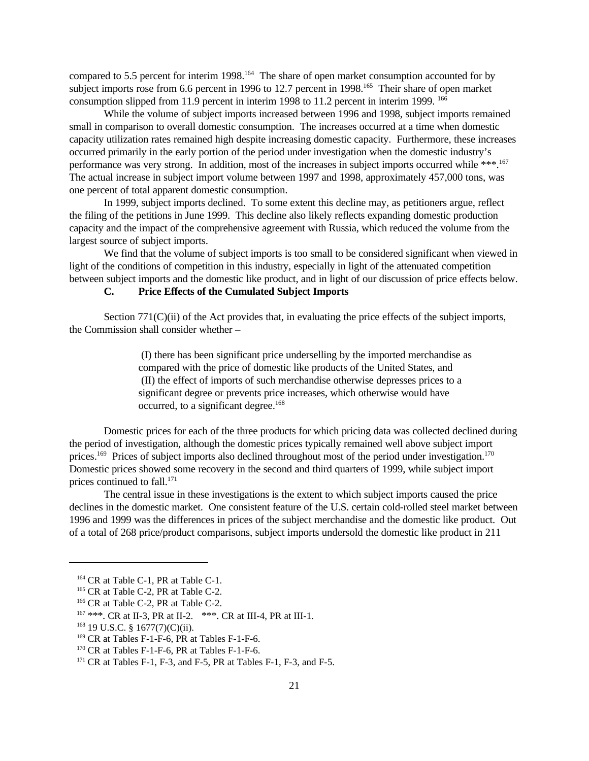compared to 5.5 percent for interim 1998.[164] The share of open market consumption accounted for by subject imports rose from 6.6 percent in 1996 to 12.7 percent in 1998.[165] Their share of open market consumption slipped from 11.9 percent in interim 1998 to 11.2 percent in interim 1999.[166]

While the volume of subject imports increased between 1996 and 1998, subject imports remained small in comparison to overall domestic consumption. The increases occurred at a time when domestic capacity utilization rates remained high despite increasing domestic capacity. Furthermore, these increases occurred primarily in the early portion of the period under investigation when the domestic industry's performance was very strong. In addition, most of the increases in subject imports occurred while ***.[167] The actual increase in subject import volume between 1997 and 1998, approximately 457,000 tons, was one percent of total apparent domestic consumption.

In 1999, subject imports declined. To some extent this decline may, as petitioners argue, reflect the filing of the petitions in June 1999. This decline also likely reflects expanding domestic production capacity and the impact of the comprehensive agreement with Russia, which reduced the volume from the largest source of subject imports.

We find that the volume of subject imports is too small to be considered significant when viewed in light of the conditions of competition in this industry, especially in light of the attenuated competition between subject imports and the domestic like product, and in light of our discussion of price effects below.

### C. Price Effects of the Cumulated Subject Imports

Section 771(C)(ii) of the Act provides that, in evaluating the price effects of the subject imports, the Commission shall consider whether –

> (I) there has been significant price underselling by the imported merchandise as compared with the price of domestic like products of the United States, and
> (II) the effect of imports of such merchandise otherwise depresses prices to a significant degree or prevents price increases, which otherwise would have occurred, to a significant degree.[168]

Domestic prices for each of the three products for which pricing data was collected declined during the period of investigation, although the domestic prices typically remained well above subject import prices.[169] Prices of subject imports also declined throughout most of the period under investigation.[170] Domestic prices showed some recovery in the second and third quarters of 1999, while subject import prices continued to fall.[171]

The central issue in these investigations is the extent to which subject imports caused the price declines in the domestic market. One consistent feature of the U.S. certain cold-rolled steel market between 1996 and 1999 was the differences in prices of the subject merchandise and the domestic like product. Out of a total of 268 price/product comparisons, subject imports undersold the domestic like product in 211

---

[164] CR at Table C-1, PR at Table C-1.

[165] CR at Table C-2, PR at Table C-2.

[166] CR at Table C-2, PR at Table C-2.

[167] ***. CR at II-3, PR at II-2. ***. CR at III-4, PR at III-1.

[168] 19 U.S.C. § 1677(7)(C)(ii).

[169] CR at Tables F-1-F-6, PR at Tables F-1-F-6.

[170] CR at Tables F-1-F-6, PR at Tables F-1-F-6.

[171] CR at Tables F-1, F-3, and F-5, PR at Tables F-1, F-3, and F-5.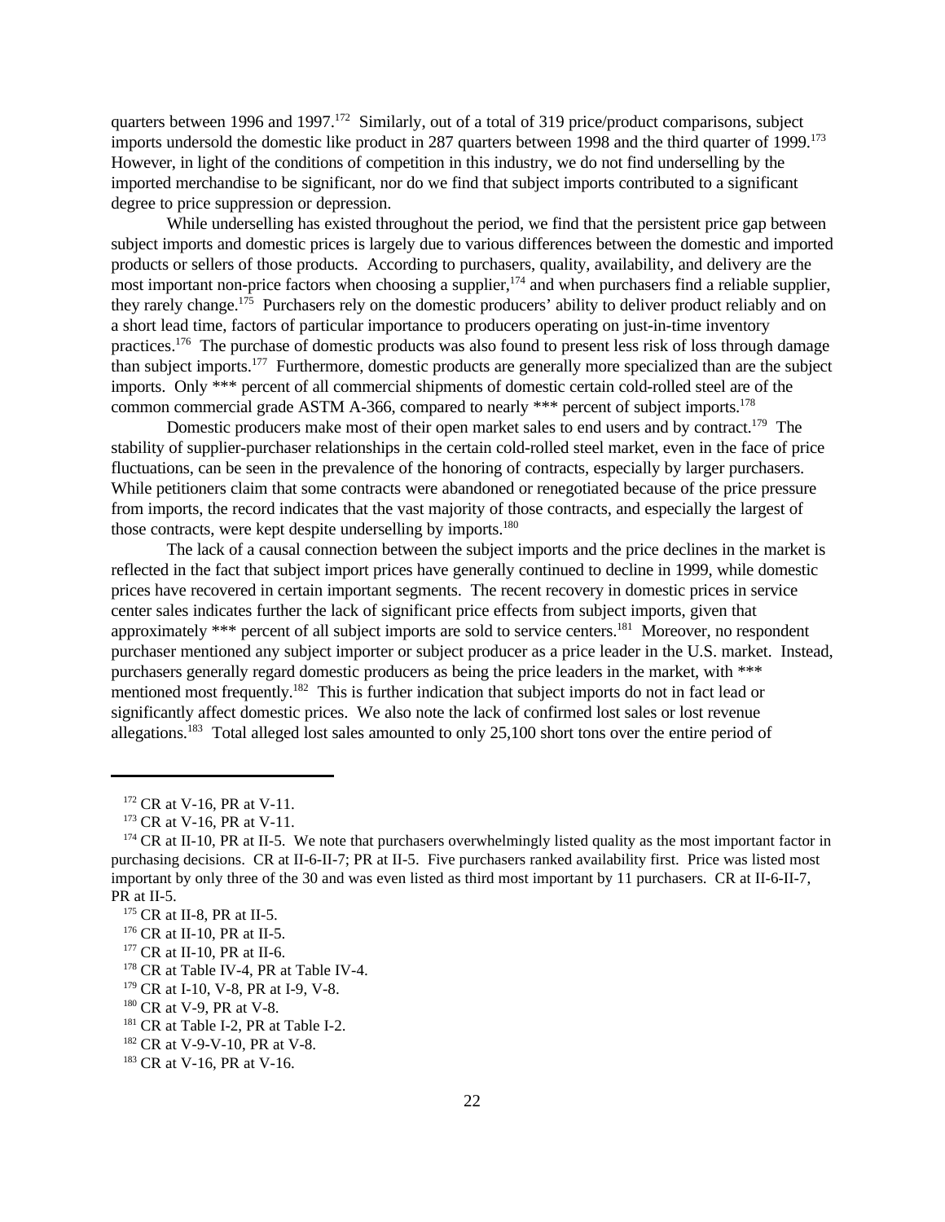quarters between 1996 and 1997.[172] Similarly, out of a total of 319 price/product comparisons, subject imports undersold the domestic like product in 287 quarters between 1998 and the third quarter of 1999.[173] However, in light of the conditions of competition in this industry, we do not find underselling by the imported merchandise to be significant, nor do we find that subject imports contributed to a significant degree to price suppression or depression.

While underselling has existed throughout the period, we find that the persistent price gap between subject imports and domestic prices is largely due to various differences between the domestic and imported products or sellers of those products. According to purchasers, quality, availability, and delivery are the most important non-price factors when choosing a supplier,[174] and when purchasers find a reliable supplier, they rarely change.[175] Purchasers rely on the domestic producers' ability to deliver product reliably and on a short lead time, factors of particular importance to producers operating on just-in-time inventory practices.[176] The purchase of domestic products was also found to present less risk of loss through damage than subject imports.[177] Furthermore, domestic products are generally more specialized than are the subject imports. Only *** percent of all commercial shipments of domestic certain cold-rolled steel are of the common commercial grade ASTM A-366, compared to nearly *** percent of subject imports.[178]

Domestic producers make most of their open market sales to end users and by contract.[179] The stability of supplier-purchaser relationships in the certain cold-rolled steel market, even in the face of price fluctuations, can be seen in the prevalence of the honoring of contracts, especially by larger purchasers. While petitioners claim that some contracts were abandoned or renegotiated because of the price pressure from imports, the record indicates that the vast majority of those contracts, and especially the largest of those contracts, were kept despite underselling by imports.[180]

The lack of a causal connection between the subject imports and the price declines in the market is reflected in the fact that subject import prices have generally continued to decline in 1999, while domestic prices have recovered in certain important segments. The recent recovery in domestic prices in service center sales indicates further the lack of significant price effects from subject imports, given that approximately *** percent of all subject imports are sold to service centers.[181] Moreover, no respondent purchaser mentioned any subject importer or subject producer as a price leader in the U.S. market. Instead, purchasers generally regard domestic producers as being the price leaders in the market, with *** mentioned most frequently.[182] This is further indication that subject imports do not in fact lead or significantly affect domestic prices. We also note the lack of confirmed lost sales or lost revenue allegations.[183] Total alleged lost sales amounted to only 25,100 short tons over the entire period of

---

[172] CR at V-16, PR at V-11.

[173] CR at V-16, PR at V-11.

[174] CR at II-10, PR at II-5. We note that purchasers overwhelmingly listed quality as the most important factor in purchasing decisions. CR at II-6-II-7; PR at II-5. Five purchasers ranked availability first. Price was listed most important by only three of the 30 and was even listed as third most important by 11 purchasers. CR at II-6-II-7, PR at II-5.

[175] CR at II-8, PR at II-5.

[176] CR at II-10, PR at II-5.

[177] CR at II-10, PR at II-6.

[178] CR at Table IV-4, PR at Table IV-4.

[179] CR at I-10, V-8, PR at I-9, V-8.

[180] CR at V-9, PR at V-8.

[181] CR at Table I-2, PR at Table I-2.

[182] CR at V-9-V-10, PR at V-8.

[183] CR at V-16, PR at V-16.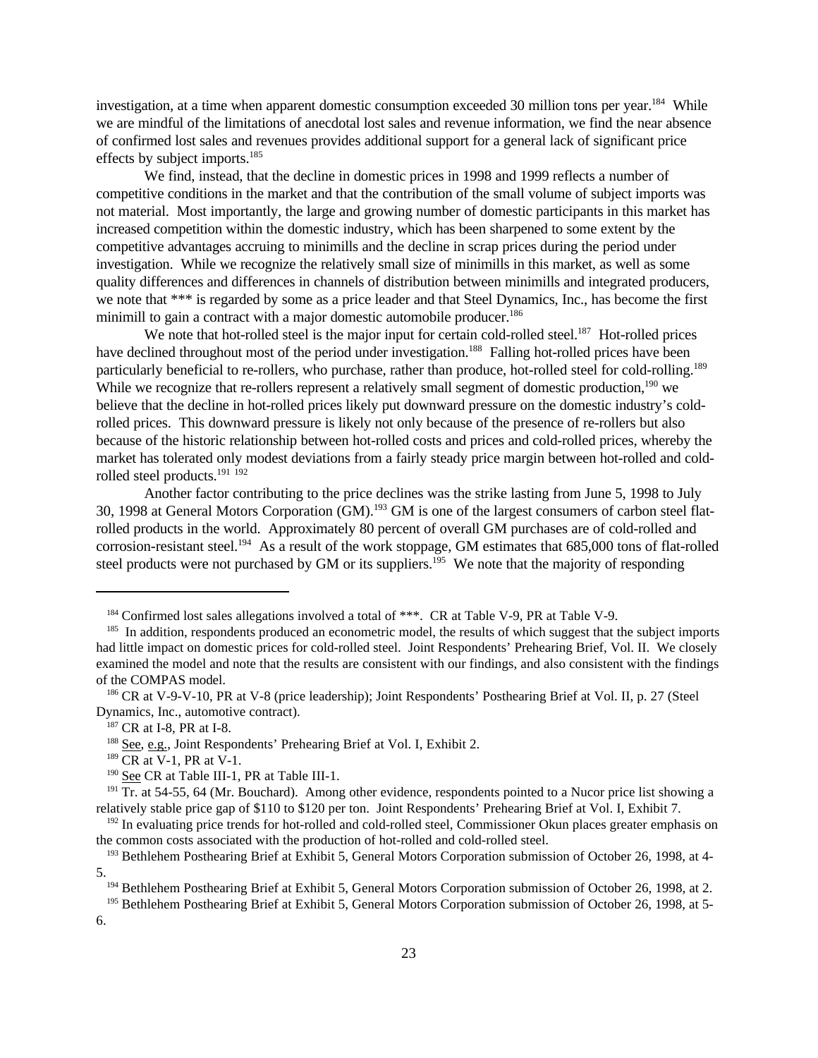investigation, at a time when apparent domestic consumption exceeded 30 million tons per year.[184] While we are mindful of the limitations of anecdotal lost sales and revenue information, we find the near absence of confirmed lost sales and revenues provides additional support for a general lack of significant price effects by subject imports.[185]

We find, instead, that the decline in domestic prices in 1998 and 1999 reflects a number of competitive conditions in the market and that the contribution of the small volume of subject imports was not material. Most importantly, the large and growing number of domestic participants in this market has increased competition within the domestic industry, which has been sharpened to some extent by the competitive advantages accruing to minimills and the decline in scrap prices during the period under investigation. While we recognize the relatively small size of minimills in this market, as well as some quality differences and differences in channels of distribution between minimills and integrated producers, we note that *** is regarded by some as a price leader and that Steel Dynamics, Inc., has become the first minimill to gain a contract with a major domestic automobile producer.[186]

We note that hot-rolled steel is the major input for certain cold-rolled steel.[187] Hot-rolled prices have declined throughout most of the period under investigation.[188] Falling hot-rolled prices have been particularly beneficial to re-rollers, who purchase, rather than produce, hot-rolled steel for cold-rolling.[189] While we recognize that re-rollers represent a relatively small segment of domestic production,[190] we believe that the decline in hot-rolled prices likely put downward pressure on the domestic industry's cold-rolled prices. This downward pressure is likely not only because of the presence of re-rollers but also because of the historic relationship between hot-rolled costs and prices and cold-rolled prices, whereby the market has tolerated only modest deviations from a fairly steady price margin between hot-rolled and cold-rolled steel products.[191] [192]

Another factor contributing to the price declines was the strike lasting from June 5, 1998 to July 30, 1998 at General Motors Corporation (GM).[193] GM is one of the largest consumers of carbon steel flat-rolled products in the world. Approximately 80 percent of overall GM purchases are of cold-rolled and corrosion-resistant steel.[194] As a result of the work stoppage, GM estimates that 685,000 tons of flat-rolled steel products were not purchased by GM or its suppliers.[195] We note that the majority of responding

---

[184] Confirmed lost sales allegations involved a total of ***. CR at Table V-9, PR at Table V-9.

[185] In addition, respondents produced an econometric model, the results of which suggest that the subject imports had little impact on domestic prices for cold-rolled steel. Joint Respondents' Prehearing Brief, Vol. II. We closely examined the model and note that the results are consistent with our findings, and also consistent with the findings of the COMPAS model.

[186] CR at V-9-V-10, PR at V-8 (price leadership); Joint Respondents' Posthearing Brief at Vol. II, p. 27 (Steel Dynamics, Inc., automotive contract).

[187] CR at I-8, PR at I-8.

[188] See, e.g., Joint Respondents' Prehearing Brief at Vol. I, Exhibit 2.

[189] CR at V-1, PR at V-1.

[190] See CR at Table III-1, PR at Table III-1.

[191] Tr. at 54-55, 64 (Mr. Bouchard). Among other evidence, respondents pointed to a Nucor price list showing a relatively stable price gap of $110 to $120 per ton. Joint Respondents' Prehearing Brief at Vol. I, Exhibit 7.

[192] In evaluating price trends for hot-rolled and cold-rolled steel, Commissioner Okun places greater emphasis on the common costs associated with the production of hot-rolled and cold-rolled steel.

[193] Bethlehem Posthearing Brief at Exhibit 5, General Motors Corporation submission of October 26, 1998, at 4-5.

[194] Bethlehem Posthearing Brief at Exhibit 5, General Motors Corporation submission of October 26, 1998, at 2.

[195] Bethlehem Posthearing Brief at Exhibit 5, General Motors Corporation submission of October 26, 1998, at 5-6.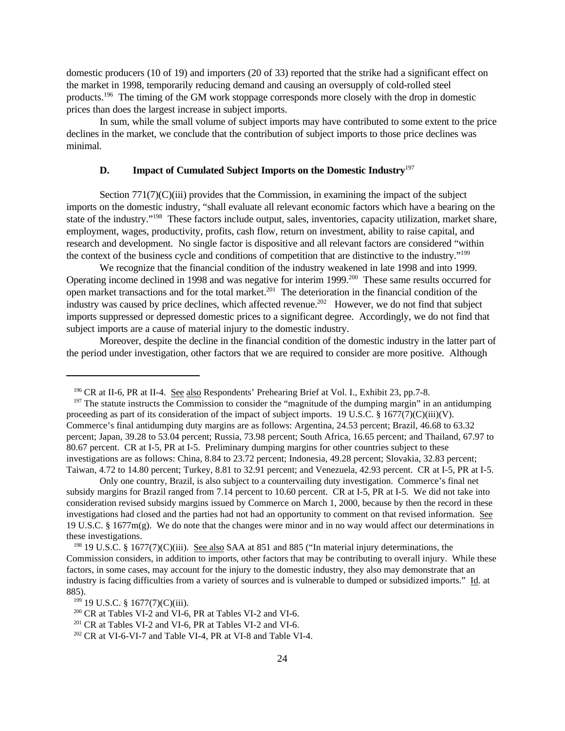domestic producers (10 of 19) and importers (20 of 33) reported that the strike had a significant effect on the market in 1998, temporarily reducing demand and causing an oversupply of cold-rolled steel products.[196] The timing of the GM work stoppage corresponds more closely with the drop in domestic prices than does the largest increase in subject imports.

In sum, while the small volume of subject imports may have contributed to some extent to the price declines in the market, we conclude that the contribution of subject imports to those price declines was minimal.

### D. Impact of Cumulated Subject Imports on the Domestic Industry[197]

Section 771(7)(C)(iii) provides that the Commission, in examining the impact of the subject imports on the domestic industry, "shall evaluate all relevant economic factors which have a bearing on the state of the industry."[198] These factors include output, sales, inventories, capacity utilization, market share, employment, wages, productivity, profits, cash flow, return on investment, ability to raise capital, and research and development. No single factor is dispositive and all relevant factors are considered "within the context of the business cycle and conditions of competition that are distinctive to the industry."[199]

We recognize that the financial condition of the industry weakened in late 1998 and into 1999. Operating income declined in 1998 and was negative for interim 1999.[200] These same results occurred for open market transactions and for the total market.[201] The deterioration in the financial condition of the industry was caused by price declines, which affected revenue.[202] However, we do not find that subject imports suppressed or depressed domestic prices to a significant degree. Accordingly, we do not find that subject imports are a cause of material injury to the domestic industry.

Moreover, despite the decline in the financial condition of the domestic industry in the latter part of the period under investigation, other factors that we are required to consider are more positive. Although

---

[196] CR at II-6, PR at II-4. See also Respondents' Prehearing Brief at Vol. I., Exhibit 23, pp.7-8.

[197] The statute instructs the Commission to consider the "magnitude of the dumping margin" in an antidumping proceeding as part of its consideration of the impact of subject imports. 19 U.S.C. § 1677(7)(C)(iii)(V). Commerce's final antidumping duty margins are as follows: Argentina, 24.53 percent; Brazil, 46.68 to 63.32 percent; Japan, 39.28 to 53.04 percent; Russia, 73.98 percent; South Africa, 16.65 percent; and Thailand, 67.97 to 80.67 percent. CR at I-5, PR at I-5. Preliminary dumping margins for other countries subject to these investigations are as follows: China, 8.84 to 23.72 percent; Indonesia, 49.28 percent; Slovakia, 32.83 percent; Taiwan, 4.72 to 14.80 percent; Turkey, 8.81 to 32.91 percent; and Venezuela, 42.93 percent. CR at I-5, PR at I-5.

Only one country, Brazil, is also subject to a countervailing duty investigation. Commerce's final net subsidy margins for Brazil ranged from 7.14 percent to 10.60 percent. CR at I-5, PR at I-5. We did not take into consideration revised subsidy margins issued by Commerce on March 1, 2000, because by then the record in these investigations had closed and the parties had not had an opportunity to comment on that revised information. See 19 U.S.C. § 1677m(g). We do note that the changes were minor and in no way would affect our determinations in these investigations.

[198] 19 U.S.C. § 1677(7)(C)(iii). See also SAA at 851 and 885 ("In material injury determinations, the Commission considers, in addition to imports, other factors that may be contributing to overall injury. While these factors, in some cases, may account for the injury to the domestic industry, they also may demonstrate that an industry is facing difficulties from a variety of sources and is vulnerable to dumped or subsidized imports." Id. at 885).

[199] 19 U.S.C. § 1677(7)(C)(iii).

[200] CR at Tables VI-2 and VI-6, PR at Tables VI-2 and VI-6.

[201] CR at Tables VI-2 and VI-6, PR at Tables VI-2 and VI-6.

[202] CR at VI-6-VI-7 and Table VI-4, PR at VI-8 and Table VI-4.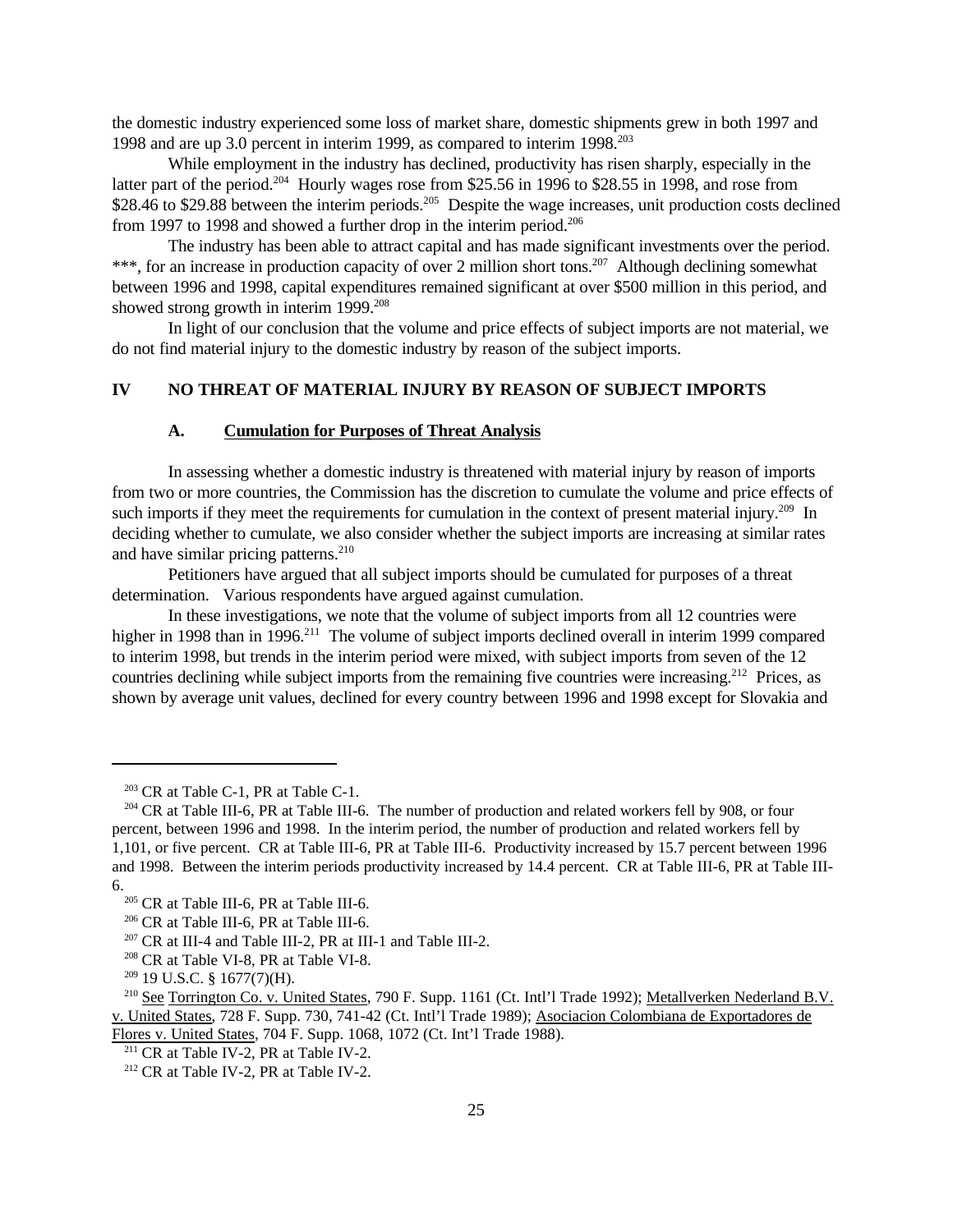the domestic industry experienced some loss of market share, domestic shipments grew in both 1997 and 1998 and are up 3.0 percent in interim 1999, as compared to interim 1998.[203]

While employment in the industry has declined, productivity has risen sharply, especially in the latter part of the period.[204] Hourly wages rose from $25.56 in 1996 to $28.55 in 1998, and rose from $28.46 to $29.88 between the interim periods.[205] Despite the wage increases, unit production costs declined from 1997 to 1998 and showed a further drop in the interim period.[206]

The industry has been able to attract capital and has made significant investments over the period. ***, for an increase in production capacity of over 2 million short tons.[207] Although declining somewhat between 1996 and 1998, capital expenditures remained significant at over $500 million in this period, and showed strong growth in interim 1999.[208]

In light of our conclusion that the volume and price effects of subject imports are not material, we do not find material injury to the domestic industry by reason of the subject imports.

## IV NO THREAT OF MATERIAL INJURY BY REASON OF SUBJECT IMPORTS

### A. Cumulation for Purposes of Threat Analysis

In assessing whether a domestic industry is threatened with material injury by reason of imports from two or more countries, the Commission has the discretion to cumulate the volume and price effects of such imports if they meet the requirements for cumulation in the context of present material injury.[209] In deciding whether to cumulate, we also consider whether the subject imports are increasing at similar rates and have similar pricing patterns.[210]

Petitioners have argued that all subject imports should be cumulated for purposes of a threat determination. Various respondents have argued against cumulation.

In these investigations, we note that the volume of subject imports from all 12 countries were higher in 1998 than in 1996.[211] The volume of subject imports declined overall in interim 1999 compared to interim 1998, but trends in the interim period were mixed, with subject imports from seven of the 12 countries declining while subject imports from the remaining five countries were increasing.[212] Prices, as shown by average unit values, declined for every country between 1996 and 1998 except for Slovakia and

---

[203] CR at Table C-1, PR at Table C-1.

[204] CR at Table III-6, PR at Table III-6. The number of production and related workers fell by 908, or four percent, between 1996 and 1998. In the interim period, the number of production and related workers fell by 1,101, or five percent. CR at Table III-6, PR at Table III-6. Productivity increased by 15.7 percent between 1996 and 1998. Between the interim periods productivity increased by 14.4 percent. CR at Table III-6, PR at Table III-6.

[205] CR at Table III-6, PR at Table III-6.

[206] CR at Table III-6, PR at Table III-6.

[207] CR at III-4 and Table III-2, PR at III-1 and Table III-2.

[208] CR at Table VI-8, PR at Table VI-8.

[209] 19 U.S.C. § 1677(7)(H).

[210] See Torrington Co. v. United States, 790 F. Supp. 1161 (Ct. Intl'l Trade 1992); Metallverken Nederland B.V. v. United States, 728 F. Supp. 730, 741-42 (Ct. Intl'l Trade 1989); Asociacion Colombiana de Exportadores de Flores v. United States, 704 F. Supp. 1068, 1072 (Ct. Int'l Trade 1988).

[211] CR at Table IV-2, PR at Table IV-2.

[212] CR at Table IV-2, PR at Table IV-2.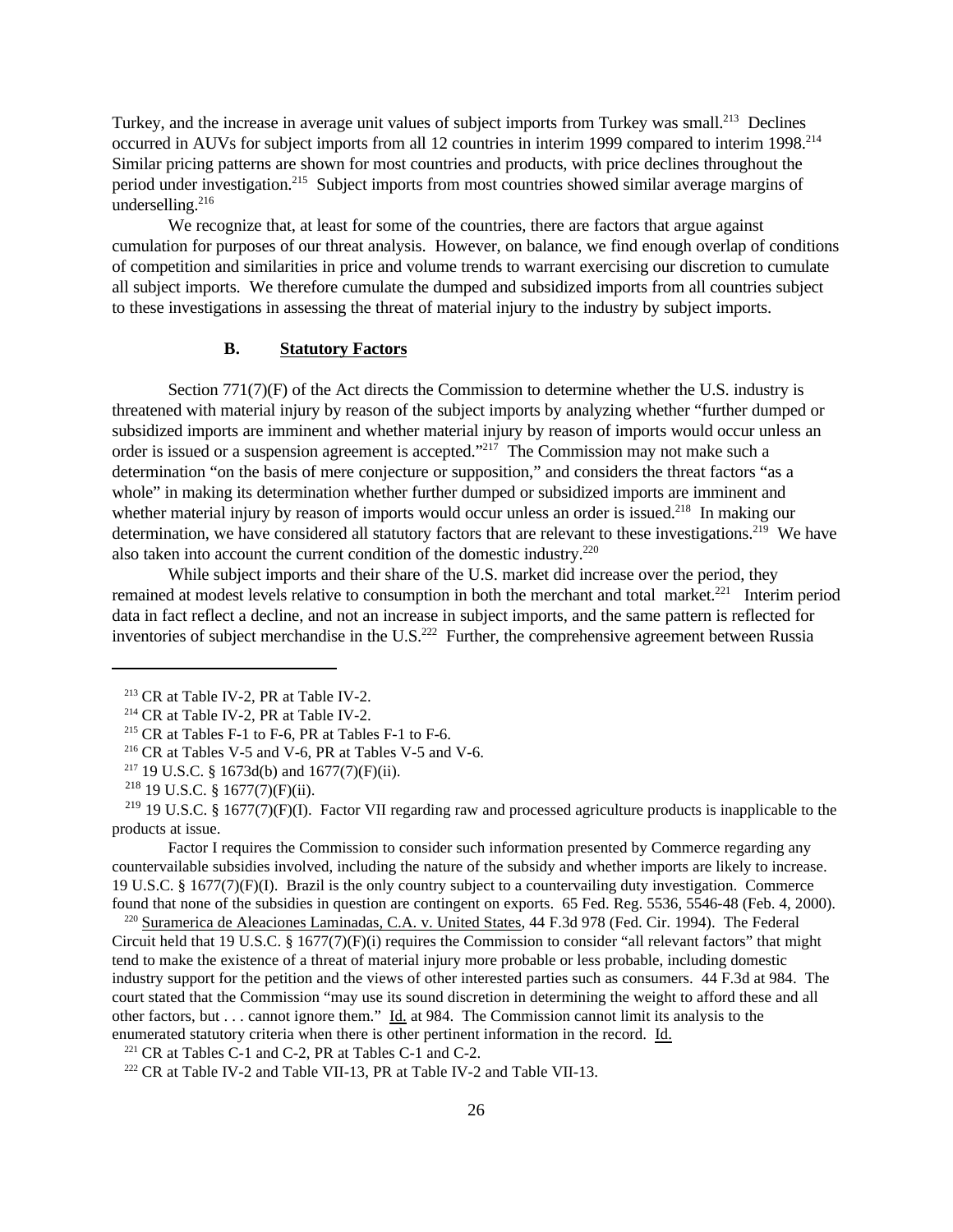Turkey, and the increase in average unit values of subject imports from Turkey was small.[213] Declines occurred in AUVs for subject imports from all 12 countries in interim 1999 compared to interim 1998.[214] Similar pricing patterns are shown for most countries and products, with price declines throughout the period under investigation.[215] Subject imports from most countries showed similar average margins of underselling.[216]

We recognize that, at least for some of the countries, there are factors that argue against cumulation for purposes of our threat analysis. However, on balance, we find enough overlap of conditions of competition and similarities in price and volume trends to warrant exercising our discretion to cumulate all subject imports. We therefore cumulate the dumped and subsidized imports from all countries subject to these investigations in assessing the threat of material injury to the industry by subject imports.

### B. Statutory Factors

Section 771(7)(F) of the Act directs the Commission to determine whether the U.S. industry is threatened with material injury by reason of the subject imports by analyzing whether "further dumped or subsidized imports are imminent and whether material injury by reason of imports would occur unless an order is issued or a suspension agreement is accepted."[217] The Commission may not make such a determination "on the basis of mere conjecture or supposition," and considers the threat factors "as a whole" in making its determination whether further dumped or subsidized imports are imminent and whether material injury by reason of imports would occur unless an order is issued.[218] In making our determination, we have considered all statutory factors that are relevant to these investigations.[219] We have also taken into account the current condition of the domestic industry.[220]

While subject imports and their share of the U.S. market did increase over the period, they remained at modest levels relative to consumption in both the merchant and total market.[221] Interim period data in fact reflect a decline, and not an increase in subject imports, and the same pattern is reflected for inventories of subject merchandise in the U.S.[222] Further, the comprehensive agreement between Russia

---

[213] CR at Table IV-2, PR at Table IV-2.

[214] CR at Table IV-2, PR at Table IV-2.

[215] CR at Tables F-1 to F-6, PR at Tables F-1 to F-6.

[216] CR at Tables V-5 and V-6, PR at Tables V-5 and V-6.

[217] 19 U.S.C. § 1673d(b) and 1677(7)(F)(ii).

[218] 19 U.S.C. § 1677(7)(F)(ii).

[219] 19 U.S.C. § 1677(7)(F)(I). Factor VII regarding raw and processed agriculture products is inapplicable to the products at issue.

Factor I requires the Commission to consider such information presented by Commerce regarding any countervailable subsidies involved, including the nature of the subsidy and whether imports are likely to increase. 19 U.S.C. § 1677(7)(F)(I). Brazil is the only country subject to a countervailing duty investigation. Commerce found that none of the subsidies in question are contingent on exports. 65 Fed. Reg. 5536, 5546-48 (Feb. 4, 2000).

[220] Suramerica de Aleaciones Laminadas, C.A. v. United States, 44 F.3d 978 (Fed. Cir. 1994). The Federal Circuit held that 19 U.S.C. § 1677(7)(F)(i) requires the Commission to consider "all relevant factors" that might tend to make the existence of a threat of material injury more probable or less probable, including domestic industry support for the petition and the views of other interested parties such as consumers. 44 F.3d at 984. The court stated that the Commission "may use its sound discretion in determining the weight to afford these and all other factors, but . . . cannot ignore them." Id. at 984. The Commission cannot limit its analysis to the enumerated statutory criteria when there is other pertinent information in the record. Id.

[221] CR at Tables C-1 and C-2, PR at Tables C-1 and C-2.

[222] CR at Table IV-2 and Table VII-13, PR at Table IV-2 and Table VII-13.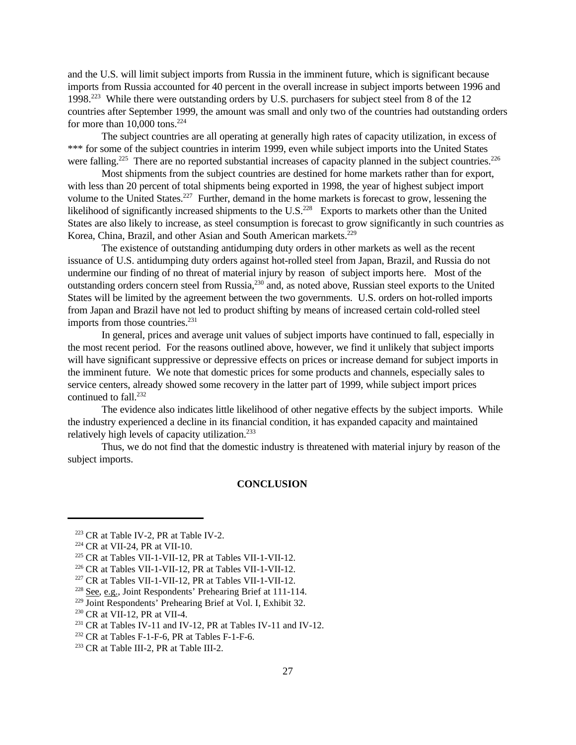and the U.S. will limit subject imports from Russia in the imminent future, which is significant because imports from Russia accounted for 40 percent in the overall increase in subject imports between 1996 and 1998.[223] While there were outstanding orders by U.S. purchasers for subject steel from 8 of the 12 countries after September 1999, the amount was small and only two of the countries had outstanding orders for more than 10,000 tons.[224]

The subject countries are all operating at generally high rates of capacity utilization, in excess of *** for some of the subject countries in interim 1999, even while subject imports into the United States were falling.[225] There are no reported substantial increases of capacity planned in the subject countries.[226]

Most shipments from the subject countries are destined for home markets rather than for export, with less than 20 percent of total shipments being exported in 1998, the year of highest subject import volume to the United States.[227] Further, demand in the home markets is forecast to grow, lessening the likelihood of significantly increased shipments to the U.S.[228] Exports to markets other than the United States are also likely to increase, as steel consumption is forecast to grow significantly in such countries as Korea, China, Brazil, and other Asian and South American markets.[229]

The existence of outstanding antidumping duty orders in other markets as well as the recent issuance of U.S. antidumping duty orders against hot-rolled steel from Japan, Brazil, and Russia do not undermine our finding of no threat of material injury by reason of subject imports here. Most of the outstanding orders concern steel from Russia,[230] and, as noted above, Russian steel exports to the United States will be limited by the agreement between the two governments. U.S. orders on hot-rolled imports from Japan and Brazil have not led to product shifting by means of increased certain cold-rolled steel imports from those countries.[231]

In general, prices and average unit values of subject imports have continued to fall, especially in the most recent period. For the reasons outlined above, however, we find it unlikely that subject imports will have significant suppressive or depressive effects on prices or increase demand for subject imports in the imminent future. We note that domestic prices for some products and channels, especially sales to service centers, already showed some recovery in the latter part of 1999, while subject import prices continued to fall.[232]

The evidence also indicates little likelihood of other negative effects by the subject imports. While the industry experienced a decline in its financial condition, it has expanded capacity and maintained relatively high levels of capacity utilization.[233]

Thus, we do not find that the domestic industry is threatened with material injury by reason of the subject imports.

## CONCLUSION

---

[223] CR at Table IV-2, PR at Table IV-2.

[224] CR at VII-24, PR at VII-10.

[225] CR at Tables VII-1-VII-12, PR at Tables VII-1-VII-12.

[226] CR at Tables VII-1-VII-12, PR at Tables VII-1-VII-12.

[227] CR at Tables VII-1-VII-12, PR at Tables VII-1-VII-12.

[228] See, e.g., Joint Respondents' Prehearing Brief at 111-114.

[229] Joint Respondents' Prehearing Brief at Vol. I, Exhibit 32.

[230] CR at VII-12, PR at VII-4.

[231] CR at Tables IV-11 and IV-12, PR at Tables IV-11 and IV-12.

[232] CR at Tables F-1-F-6, PR at Tables F-1-F-6.

[233] CR at Table III-2, PR at Table III-2.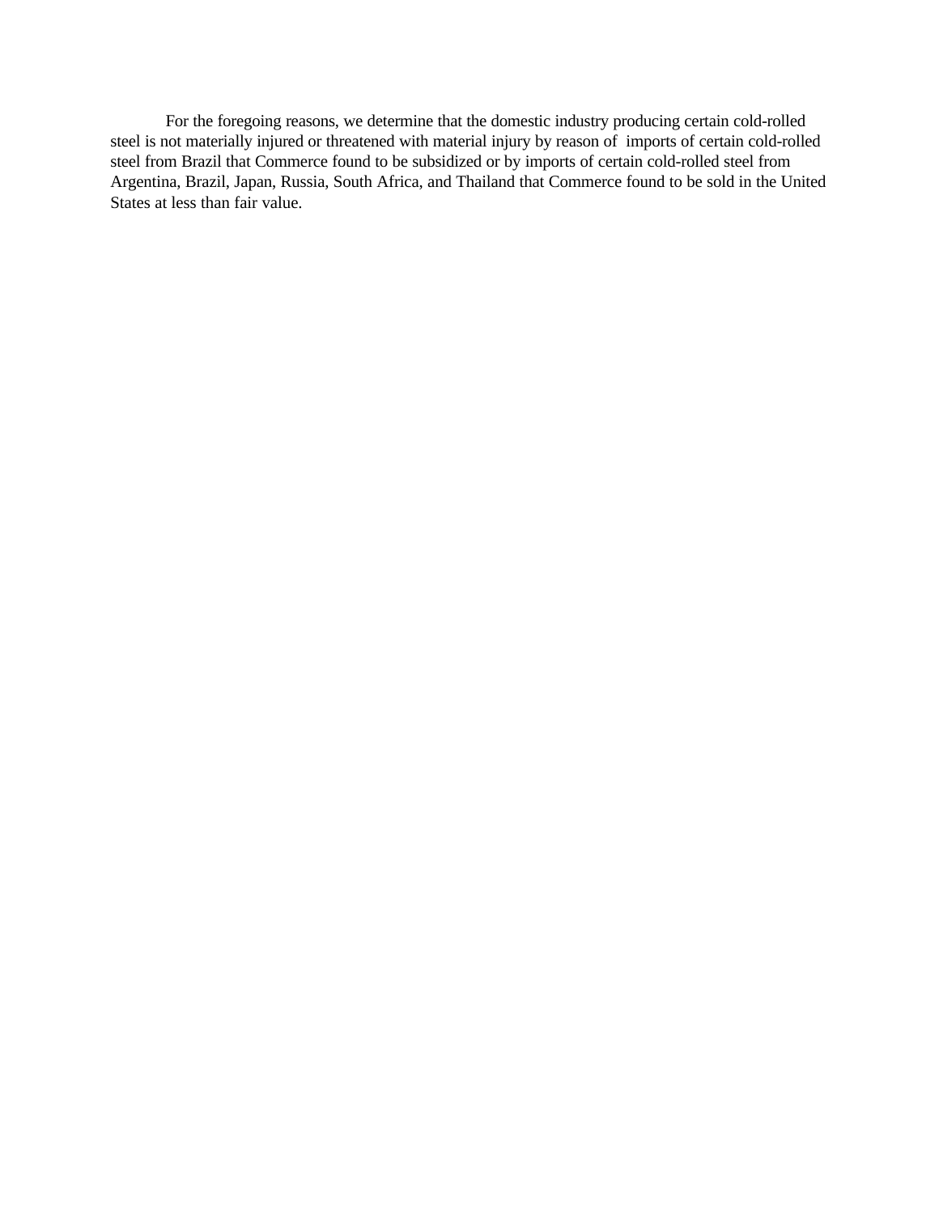For the foregoing reasons, we determine that the domestic industry producing certain cold-rolled steel is not materially injured or threatened with material injury by reason of imports of certain cold-rolled steel from Brazil that Commerce found to be subsidized or by imports of certain cold-rolled steel from Argentina, Brazil, Japan, Russia, South Africa, and Thailand that Commerce found to be sold in the United States at less than fair value.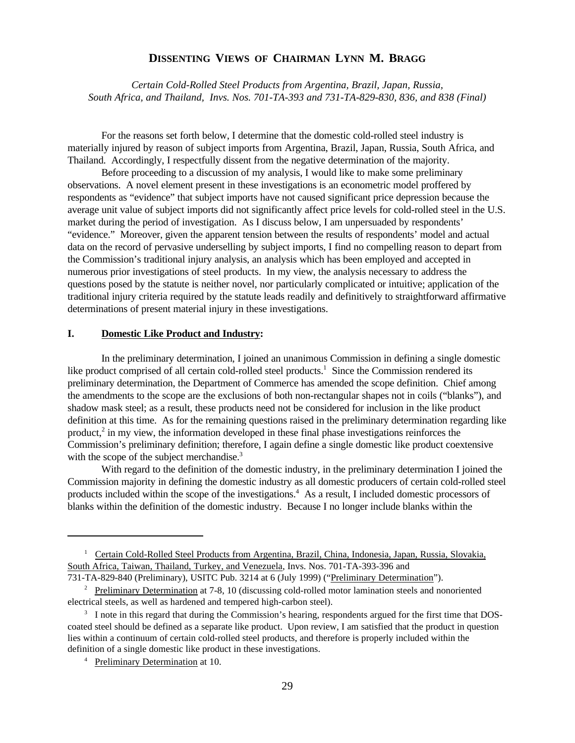## DISSENTING VIEWS OF CHAIRMAN LYNN M. BRAGG

*Certain Cold-Rolled Steel Products from Argentina, Brazil, Japan, Russia, South Africa, and Thailand, Invs. Nos. 701-TA-393 and 731-TA-829-830, 836, and 838 (Final)*

For the reasons set forth below, I determine that the domestic cold-rolled steel industry is materially injured by reason of subject imports from Argentina, Brazil, Japan, Russia, South Africa, and Thailand. Accordingly, I respectfully dissent from the negative determination of the majority.

Before proceeding to a discussion of my analysis, I would like to make some preliminary observations. A novel element present in these investigations is an econometric model proffered by respondents as "evidence" that subject imports have not caused significant price depression because the average unit value of subject imports did not significantly affect price levels for cold-rolled steel in the U.S. market during the period of investigation. As I discuss below, I am unpersuaded by respondents' "evidence." Moreover, given the apparent tension between the results of respondents' model and actual data on the record of pervasive underselling by subject imports, I find no compelling reason to depart from the Commission's traditional injury analysis, an analysis which has been employed and accepted in numerous prior investigations of steel products. In my view, the analysis necessary to address the questions posed by the statute is neither novel, nor particularly complicated or intuitive; application of the traditional injury criteria required by the statute leads readily and definitively to straightforward affirmative determinations of present material injury in these investigations.

### I. Domestic Like Product and Industry:

In the preliminary determination, I joined an unanimous Commission in defining a single domestic like product comprised of all certain cold-rolled steel products.[1] Since the Commission rendered its preliminary determination, the Department of Commerce has amended the scope definition. Chief among the amendments to the scope are the exclusions of both non-rectangular shapes not in coils ("blanks"), and shadow mask steel; as a result, these products need not be considered for inclusion in the like product definition at this time. As for the remaining questions raised in the preliminary determination regarding like product,[2] in my view, the information developed in these final phase investigations reinforces the Commission's preliminary definition; therefore, I again define a single domestic like product coextensive with the scope of the subject merchandise.[3]

With regard to the definition of the domestic industry, in the preliminary determination I joined the Commission majority in defining the domestic industry as all domestic producers of certain cold-rolled steel products included within the scope of the investigations.[4] As a result, I included domestic processors of blanks within the definition of the domestic industry. Because I no longer include blanks within the

---

[1] Certain Cold-Rolled Steel Products from Argentina, Brazil, China, Indonesia, Japan, Russia, Slovakia, South Africa, Taiwan, Thailand, Turkey, and Venezuela, Invs. Nos. 701-TA-393-396 and 731-TA-829-840 (Preliminary), USITC Pub. 3214 at 6 (July 1999) ("Preliminary Determination").

[2] Preliminary Determination at 7-8, 10 (discussing cold-rolled motor lamination steels and nonoriented electrical steels, as well as hardened and tempered high-carbon steel).

[3] I note in this regard that during the Commission's hearing, respondents argued for the first time that DOS-coated steel should be defined as a separate like product. Upon review, I am satisfied that the product in question lies within a continuum of certain cold-rolled steel products, and therefore is properly included within the definition of a single domestic like product in these investigations.

[4] Preliminary Determination at 10.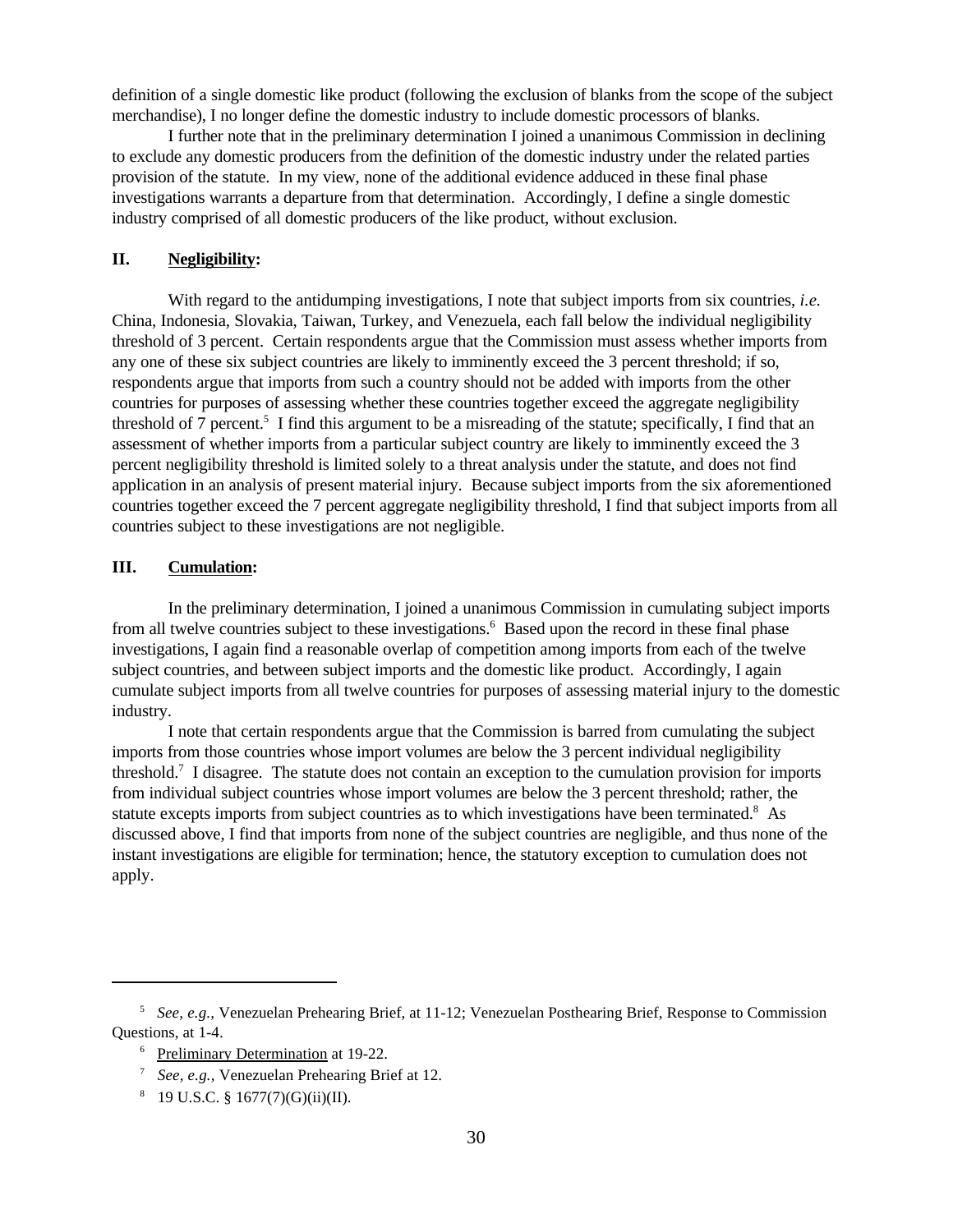definition of a single domestic like product (following the exclusion of blanks from the scope of the subject merchandise), I no longer define the domestic industry to include domestic processors of blanks.

I further note that in the preliminary determination I joined a unanimous Commission in declining to exclude any domestic producers from the definition of the domestic industry under the related parties provision of the statute. In my view, none of the additional evidence adduced in these final phase investigations warrants a departure from that determination. Accordingly, I define a single domestic industry comprised of all domestic producers of the like product, without exclusion.

## II. Negligibility:

With regard to the antidumping investigations, I note that subject imports from six countries, *i.e.* China, Indonesia, Slovakia, Taiwan, Turkey, and Venezuela, each fall below the individual negligibility threshold of 3 percent. Certain respondents argue that the Commission must assess whether imports from any one of these six subject countries are likely to imminently exceed the 3 percent threshold; if so, respondents argue that imports from such a country should not be added with imports from the other countries for purposes of assessing whether these countries together exceed the aggregate negligibility threshold of 7 percent.[5] I find this argument to be a misreading of the statute; specifically, I find that an assessment of whether imports from a particular subject country are likely to imminently exceed the 3 percent negligibility threshold is limited solely to a threat analysis under the statute, and does not find application in an analysis of present material injury. Because subject imports from the six aforementioned countries together exceed the 7 percent aggregate negligibility threshold, I find that subject imports from all countries subject to these investigations are not negligible.

## III. Cumulation:

In the preliminary determination, I joined a unanimous Commission in cumulating subject imports from all twelve countries subject to these investigations.[6] Based upon the record in these final phase investigations, I again find a reasonable overlap of competition among imports from each of the twelve subject countries, and between subject imports and the domestic like product. Accordingly, I again cumulate subject imports from all twelve countries for purposes of assessing material injury to the domestic industry.

I note that certain respondents argue that the Commission is barred from cumulating the subject imports from those countries whose import volumes are below the 3 percent individual negligibility threshold.[7] I disagree. The statute does not contain an exception to the cumulation provision for imports from individual subject countries whose import volumes are below the 3 percent threshold; rather, the statute excepts imports from subject countries as to which investigations have been terminated.[8] As discussed above, I find that imports from none of the subject countries are negligible, and thus none of the instant investigations are eligible for termination; hence, the statutory exception to cumulation does not apply.

---

[5] *See, e.g.,* Venezuelan Prehearing Brief, at 11-12; Venezuelan Posthearing Brief, Response to Commission Questions, at 1-4.

[6] Preliminary Determination at 19-22.

[7] *See, e.g.,* Venezuelan Prehearing Brief at 12.

[8] 19 U.S.C. § 1677(7)(G)(ii)(II).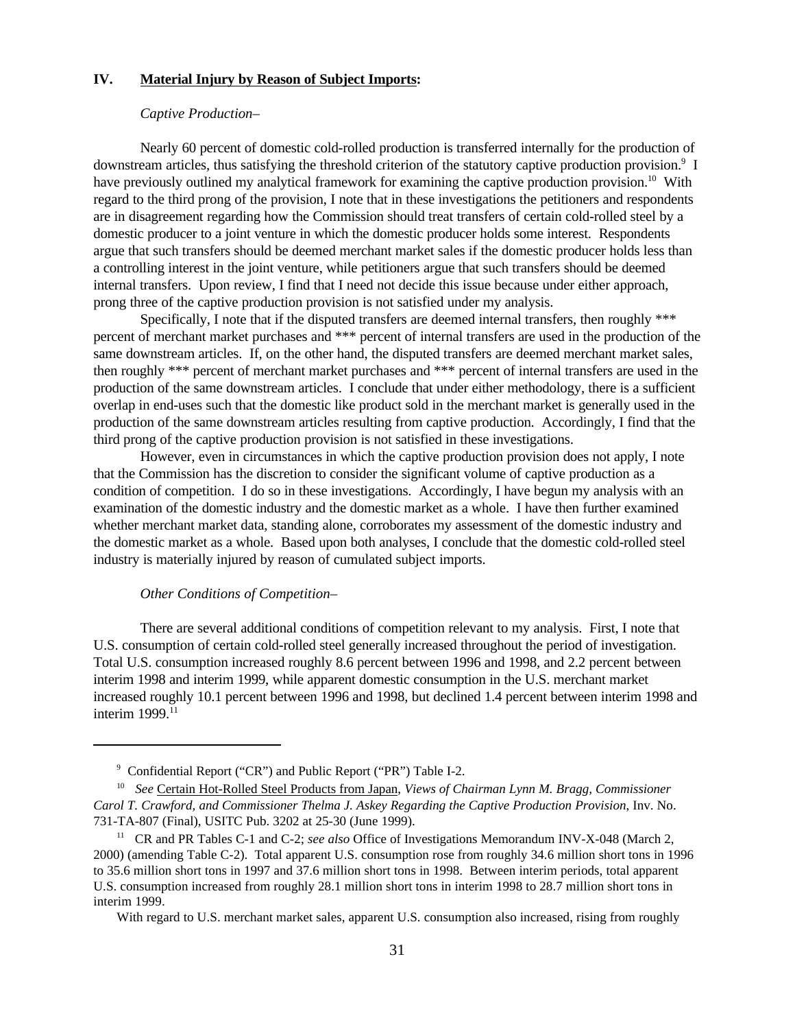## IV. **Material Injury by Reason of Subject Imports:**

*Captive Production–*

Nearly 60 percent of domestic cold-rolled production is transferred internally for the production of downstream articles, thus satisfying the threshold criterion of the statutory captive production provision.[9] I have previously outlined my analytical framework for examining the captive production provision.[10] With regard to the third prong of the provision, I note that in these investigations the petitioners and respondents are in disagreement regarding how the Commission should treat transfers of certain cold-rolled steel by a domestic producer to a joint venture in which the domestic producer holds some interest. Respondents argue that such transfers should be deemed merchant market sales if the domestic producer holds less than a controlling interest in the joint venture, while petitioners argue that such transfers should be deemed internal transfers. Upon review, I find that I need not decide this issue because under either approach, prong three of the captive production provision is not satisfied under my analysis.

Specifically, I note that if the disputed transfers are deemed internal transfers, then roughly *** percent of merchant market purchases and *** percent of internal transfers are used in the production of the same downstream articles. If, on the other hand, the disputed transfers are deemed merchant market sales, then roughly *** percent of merchant market purchases and *** percent of internal transfers are used in the production of the same downstream articles. I conclude that under either methodology, there is a sufficient overlap in end-uses such that the domestic like product sold in the merchant market is generally used in the production of the same downstream articles resulting from captive production. Accordingly, I find that the third prong of the captive production provision is not satisfied in these investigations.

However, even in circumstances in which the captive production provision does not apply, I note that the Commission has the discretion to consider the significant volume of captive production as a condition of competition. I do so in these investigations. Accordingly, I have begun my analysis with an examination of the domestic industry and the domestic market as a whole. I have then further examined whether merchant market data, standing alone, corroborates my assessment of the domestic industry and the domestic market as a whole. Based upon both analyses, I conclude that the domestic cold-rolled steel industry is materially injured by reason of cumulated subject imports.

*Other Conditions of Competition–*

There are several additional conditions of competition relevant to my analysis. First, I note that U.S. consumption of certain cold-rolled steel generally increased throughout the period of investigation. Total U.S. consumption increased roughly 8.6 percent between 1996 and 1998, and 2.2 percent between interim 1998 and interim 1999, while apparent domestic consumption in the U.S. merchant market increased roughly 10.1 percent between 1996 and 1998, but declined 1.4 percent between interim 1998 and interim 1999.[11]

---

[9] Confidential Report ("CR") and Public Report ("PR") Table I-2.

[10] *See* Certain Hot-Rolled Steel Products from Japan, *Views of Chairman Lynn M. Bragg, Commissioner Carol T. Crawford, and Commissioner Thelma J. Askey Regarding the Captive Production Provision*, Inv. No. 731-TA-807 (Final), USITC Pub. 3202 at 25-30 (June 1999).

[11] CR and PR Tables C-1 and C-2; *see also* Office of Investigations Memorandum INV-X-048 (March 2, 2000) (amending Table C-2). Total apparent U.S. consumption rose from roughly 34.6 million short tons in 1996 to 35.6 million short tons in 1997 and 37.6 million short tons in 1998. Between interim periods, total apparent U.S. consumption increased from roughly 28.1 million short tons in interim 1998 to 28.7 million short tons in interim 1999.

With regard to U.S. merchant market sales, apparent U.S. consumption also increased, rising from roughly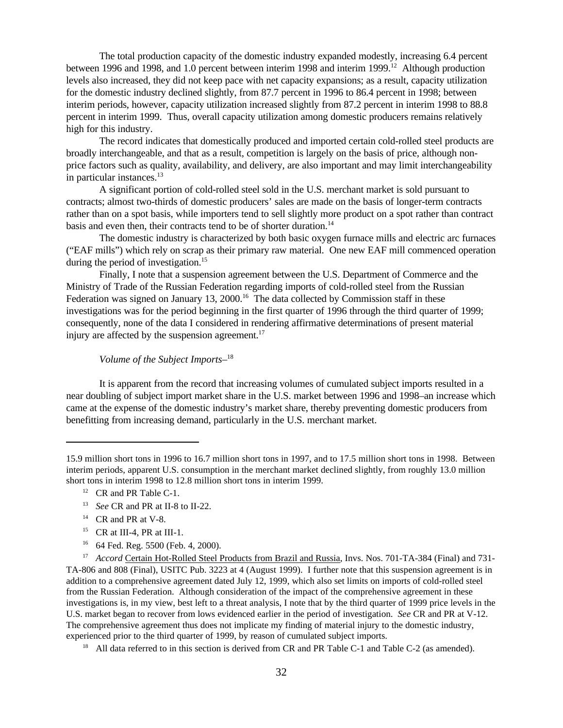The total production capacity of the domestic industry expanded modestly, increasing 6.4 percent between 1996 and 1998, and 1.0 percent between interim 1998 and interim 1999.[12] Although production levels also increased, they did not keep pace with net capacity expansions; as a result, capacity utilization for the domestic industry declined slightly, from 87.7 percent in 1996 to 86.4 percent in 1998; between interim periods, however, capacity utilization increased slightly from 87.2 percent in interim 1998 to 88.8 percent in interim 1999. Thus, overall capacity utilization among domestic producers remains relatively high for this industry.

The record indicates that domestically produced and imported certain cold-rolled steel products are broadly interchangeable, and that as a result, competition is largely on the basis of price, although non-price factors such as quality, availability, and delivery, are also important and may limit interchangeability in particular instances.[13]

A significant portion of cold-rolled steel sold in the U.S. merchant market is sold pursuant to contracts; almost two-thirds of domestic producers' sales are made on the basis of longer-term contracts rather than on a spot basis, while importers tend to sell slightly more product on a spot rather than contract basis and even then, their contracts tend to be of shorter duration.[14]

The domestic industry is characterized by both basic oxygen furnace mills and electric arc furnaces ("EAF mills") which rely on scrap as their primary raw material. One new EAF mill commenced operation during the period of investigation.[15]

Finally, I note that a suspension agreement between the U.S. Department of Commerce and the Ministry of Trade of the Russian Federation regarding imports of cold-rolled steel from the Russian Federation was signed on January 13, 2000.[16] The data collected by Commission staff in these investigations was for the period beginning in the first quarter of 1996 through the third quarter of 1999; consequently, none of the data I considered in rendering affirmative determinations of present material injury are affected by the suspension agreement.[17]

*Volume of the Subject Imports*–[18]

It is apparent from the record that increasing volumes of cumulated subject imports resulted in a near doubling of subject import market share in the U.S. market between 1996 and 1998–an increase which came at the expense of the domestic industry's market share, thereby preventing domestic producers from benefitting from increasing demand, particularly in the U.S. merchant market.

---

15.9 million short tons in 1996 to 16.7 million short tons in 1997, and to 17.5 million short tons in 1998. Between interim periods, apparent U.S. consumption in the merchant market declined slightly, from roughly 13.0 million short tons in interim 1998 to 12.8 million short tons in interim 1999.

[12] CR and PR Table C-1.

[13] *See* CR and PR at II-8 to II-22.

[14] CR and PR at V-8.

[15] CR at III-4, PR at III-1.

[16] 64 Fed. Reg. 5500 (Feb. 4, 2000).

[17] *Accord* Certain Hot-Rolled Steel Products from Brazil and Russia, Invs. Nos. 701-TA-384 (Final) and 731-TA-806 and 808 (Final), USITC Pub. 3223 at 4 (August 1999). I further note that this suspension agreement is in addition to a comprehensive agreement dated July 12, 1999, which also set limits on imports of cold-rolled steel from the Russian Federation. Although consideration of the impact of the comprehensive agreement in these investigations is, in my view, best left to a threat analysis, I note that by the third quarter of 1999 price levels in the U.S. market began to recover from lows evidenced earlier in the period of investigation. *See* CR and PR at V-12. The comprehensive agreement thus does not implicate my finding of material injury to the domestic industry, experienced prior to the third quarter of 1999, by reason of cumulated subject imports.

[18] All data referred to in this section is derived from CR and PR Table C-1 and Table C-2 (as amended).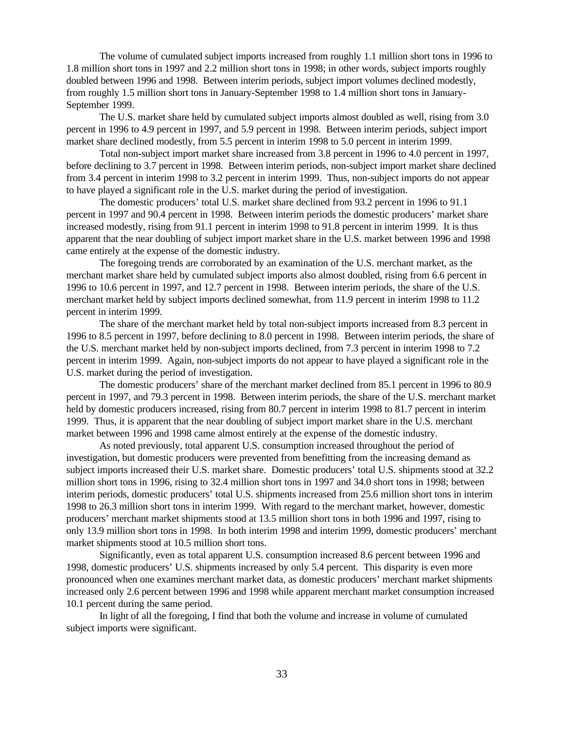The volume of cumulated subject imports increased from roughly 1.1 million short tons in 1996 to 1.8 million short tons in 1997 and 2.2 million short tons in 1998; in other words, subject imports roughly doubled between 1996 and 1998. Between interim periods, subject import volumes declined modestly, from roughly 1.5 million short tons in January-September 1998 to 1.4 million short tons in January-September 1999.

The U.S. market share held by cumulated subject imports almost doubled as well, rising from 3.0 percent in 1996 to 4.9 percent in 1997, and 5.9 percent in 1998. Between interim periods, subject import market share declined modestly, from 5.5 percent in interim 1998 to 5.0 percent in interim 1999.

Total non-subject import market share increased from 3.8 percent in 1996 to 4.0 percent in 1997, before declining to 3.7 percent in 1998. Between interim periods, non-subject import market share declined from 3.4 percent in interim 1998 to 3.2 percent in interim 1999. Thus, non-subject imports do not appear to have played a significant role in the U.S. market during the period of investigation.

The domestic producers' total U.S. market share declined from 93.2 percent in 1996 to 91.1 percent in 1997 and 90.4 percent in 1998. Between interim periods the domestic producers' market share increased modestly, rising from 91.1 percent in interim 1998 to 91.8 percent in interim 1999. It is thus apparent that the near doubling of subject import market share in the U.S. market between 1996 and 1998 came entirely at the expense of the domestic industry.

The foregoing trends are corroborated by an examination of the U.S. merchant market, as the merchant market share held by cumulated subject imports also almost doubled, rising from 6.6 percent in 1996 to 10.6 percent in 1997, and 12.7 percent in 1998. Between interim periods, the share of the U.S. merchant market held by subject imports declined somewhat, from 11.9 percent in interim 1998 to 11.2 percent in interim 1999.

The share of the merchant market held by total non-subject imports increased from 8.3 percent in 1996 to 8.5 percent in 1997, before declining to 8.0 percent in 1998. Between interim periods, the share of the U.S. merchant market held by non-subject imports declined, from 7.3 percent in interim 1998 to 7.2 percent in interim 1999. Again, non-subject imports do not appear to have played a significant role in the U.S. market during the period of investigation.

The domestic producers' share of the merchant market declined from 85.1 percent in 1996 to 80.9 percent in 1997, and 79.3 percent in 1998. Between interim periods, the share of the U.S. merchant market held by domestic producers increased, rising from 80.7 percent in interim 1998 to 81.7 percent in interim 1999. Thus, it is apparent that the near doubling of subject import market share in the U.S. merchant market between 1996 and 1998 came almost entirely at the expense of the domestic industry.

As noted previously, total apparent U.S. consumption increased throughout the period of investigation, but domestic producers were prevented from benefitting from the increasing demand as subject imports increased their U.S. market share. Domestic producers' total U.S. shipments stood at 32.2 million short tons in 1996, rising to 32.4 million short tons in 1997 and 34.0 short tons in 1998; between interim periods, domestic producers' total U.S. shipments increased from 25.6 million short tons in interim 1998 to 26.3 million short tons in interim 1999. With regard to the merchant market, however, domestic producers' merchant market shipments stood at 13.5 million short tons in both 1996 and 1997, rising to only 13.9 million short tons in 1998. In both interim 1998 and interim 1999, domestic producers' merchant market shipments stood at 10.5 million short tons.

Significantly, even as total apparent U.S. consumption increased 8.6 percent between 1996 and 1998, domestic producers' U.S. shipments increased by only 5.4 percent. This disparity is even more pronounced when one examines merchant market data, as domestic producers' merchant market shipments increased only 2.6 percent between 1996 and 1998 while apparent merchant market consumption increased 10.1 percent during the same period.

In light of all the foregoing, I find that both the volume and increase in volume of cumulated subject imports were significant.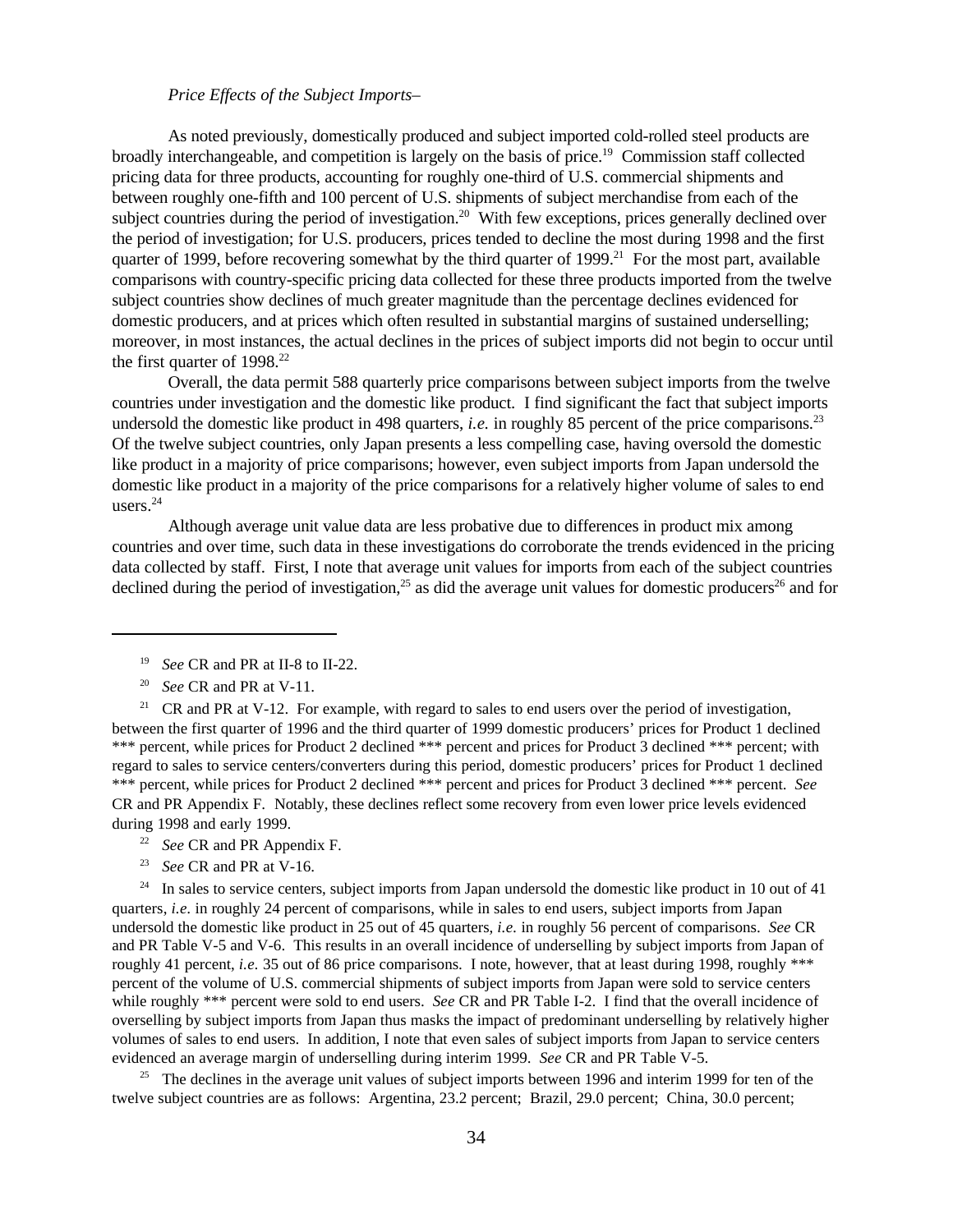*Price Effects of the Subject Imports*–

As noted previously, domestically produced and subject imported cold-rolled steel products are broadly interchangeable, and competition is largely on the basis of price.[19] Commission staff collected pricing data for three products, accounting for roughly one-third of U.S. commercial shipments and between roughly one-fifth and 100 percent of U.S. shipments of subject merchandise from each of the subject countries during the period of investigation.[20] With few exceptions, prices generally declined over the period of investigation; for U.S. producers, prices tended to decline the most during 1998 and the first quarter of 1999, before recovering somewhat by the third quarter of 1999.[21] For the most part, available comparisons with country-specific pricing data collected for these three products imported from the twelve subject countries show declines of much greater magnitude than the percentage declines evidenced for domestic producers, and at prices which often resulted in substantial margins of sustained underselling; moreover, in most instances, the actual declines in the prices of subject imports did not begin to occur until the first quarter of 1998.[22]

Overall, the data permit 588 quarterly price comparisons between subject imports from the twelve countries under investigation and the domestic like product. I find significant the fact that subject imports undersold the domestic like product in 498 quarters, *i.e.* in roughly 85 percent of the price comparisons.[23] Of the twelve subject countries, only Japan presents a less compelling case, having oversold the domestic like product in a majority of price comparisons; however, even subject imports from Japan undersold the domestic like product in a majority of the price comparisons for a relatively higher volume of sales to end users.[24]

Although average unit value data are less probative due to differences in product mix among countries and over time, such data in these investigations do corroborate the trends evidenced in the pricing data collected by staff. First, I note that average unit values for imports from each of the subject countries declined during the period of investigation,[25] as did the average unit values for domestic producers[26] and for

---

[19] *See* CR and PR at II-8 to II-22.

[20] *See* CR and PR at V-11.

[21] CR and PR at V-12. For example, with regard to sales to end users over the period of investigation, between the first quarter of 1996 and the third quarter of 1999 domestic producers' prices for Product 1 declined *** percent, while prices for Product 2 declined *** percent and prices for Product 3 declined *** percent; with regard to sales to service centers/converters during this period, domestic producers' prices for Product 1 declined *** percent, while prices for Product 2 declined *** percent and prices for Product 3 declined *** percent. *See* CR and PR Appendix F. Notably, these declines reflect some recovery from even lower price levels evidenced during 1998 and early 1999.

[22] *See* CR and PR Appendix F.

[23] *See* CR and PR at V-16.

[24] In sales to service centers, subject imports from Japan undersold the domestic like product in 10 out of 41 quarters, *i.e.* in roughly 24 percent of comparisons, while in sales to end users, subject imports from Japan undersold the domestic like product in 25 out of 45 quarters, *i.e.* in roughly 56 percent of comparisons. *See* CR and PR Table V-5 and V-6. This results in an overall incidence of underselling by subject imports from Japan of roughly 41 percent, *i.e.* 35 out of 86 price comparisons. I note, however, that at least during 1998, roughly *** percent of the volume of U.S. commercial shipments of subject imports from Japan were sold to service centers while roughly *** percent were sold to end users. *See* CR and PR Table I-2. I find that the overall incidence of overselling by subject imports from Japan thus masks the impact of predominant underselling by relatively higher volumes of sales to end users. In addition, I note that even sales of subject imports from Japan to service centers evidenced an average margin of underselling during interim 1999. *See* CR and PR Table V-5.

[25] The declines in the average unit values of subject imports between 1996 and interim 1999 for ten of the twelve subject countries are as follows: Argentina, 23.2 percent; Brazil, 29.0 percent; China, 30.0 percent;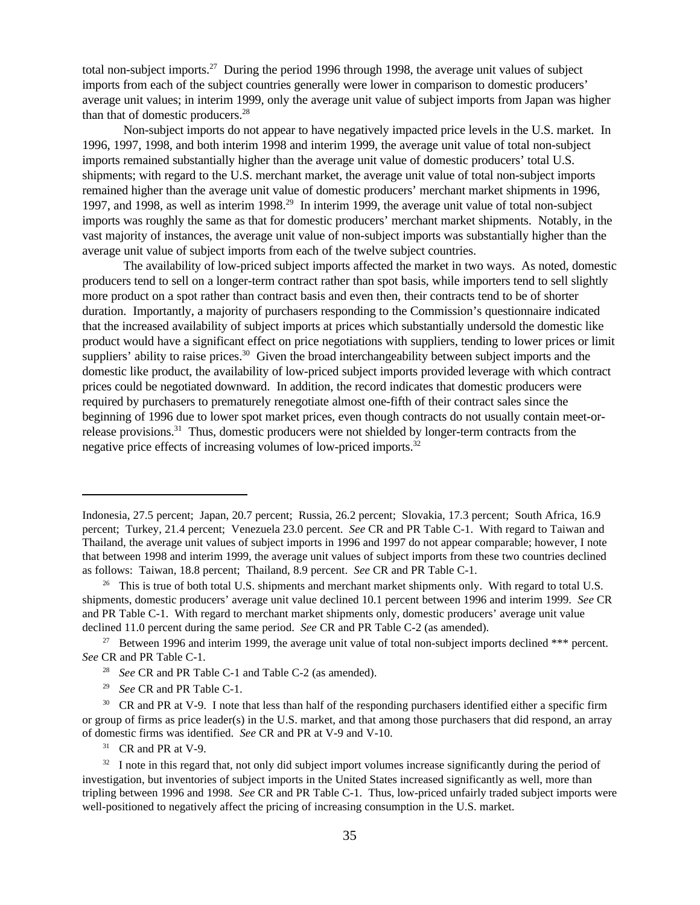total non-subject imports.[27] During the period 1996 through 1998, the average unit values of subject imports from each of the subject countries generally were lower in comparison to domestic producers' average unit values; in interim 1999, only the average unit value of subject imports from Japan was higher than that of domestic producers.[28]

Non-subject imports do not appear to have negatively impacted price levels in the U.S. market. In 1996, 1997, 1998, and both interim 1998 and interim 1999, the average unit value of total non-subject imports remained substantially higher than the average unit value of domestic producers' total U.S. shipments; with regard to the U.S. merchant market, the average unit value of total non-subject imports remained higher than the average unit value of domestic producers' merchant market shipments in 1996, 1997, and 1998, as well as interim 1998.[29] In interim 1999, the average unit value of total non-subject imports was roughly the same as that for domestic producers' merchant market shipments. Notably, in the vast majority of instances, the average unit value of non-subject imports was substantially higher than the average unit value of subject imports from each of the twelve subject countries.

The availability of low-priced subject imports affected the market in two ways. As noted, domestic producers tend to sell on a longer-term contract rather than spot basis, while importers tend to sell slightly more product on a spot rather than contract basis and even then, their contracts tend to be of shorter duration. Importantly, a majority of purchasers responding to the Commission's questionnaire indicated that the increased availability of subject imports at prices which substantially undersold the domestic like product would have a significant effect on price negotiations with suppliers, tending to lower prices or limit suppliers' ability to raise prices.[30] Given the broad interchangeability between subject imports and the domestic like product, the availability of low-priced subject imports provided leverage with which contract prices could be negotiated downward. In addition, the record indicates that domestic producers were required by purchasers to prematurely renegotiate almost one-fifth of their contract sales since the beginning of 1996 due to lower spot market prices, even though contracts do not usually contain meet-or-release provisions.[31] Thus, domestic producers were not shielded by longer-term contracts from the negative price effects of increasing volumes of low-priced imports.[32]

---

Indonesia, 27.5 percent; Japan, 20.7 percent; Russia, 26.2 percent; Slovakia, 17.3 percent; South Africa, 16.9 percent; Turkey, 21.4 percent; Venezuela 23.0 percent. *See* CR and PR Table C-1. With regard to Taiwan and Thailand, the average unit values of subject imports in 1996 and 1997 do not appear comparable; however, I note that between 1998 and interim 1999, the average unit values of subject imports from these two countries declined as follows: Taiwan, 18.8 percent; Thailand, 8.9 percent. *See* CR and PR Table C-1.

[26] This is true of both total U.S. shipments and merchant market shipments only. With regard to total U.S. shipments, domestic producers' average unit value declined 10.1 percent between 1996 and interim 1999. *See* CR and PR Table C-1. With regard to merchant market shipments only, domestic producers' average unit value declined 11.0 percent during the same period. *See* CR and PR Table C-2 (as amended).

[27] Between 1996 and interim 1999, the average unit value of total non-subject imports declined *** percent. *See* CR and PR Table C-1.

[28] *See* CR and PR Table C-1 and Table C-2 (as amended).

[29] *See* CR and PR Table C-1.

[30] CR and PR at V-9. I note that less than half of the responding purchasers identified either a specific firm or group of firms as price leader(s) in the U.S. market, and that among those purchasers that did respond, an array of domestic firms was identified. *See* CR and PR at V-9 and V-10.

[31] CR and PR at V-9.

[32] I note in this regard that, not only did subject import volumes increase significantly during the period of investigation, but inventories of subject imports in the United States increased significantly as well, more than tripling between 1996 and 1998. *See* CR and PR Table C-1. Thus, low-priced unfairly traded subject imports were well-positioned to negatively affect the pricing of increasing consumption in the U.S. market.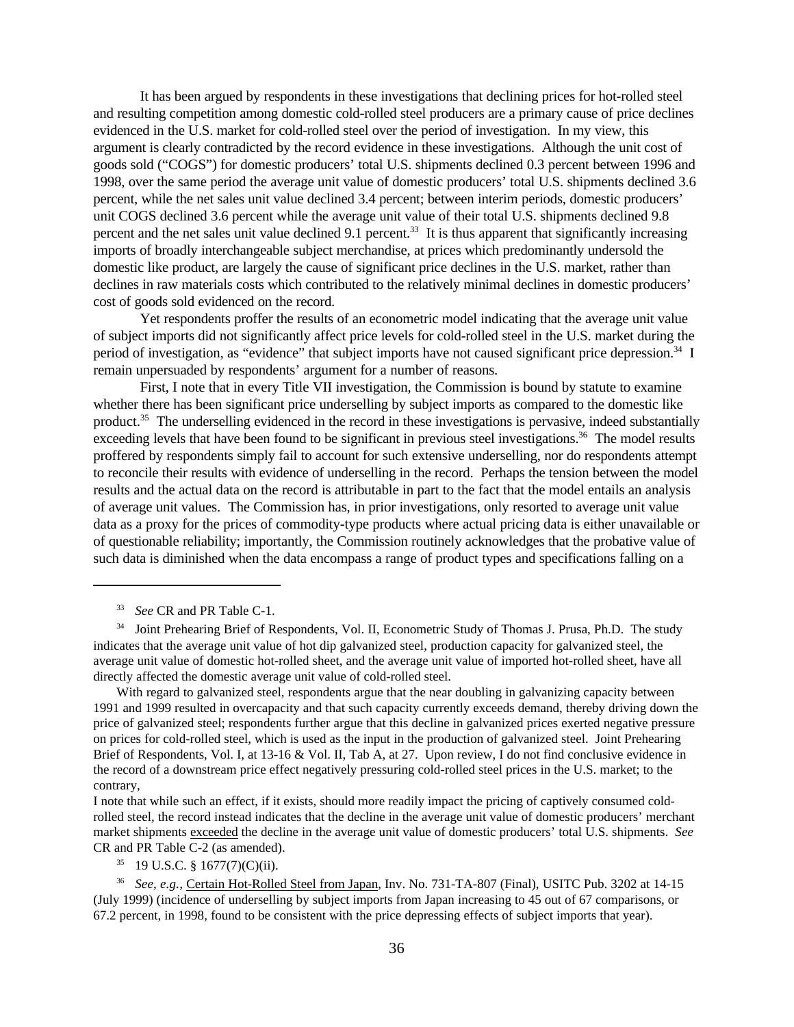It has been argued by respondents in these investigations that declining prices for hot-rolled steel and resulting competition among domestic cold-rolled steel producers are a primary cause of price declines evidenced in the U.S. market for cold-rolled steel over the period of investigation. In my view, this argument is clearly contradicted by the record evidence in these investigations. Although the unit cost of goods sold ("COGS") for domestic producers' total U.S. shipments declined 0.3 percent between 1996 and 1998, over the same period the average unit value of domestic producers' total U.S. shipments declined 3.6 percent, while the net sales unit value declined 3.4 percent; between interim periods, domestic producers' unit COGS declined 3.6 percent while the average unit value of their total U.S. shipments declined 9.8 percent and the net sales unit value declined 9.1 percent.[33] It is thus apparent that significantly increasing imports of broadly interchangeable subject merchandise, at prices which predominantly undersold the domestic like product, are largely the cause of significant price declines in the U.S. market, rather than declines in raw materials costs which contributed to the relatively minimal declines in domestic producers' cost of goods sold evidenced on the record.

Yet respondents proffer the results of an econometric model indicating that the average unit value of subject imports did not significantly affect price levels for cold-rolled steel in the U.S. market during the period of investigation, as "evidence" that subject imports have not caused significant price depression.[34] I remain unpersuaded by respondents' argument for a number of reasons.

First, I note that in every Title VII investigation, the Commission is bound by statute to examine whether there has been significant price underselling by subject imports as compared to the domestic like product.[35] The underselling evidenced in the record in these investigations is pervasive, indeed substantially exceeding levels that have been found to be significant in previous steel investigations.[36] The model results proffered by respondents simply fail to account for such extensive underselling, nor do respondents attempt to reconcile their results with evidence of underselling in the record. Perhaps the tension between the model results and the actual data on the record is attributable in part to the fact that the model entails an analysis of average unit values. The Commission has, in prior investigations, only resorted to average unit value data as a proxy for the prices of commodity-type products where actual pricing data is either unavailable or of questionable reliability; importantly, the Commission routinely acknowledges that the probative value of such data is diminished when the data encompass a range of product types and specifications falling on a

---

[33] *See* CR and PR Table C-1.

[34] Joint Prehearing Brief of Respondents, Vol. II, Econometric Study of Thomas J. Prusa, Ph.D. The study indicates that the average unit value of hot dip galvanized steel, production capacity for galvanized steel, the average unit value of domestic hot-rolled sheet, and the average unit value of imported hot-rolled sheet, have all directly affected the domestic average unit value of cold-rolled steel.

With regard to galvanized steel, respondents argue that the near doubling in galvanizing capacity between 1991 and 1999 resulted in overcapacity and that such capacity currently exceeds demand, thereby driving down the price of galvanized steel; respondents further argue that this decline in galvanized prices exerted negative pressure on prices for cold-rolled steel, which is used as the input in the production of galvanized steel. Joint Prehearing Brief of Respondents, Vol. I, at 13-16 & Vol. II, Tab A, at 27. Upon review, I do not find conclusive evidence in the record of a downstream price effect negatively pressuring cold-rolled steel prices in the U.S. market; to the contrary,

I note that while such an effect, if it exists, should more readily impact the pricing of captively consumed cold-rolled steel, the record instead indicates that the decline in the average unit value of domestic producers' merchant market shipments exceeded the decline in the average unit value of domestic producers' total U.S. shipments. *See* CR and PR Table C-2 (as amended).

[35] 19 U.S.C. § 1677(7)(C)(ii).

[36] *See, e.g.,* Certain Hot-Rolled Steel from Japan, Inv. No. 731-TA-807 (Final), USITC Pub. 3202 at 14-15 (July 1999) (incidence of underselling by subject imports from Japan increasing to 45 out of 67 comparisons, or 67.2 percent, in 1998, found to be consistent with the price depressing effects of subject imports that year).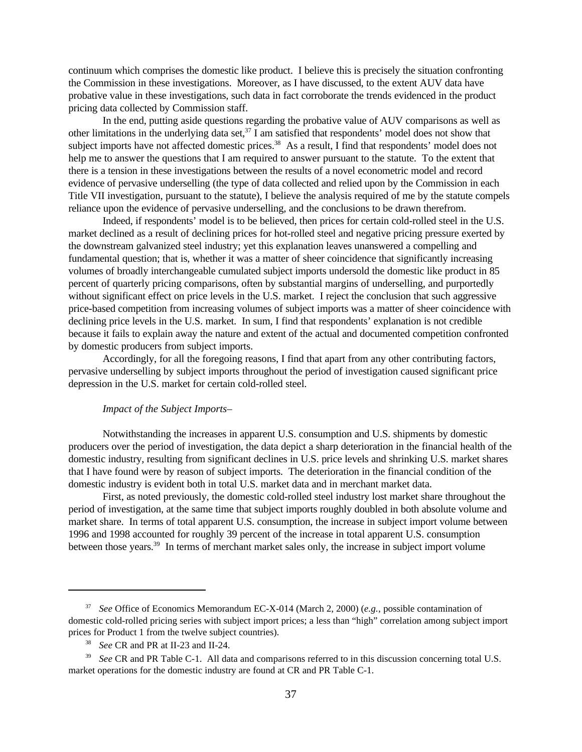continuum which comprises the domestic like product. I believe this is precisely the situation confronting the Commission in these investigations. Moreover, as I have discussed, to the extent AUV data have probative value in these investigations, such data in fact corroborate the trends evidenced in the product pricing data collected by Commission staff.

In the end, putting aside questions regarding the probative value of AUV comparisons as well as other limitations in the underlying data set,[37] I am satisfied that respondents' model does not show that subject imports have not affected domestic prices.[38] As a result, I find that respondents' model does not help me to answer the questions that I am required to answer pursuant to the statute. To the extent that there is a tension in these investigations between the results of a novel econometric model and record evidence of pervasive underselling (the type of data collected and relied upon by the Commission in each Title VII investigation, pursuant to the statute), I believe the analysis required of me by the statute compels reliance upon the evidence of pervasive underselling, and the conclusions to be drawn therefrom.

Indeed, if respondents' model is to be believed, then prices for certain cold-rolled steel in the U.S. market declined as a result of declining prices for hot-rolled steel and negative pricing pressure exerted by the downstream galvanized steel industry; yet this explanation leaves unanswered a compelling and fundamental question; that is, whether it was a matter of sheer coincidence that significantly increasing volumes of broadly interchangeable cumulated subject imports undersold the domestic like product in 85 percent of quarterly pricing comparisons, often by substantial margins of underselling, and purportedly without significant effect on price levels in the U.S. market. I reject the conclusion that such aggressive price-based competition from increasing volumes of subject imports was a matter of sheer coincidence with declining price levels in the U.S. market. In sum, I find that respondents' explanation is not credible because it fails to explain away the nature and extent of the actual and documented competition confronted by domestic producers from subject imports.

Accordingly, for all the foregoing reasons, I find that apart from any other contributing factors, pervasive underselling by subject imports throughout the period of investigation caused significant price depression in the U.S. market for certain cold-rolled steel.

*Impact of the Subject Imports*–

Notwithstanding the increases in apparent U.S. consumption and U.S. shipments by domestic producers over the period of investigation, the data depict a sharp deterioration in the financial health of the domestic industry, resulting from significant declines in U.S. price levels and shrinking U.S. market shares that I have found were by reason of subject imports. The deterioration in the financial condition of the domestic industry is evident both in total U.S. market data and in merchant market data.

First, as noted previously, the domestic cold-rolled steel industry lost market share throughout the period of investigation, at the same time that subject imports roughly doubled in both absolute volume and market share. In terms of total apparent U.S. consumption, the increase in subject import volume between 1996 and 1998 accounted for roughly 39 percent of the increase in total apparent U.S. consumption between those years.[39] In terms of merchant market sales only, the increase in subject import volume

---

[37] *See* Office of Economics Memorandum EC-X-014 (March 2, 2000) (*e.g.*, possible contamination of domestic cold-rolled pricing series with subject import prices; a less than "high" correlation among subject import prices for Product 1 from the twelve subject countries).

[38] *See* CR and PR at II-23 and II-24.

[39] *See* CR and PR Table C-1. All data and comparisons referred to in this discussion concerning total U.S. market operations for the domestic industry are found at CR and PR Table C-1.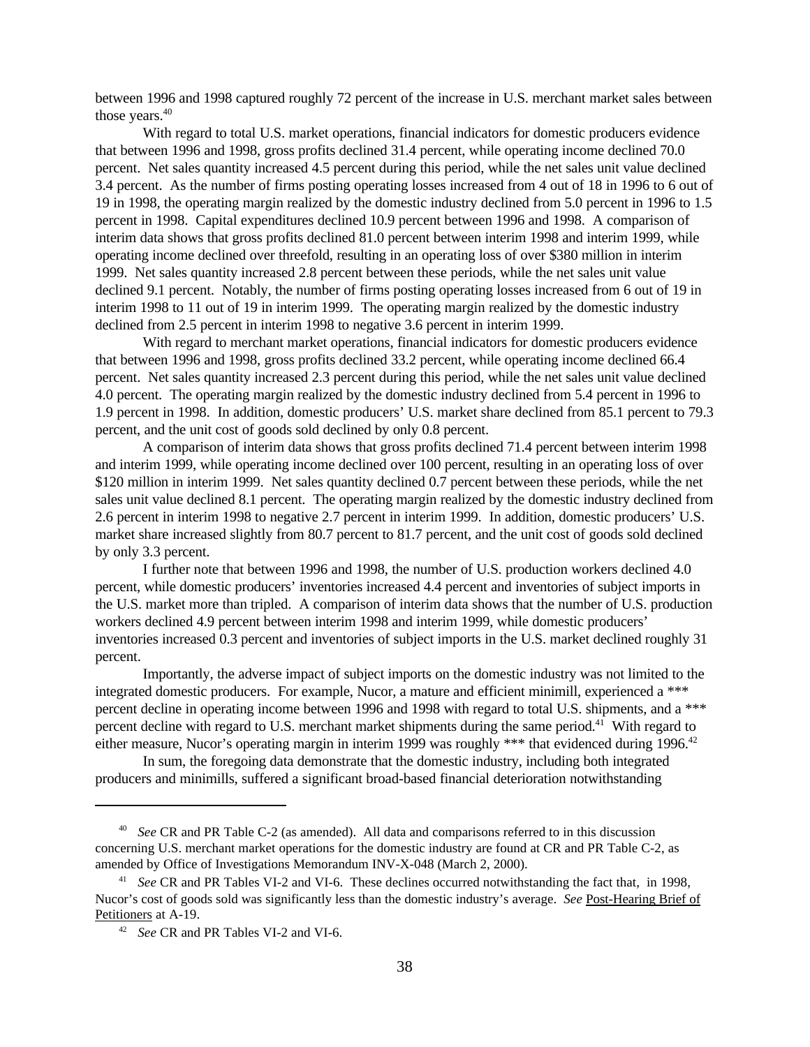between 1996 and 1998 captured roughly 72 percent of the increase in U.S. merchant market sales between those years.[40]

With regard to total U.S. market operations, financial indicators for domestic producers evidence that between 1996 and 1998, gross profits declined 31.4 percent, while operating income declined 70.0 percent. Net sales quantity increased 4.5 percent during this period, while the net sales unit value declined 3.4 percent. As the number of firms posting operating losses increased from 4 out of 18 in 1996 to 6 out of 19 in 1998, the operating margin realized by the domestic industry declined from 5.0 percent in 1996 to 1.5 percent in 1998. Capital expenditures declined 10.9 percent between 1996 and 1998. A comparison of interim data shows that gross profits declined 81.0 percent between interim 1998 and interim 1999, while operating income declined over threefold, resulting in an operating loss of over $380 million in interim 1999. Net sales quantity increased 2.8 percent between these periods, while the net sales unit value declined 9.1 percent. Notably, the number of firms posting operating losses increased from 6 out of 19 in interim 1998 to 11 out of 19 in interim 1999. The operating margin realized by the domestic industry declined from 2.5 percent in interim 1998 to negative 3.6 percent in interim 1999.

With regard to merchant market operations, financial indicators for domestic producers evidence that between 1996 and 1998, gross profits declined 33.2 percent, while operating income declined 66.4 percent. Net sales quantity increased 2.3 percent during this period, while the net sales unit value declined 4.0 percent. The operating margin realized by the domestic industry declined from 5.4 percent in 1996 to 1.9 percent in 1998. In addition, domestic producers' U.S. market share declined from 85.1 percent to 79.3 percent, and the unit cost of goods sold declined by only 0.8 percent.

A comparison of interim data shows that gross profits declined 71.4 percent between interim 1998 and interim 1999, while operating income declined over 100 percent, resulting in an operating loss of over $120 million in interim 1999. Net sales quantity declined 0.7 percent between these periods, while the net sales unit value declined 8.1 percent. The operating margin realized by the domestic industry declined from 2.6 percent in interim 1998 to negative 2.7 percent in interim 1999. In addition, domestic producers' U.S. market share increased slightly from 80.7 percent to 81.7 percent, and the unit cost of goods sold declined by only 3.3 percent.

I further note that between 1996 and 1998, the number of U.S. production workers declined 4.0 percent, while domestic producers' inventories increased 4.4 percent and inventories of subject imports in the U.S. market more than tripled. A comparison of interim data shows that the number of U.S. production workers declined 4.9 percent between interim 1998 and interim 1999, while domestic producers' inventories increased 0.3 percent and inventories of subject imports in the U.S. market declined roughly 31 percent.

Importantly, the adverse impact of subject imports on the domestic industry was not limited to the integrated domestic producers. For example, Nucor, a mature and efficient minimill, experienced a *** percent decline in operating income between 1996 and 1998 with regard to total U.S. shipments, and a *** percent decline with regard to U.S. merchant market shipments during the same period.[41] With regard to either measure, Nucor's operating margin in interim 1999 was roughly *** that evidenced during 1996.[42]

In sum, the foregoing data demonstrate that the domestic industry, including both integrated producers and minimills, suffered a significant broad-based financial deterioration notwithstanding

---

[40] *See* CR and PR Table C-2 (as amended). All data and comparisons referred to in this discussion concerning U.S. merchant market operations for the domestic industry are found at CR and PR Table C-2, as amended by Office of Investigations Memorandum INV-X-048 (March 2, 2000).

[41] *See* CR and PR Tables VI-2 and VI-6. These declines occurred notwithstanding the fact that, in 1998, Nucor's cost of goods sold was significantly less than the domestic industry's average. *See* Post-Hearing Brief of Petitioners at A-19.

[42] *See* CR and PR Tables VI-2 and VI-6.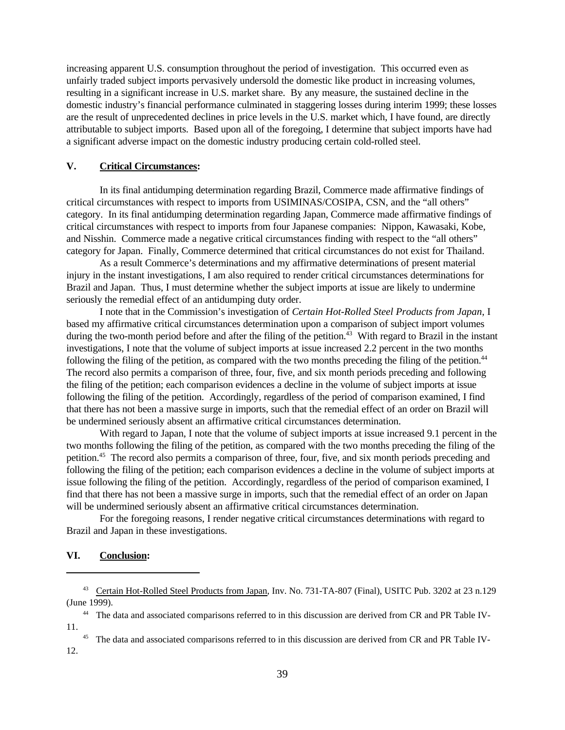increasing apparent U.S. consumption throughout the period of investigation. This occurred even as unfairly traded subject imports pervasively undersold the domestic like product in increasing volumes, resulting in a significant increase in U.S. market share. By any measure, the sustained decline in the domestic industry's financial performance culminated in staggering losses during interim 1999; these losses are the result of unprecedented declines in price levels in the U.S. market which, I have found, are directly attributable to subject imports. Based upon all of the foregoing, I determine that subject imports have had a significant adverse impact on the domestic industry producing certain cold-rolled steel.

## V. Critical Circumstances:

In its final antidumping determination regarding Brazil, Commerce made affirmative findings of critical circumstances with respect to imports from USIMINAS/COSIPA, CSN, and the "all others" category. In its final antidumping determination regarding Japan, Commerce made affirmative findings of critical circumstances with respect to imports from four Japanese companies: Nippon, Kawasaki, Kobe, and Nisshin. Commerce made a negative critical circumstances finding with respect to the "all others" category for Japan. Finally, Commerce determined that critical circumstances do not exist for Thailand.

As a result Commerce's determinations and my affirmative determinations of present material injury in the instant investigations, I am also required to render critical circumstances determinations for Brazil and Japan. Thus, I must determine whether the subject imports at issue are likely to undermine seriously the remedial effect of an antidumping duty order.

I note that in the Commission's investigation of *Certain Hot-Rolled Steel Products from Japan*, I based my affirmative critical circumstances determination upon a comparison of subject import volumes during the two-month period before and after the filing of the petition.[43] With regard to Brazil in the instant investigations, I note that the volume of subject imports at issue increased 2.2 percent in the two months following the filing of the petition, as compared with the two months preceding the filing of the petition.[44] The record also permits a comparison of three, four, five, and six month periods preceding and following the filing of the petition; each comparison evidences a decline in the volume of subject imports at issue following the filing of the petition. Accordingly, regardless of the period of comparison examined, I find that there has not been a massive surge in imports, such that the remedial effect of an order on Brazil will be undermined seriously absent an affirmative critical circumstances determination.

With regard to Japan, I note that the volume of subject imports at issue increased 9.1 percent in the two months following the filing of the petition, as compared with the two months preceding the filing of the petition.[45] The record also permits a comparison of three, four, five, and six month periods preceding and following the filing of the petition; each comparison evidences a decline in the volume of subject imports at issue following the filing of the petition. Accordingly, regardless of the period of comparison examined, I find that there has not been a massive surge in imports, such that the remedial effect of an order on Japan will be undermined seriously absent an affirmative critical circumstances determination.

For the foregoing reasons, I render negative critical circumstances determinations with regard to Brazil and Japan in these investigations.

## VI. Conclusion:

---

[43] Certain Hot-Rolled Steel Products from Japan, Inv. No. 731-TA-807 (Final), USITC Pub. 3202 at 23 n.129 (June 1999).

[44] The data and associated comparisons referred to in this discussion are derived from CR and PR Table IV-11.

[45] The data and associated comparisons referred to in this discussion are derived from CR and PR Table IV-12.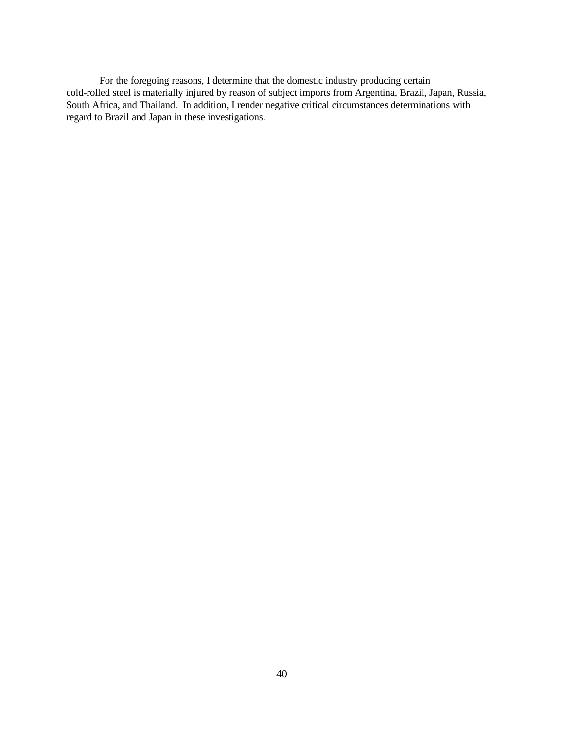For the foregoing reasons, I determine that the domestic industry producing certain cold-rolled steel is materially injured by reason of subject imports from Argentina, Brazil, Japan, Russia, South Africa, and Thailand. In addition, I render negative critical circumstances determinations with regard to Brazil and Japan in these investigations.